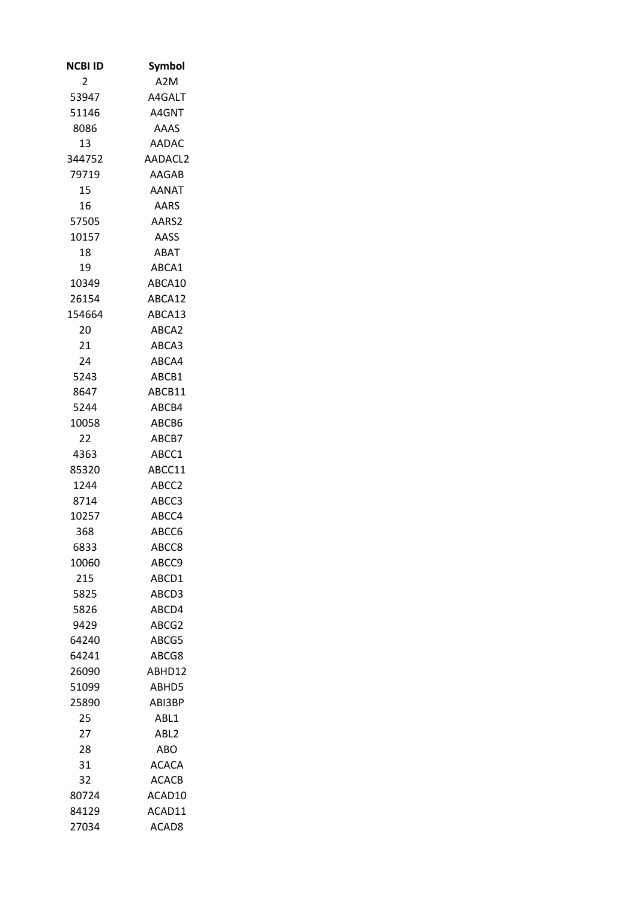| NCBI ID | Symbol |
|---|---|
| 2 | A2M |
| 53947 | A4GALT |
| 51146 | A4GNT |
| 8086 | AAAS |
| 13 | AADAC |
| 344752 | AADACL2 |
| 79719 | AAGAB |
| 15 | AANAT |
| 16 | AARS |
| 57505 | AARS2 |
| 10157 | AASS |
| 18 | ABAT |
| 19 | ABCA1 |
| 10349 | ABCA10 |
| 26154 | ABCA12 |
| 154664 | ABCA13 |
| 20 | ABCA2 |
| 21 | ABCA3 |
| 24 | ABCA4 |
| 5243 | ABCB1 |
| 8647 | ABCB11 |
| 5244 | ABCB4 |
| 10058 | ABCB6 |
| 22 | ABCB7 |
| 4363 | ABCC1 |
| 85320 | ABCC11 |
| 1244 | ABCC2 |
| 8714 | ABCC3 |
| 10257 | ABCC4 |
| 368 | ABCC6 |
| 6833 | ABCC8 |
| 10060 | ABCC9 |
| 215 | ABCD1 |
| 5825 | ABCD3 |
| 5826 | ABCD4 |
| 9429 | ABCG2 |
| 64240 | ABCG5 |
| 64241 | ABCG8 |
| 26090 | ABHD12 |
| 51099 | ABHD5 |
| 25890 | ABI3BP |
| 25 | ABL1 |
| 27 | ABL2 |
| 28 | ABO |
| 31 | ACACA |
| 32 | ACACB |
| 80724 | ACAD10 |
| 84129 | ACAD11 |
| 27034 | ACAD8 |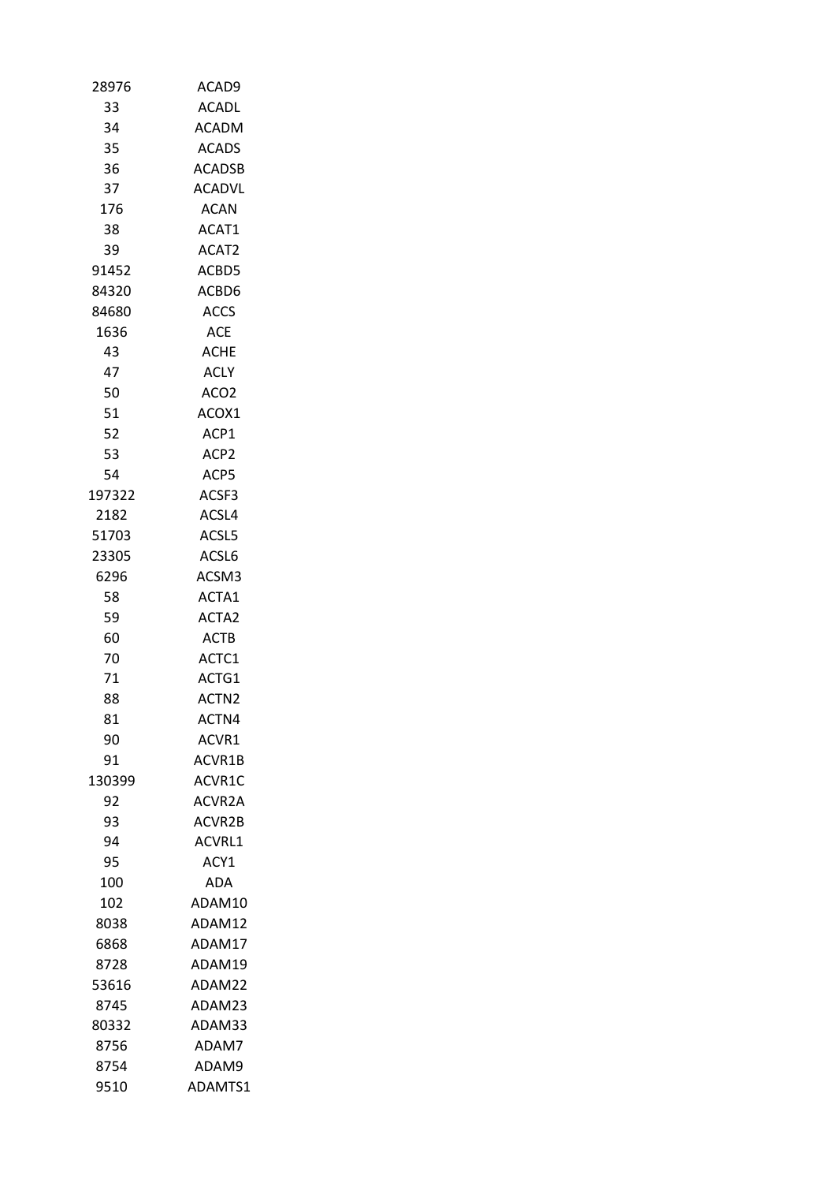| | |
|---|---|
| 28976 | ACAD9 |
| 33 | ACADL |
| 34 | ACADM |
| 35 | ACADS |
| 36 | ACADSB |
| 37 | ACADVL |
| 176 | ACAN |
| 38 | ACAT1 |
| 39 | ACAT2 |
| 91452 | ACBD5 |
| 84320 | ACBD6 |
| 84680 | ACCS |
| 1636 | ACE |
| 43 | ACHE |
| 47 | ACLY |
| 50 | ACO2 |
| 51 | ACOX1 |
| 52 | ACP1 |
| 53 | ACP2 |
| 54 | ACP5 |
| 197322 | ACSF3 |
| 2182 | ACSL4 |
| 51703 | ACSL5 |
| 23305 | ACSL6 |
| 6296 | ACSM3 |
| 58 | ACTA1 |
| 59 | ACTA2 |
| 60 | ACTB |
| 70 | ACTC1 |
| 71 | ACTG1 |
| 88 | ACTN2 |
| 81 | ACTN4 |
| 90 | ACVR1 |
| 91 | ACVR1B |
| 130399 | ACVR1C |
| 92 | ACVR2A |
| 93 | ACVR2B |
| 94 | ACVRL1 |
| 95 | ACY1 |
| 100 | ADA |
| 102 | ADAM10 |
| 8038 | ADAM12 |
| 6868 | ADAM17 |
| 8728 | ADAM19 |
| 53616 | ADAM22 |
| 8745 | ADAM23 |
| 80332 | ADAM33 |
| 8756 | ADAM7 |
| 8754 | ADAM9 |
| 9510 | ADAMTS1 |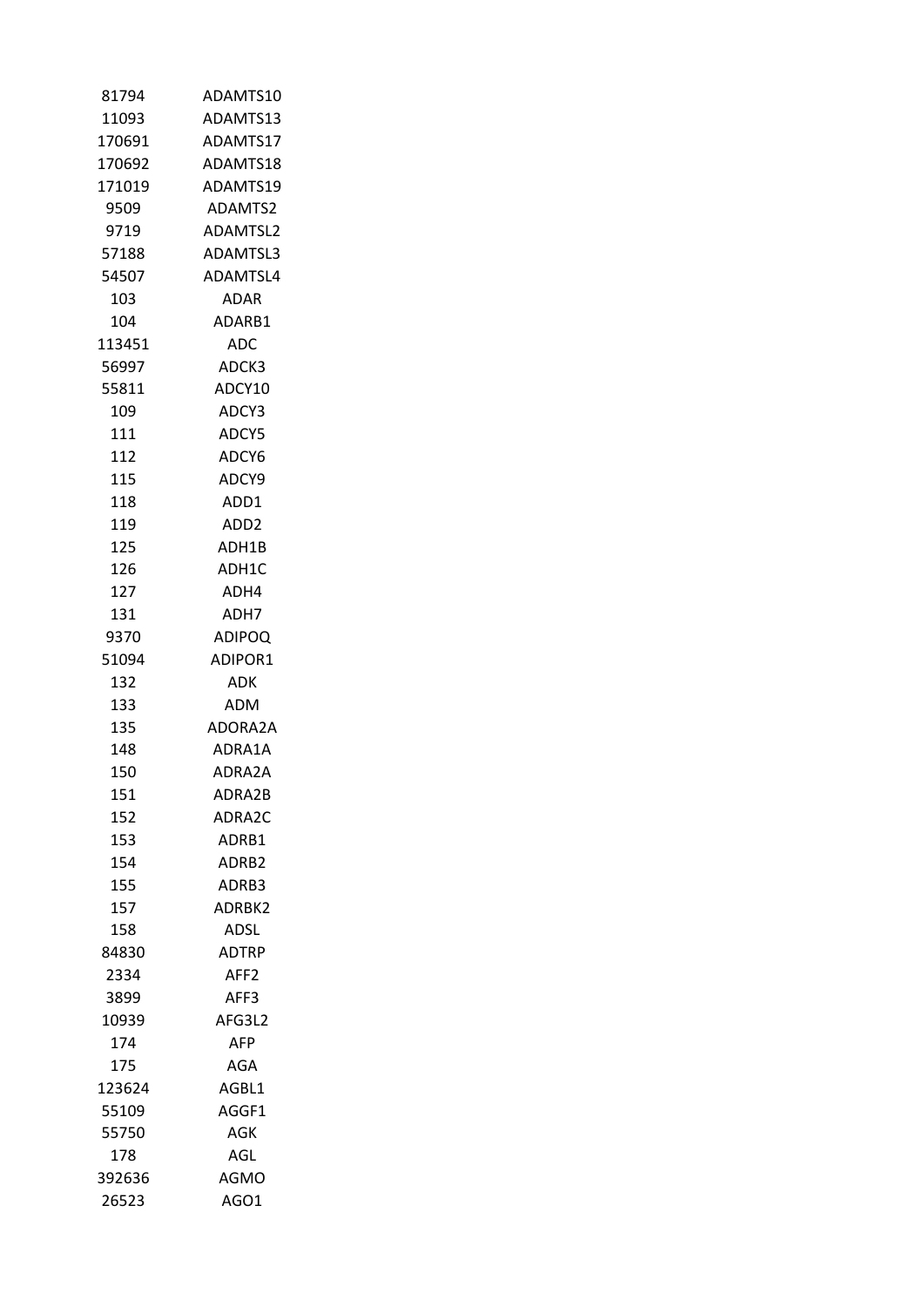| | |
|---|---|
| 81794 | ADAMTS10 |
| 11093 | ADAMTS13 |
| 170691 | ADAMTS17 |
| 170692 | ADAMTS18 |
| 171019 | ADAMTS19 |
| 9509 | ADAMTS2 |
| 9719 | ADAMTSL2 |
| 57188 | ADAMTSL3 |
| 54507 | ADAMTSL4 |
| 103 | ADAR |
| 104 | ADARB1 |
| 113451 | ADC |
| 56997 | ADCK3 |
| 55811 | ADCY10 |
| 109 | ADCY3 |
| 111 | ADCY5 |
| 112 | ADCY6 |
| 115 | ADCY9 |
| 118 | ADD1 |
| 119 | ADD2 |
| 125 | ADH1B |
| 126 | ADH1C |
| 127 | ADH4 |
| 131 | ADH7 |
| 9370 | ADIPOQ |
| 51094 | ADIPOR1 |
| 132 | ADK |
| 133 | ADM |
| 135 | ADORA2A |
| 148 | ADRA1A |
| 150 | ADRA2A |
| 151 | ADRA2B |
| 152 | ADRA2C |
| 153 | ADRB1 |
| 154 | ADRB2 |
| 155 | ADRB3 |
| 157 | ADRBK2 |
| 158 | ADSL |
| 84830 | ADTRP |
| 2334 | AFF2 |
| 3899 | AFF3 |
| 10939 | AFG3L2 |
| 174 | AFP |
| 175 | AGA |
| 123624 | AGBL1 |
| 55109 | AGGF1 |
| 55750 | AGK |
| 178 | AGL |
| 392636 | AGMO |
| 26523 | AGO1 |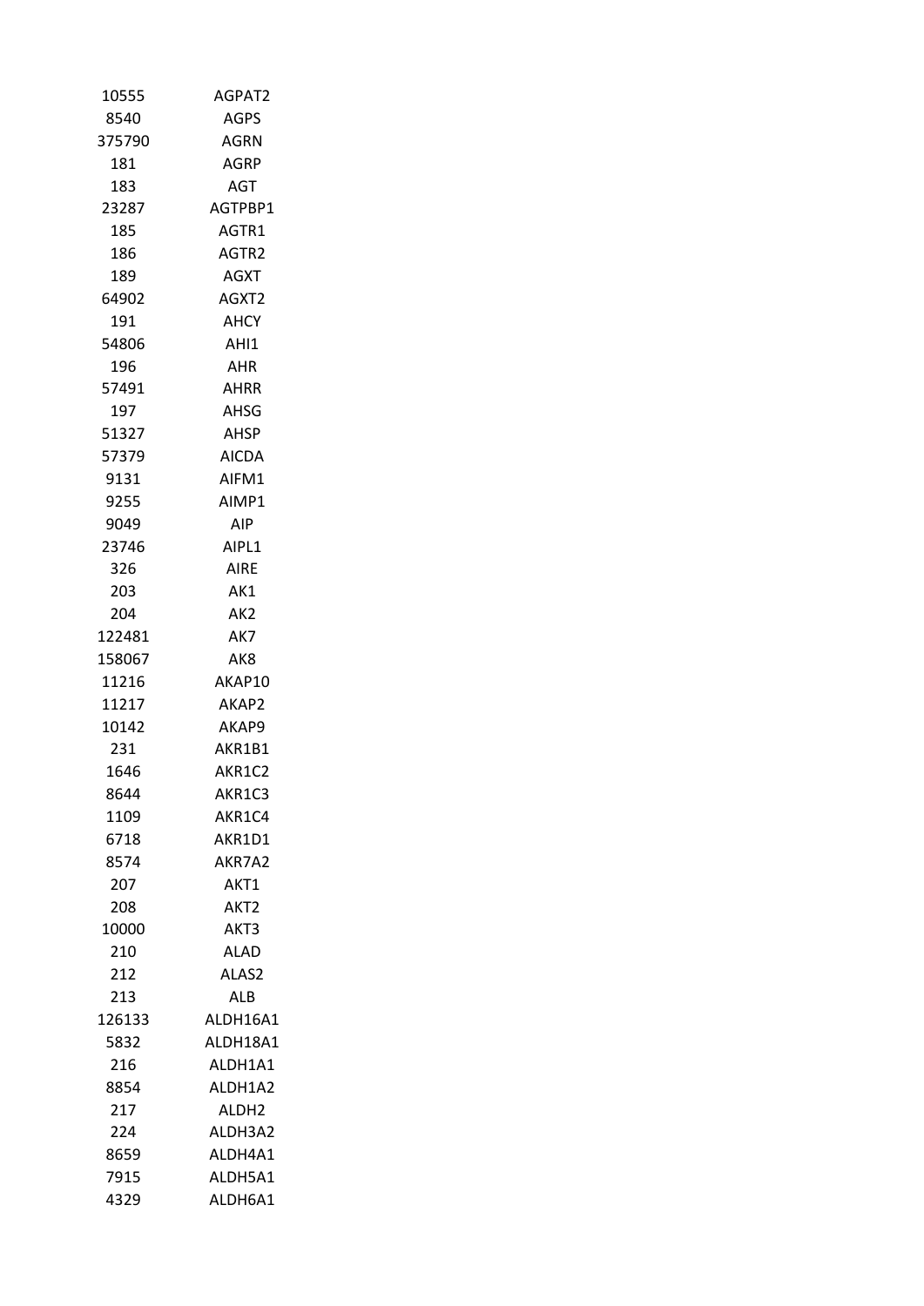| | |
|---|---|
| 10555 | AGPAT2 |
| 8540 | AGPS |
| 375790 | AGRN |
| 181 | AGRP |
| 183 | AGT |
| 23287 | AGTPBP1 |
| 185 | AGTR1 |
| 186 | AGTR2 |
| 189 | AGXT |
| 64902 | AGXT2 |
| 191 | AHCY |
| 54806 | AHI1 |
| 196 | AHR |
| 57491 | AHRR |
| 197 | AHSG |
| 51327 | AHSP |
| 57379 | AICDA |
| 9131 | AIFM1 |
| 9255 | AIMP1 |
| 9049 | AIP |
| 23746 | AIPL1 |
| 326 | AIRE |
| 203 | AK1 |
| 204 | AK2 |
| 122481 | AK7 |
| 158067 | AK8 |
| 11216 | AKAP10 |
| 11217 | AKAP2 |
| 10142 | AKAP9 |
| 231 | AKR1B1 |
| 1646 | AKR1C2 |
| 8644 | AKR1C3 |
| 1109 | AKR1C4 |
| 6718 | AKR1D1 |
| 8574 | AKR7A2 |
| 207 | AKT1 |
| 208 | AKT2 |
| 10000 | AKT3 |
| 210 | ALAD |
| 212 | ALAS2 |
| 213 | ALB |
| 126133 | ALDH16A1 |
| 5832 | ALDH18A1 |
| 216 | ALDH1A1 |
| 8854 | ALDH1A2 |
| 217 | ALDH2 |
| 224 | ALDH3A2 |
| 8659 | ALDH4A1 |
| 7915 | ALDH5A1 |
| 4329 | ALDH6A1 |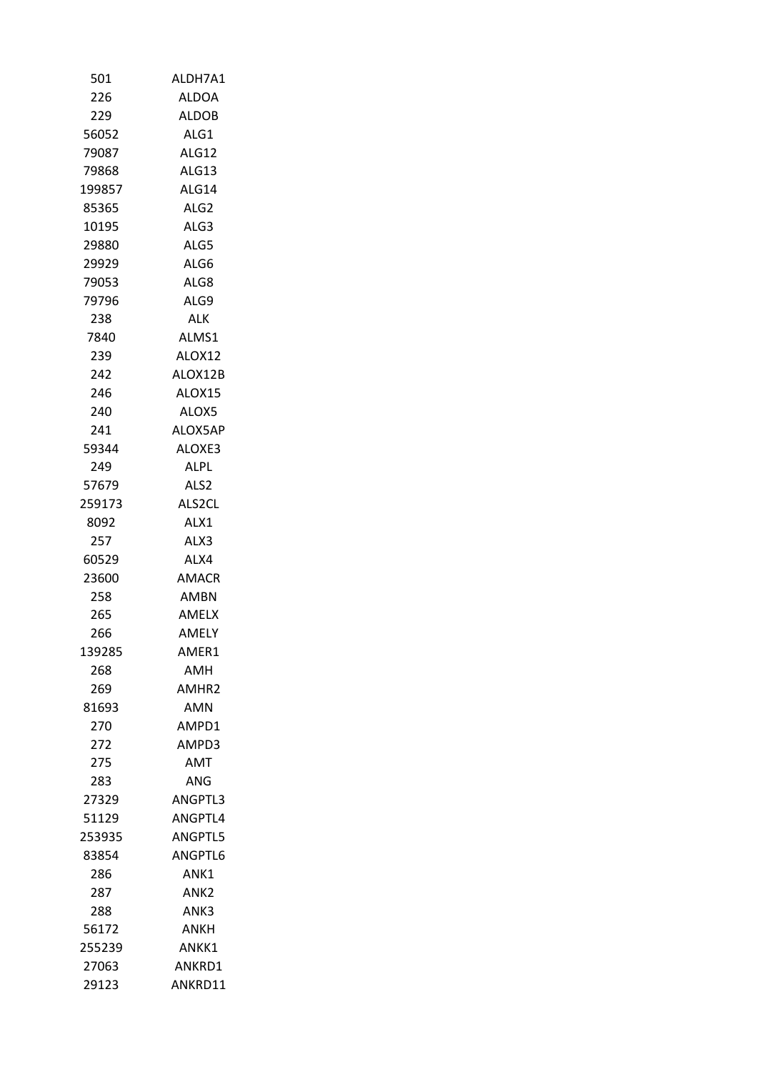| | |
|---|---|
| 501 | ALDH7A1 |
| 226 | ALDOA |
| 229 | ALDOB |
| 56052 | ALG1 |
| 79087 | ALG12 |
| 79868 | ALG13 |
| 199857 | ALG14 |
| 85365 | ALG2 |
| 10195 | ALG3 |
| 29880 | ALG5 |
| 29929 | ALG6 |
| 79053 | ALG8 |
| 79796 | ALG9 |
| 238 | ALK |
| 7840 | ALMS1 |
| 239 | ALOX12 |
| 242 | ALOX12B |
| 246 | ALOX15 |
| 240 | ALOX5 |
| 241 | ALOX5AP |
| 59344 | ALOXE3 |
| 249 | ALPL |
| 57679 | ALS2 |
| 259173 | ALS2CL |
| 8092 | ALX1 |
| 257 | ALX3 |
| 60529 | ALX4 |
| 23600 | AMACR |
| 258 | AMBN |
| 265 | AMELX |
| 266 | AMELY |
| 139285 | AMER1 |
| 268 | AMH |
| 269 | AMHR2 |
| 81693 | AMN |
| 270 | AMPD1 |
| 272 | AMPD3 |
| 275 | AMT |
| 283 | ANG |
| 27329 | ANGPTL3 |
| 51129 | ANGPTL4 |
| 253935 | ANGPTL5 |
| 83854 | ANGPTL6 |
| 286 | ANK1 |
| 287 | ANK2 |
| 288 | ANK3 |
| 56172 | ANKH |
| 255239 | ANKK1 |
| 27063 | ANKRD1 |
| 29123 | ANKRD11 |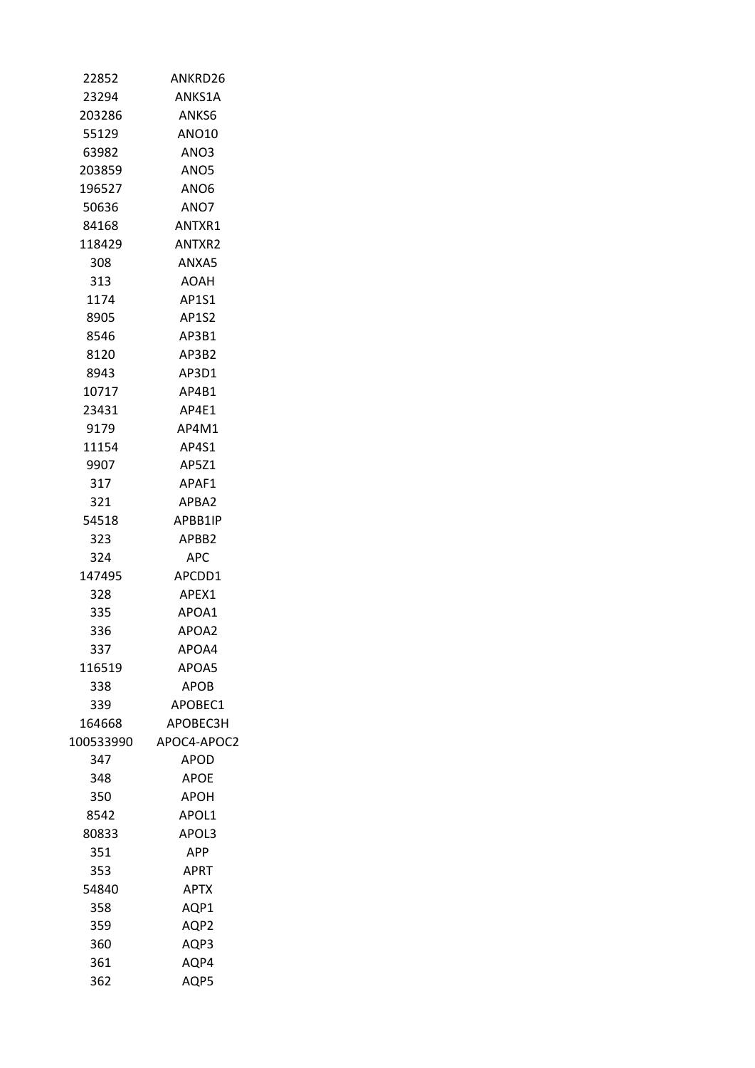| | |
|---|---|
| 22852 | ANKRD26 |
| 23294 | ANKS1A |
| 203286 | ANKS6 |
| 55129 | ANO10 |
| 63982 | ANO3 |
| 203859 | ANO5 |
| 196527 | ANO6 |
| 50636 | ANO7 |
| 84168 | ANTXR1 |
| 118429 | ANTXR2 |
| 308 | ANXA5 |
| 313 | AOAH |
| 1174 | AP1S1 |
| 8905 | AP1S2 |
| 8546 | AP3B1 |
| 8120 | AP3B2 |
| 8943 | AP3D1 |
| 10717 | AP4B1 |
| 23431 | AP4E1 |
| 9179 | AP4M1 |
| 11154 | AP4S1 |
| 9907 | AP5Z1 |
| 317 | APAF1 |
| 321 | APBA2 |
| 54518 | APBB1IP |
| 323 | APBB2 |
| 324 | APC |
| 147495 | APCDD1 |
| 328 | APEX1 |
| 335 | APOA1 |
| 336 | APOA2 |
| 337 | APOA4 |
| 116519 | APOA5 |
| 338 | APOB |
| 339 | APOBEC1 |
| 164668 | APOBEC3H |
| 100533990 | APOC4-APOC2 |
| 347 | APOD |
| 348 | APOE |
| 350 | APOH |
| 8542 | APOL1 |
| 80833 | APOL3 |
| 351 | APP |
| 353 | APRT |
| 54840 | APTX |
| 358 | AQP1 |
| 359 | AQP2 |
| 360 | AQP3 |
| 361 | AQP4 |
| 362 | AQP5 |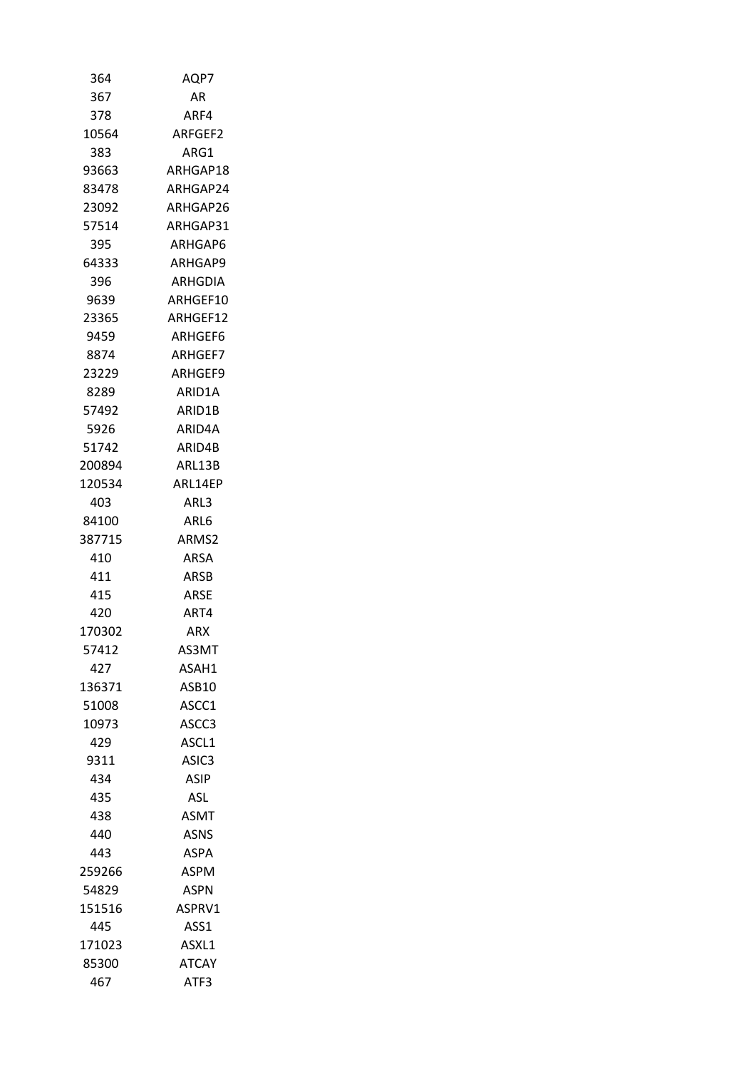| | |
|---|---|
| 364 | AQP7 |
| 367 | AR |
| 378 | ARF4 |
| 10564 | ARFGEF2 |
| 383 | ARG1 |
| 93663 | ARHGAP18 |
| 83478 | ARHGAP24 |
| 23092 | ARHGAP26 |
| 57514 | ARHGAP31 |
| 395 | ARHGAP6 |
| 64333 | ARHGAP9 |
| 396 | ARHGDIA |
| 9639 | ARHGEF10 |
| 23365 | ARHGEF12 |
| 9459 | ARHGEF6 |
| 8874 | ARHGEF7 |
| 23229 | ARHGEF9 |
| 8289 | ARID1A |
| 57492 | ARID1B |
| 5926 | ARID4A |
| 51742 | ARID4B |
| 200894 | ARL13B |
| 120534 | ARL14EP |
| 403 | ARL3 |
| 84100 | ARL6 |
| 387715 | ARMS2 |
| 410 | ARSA |
| 411 | ARSB |
| 415 | ARSE |
| 420 | ART4 |
| 170302 | ARX |
| 57412 | AS3MT |
| 427 | ASAH1 |
| 136371 | ASB10 |
| 51008 | ASCC1 |
| 10973 | ASCC3 |
| 429 | ASCL1 |
| 9311 | ASIC3 |
| 434 | ASIP |
| 435 | ASL |
| 438 | ASMT |
| 440 | ASNS |
| 443 | ASPA |
| 259266 | ASPM |
| 54829 | ASPN |
| 151516 | ASPRV1 |
| 445 | ASS1 |
| 171023 | ASXL1 |
| 85300 | ATCAY |
| 467 | ATF3 |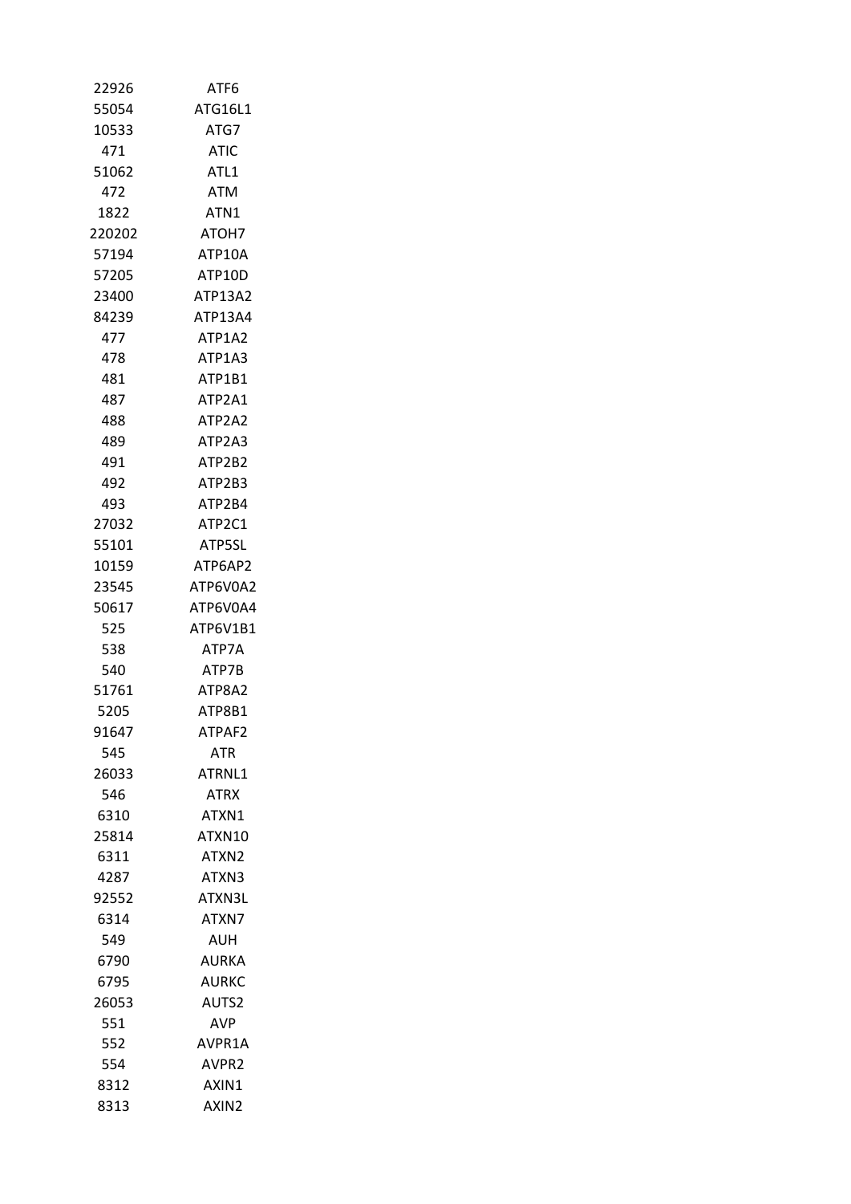| | |
|---|---|
| 22926 | ATF6 |
| 55054 | ATG16L1 |
| 10533 | ATG7 |
| 471 | ATIC |
| 51062 | ATL1 |
| 472 | ATM |
| 1822 | ATN1 |
| 220202 | ATOH7 |
| 57194 | ATP10A |
| 57205 | ATP10D |
| 23400 | ATP13A2 |
| 84239 | ATP13A4 |
| 477 | ATP1A2 |
| 478 | ATP1A3 |
| 481 | ATP1B1 |
| 487 | ATP2A1 |
| 488 | ATP2A2 |
| 489 | ATP2A3 |
| 491 | ATP2B2 |
| 492 | ATP2B3 |
| 493 | ATP2B4 |
| 27032 | ATP2C1 |
| 55101 | ATP5SL |
| 10159 | ATP6AP2 |
| 23545 | ATP6V0A2 |
| 50617 | ATP6V0A4 |
| 525 | ATP6V1B1 |
| 538 | ATP7A |
| 540 | ATP7B |
| 51761 | ATP8A2 |
| 5205 | ATP8B1 |
| 91647 | ATPAF2 |
| 545 | ATR |
| 26033 | ATRNL1 |
| 546 | ATRX |
| 6310 | ATXN1 |
| 25814 | ATXN10 |
| 6311 | ATXN2 |
| 4287 | ATXN3 |
| 92552 | ATXN3L |
| 6314 | ATXN7 |
| 549 | AUH |
| 6790 | AURKA |
| 6795 | AURKC |
| 26053 | AUTS2 |
| 551 | AVP |
| 552 | AVPR1A |
| 554 | AVPR2 |
| 8312 | AXIN1 |
| 8313 | AXIN2 |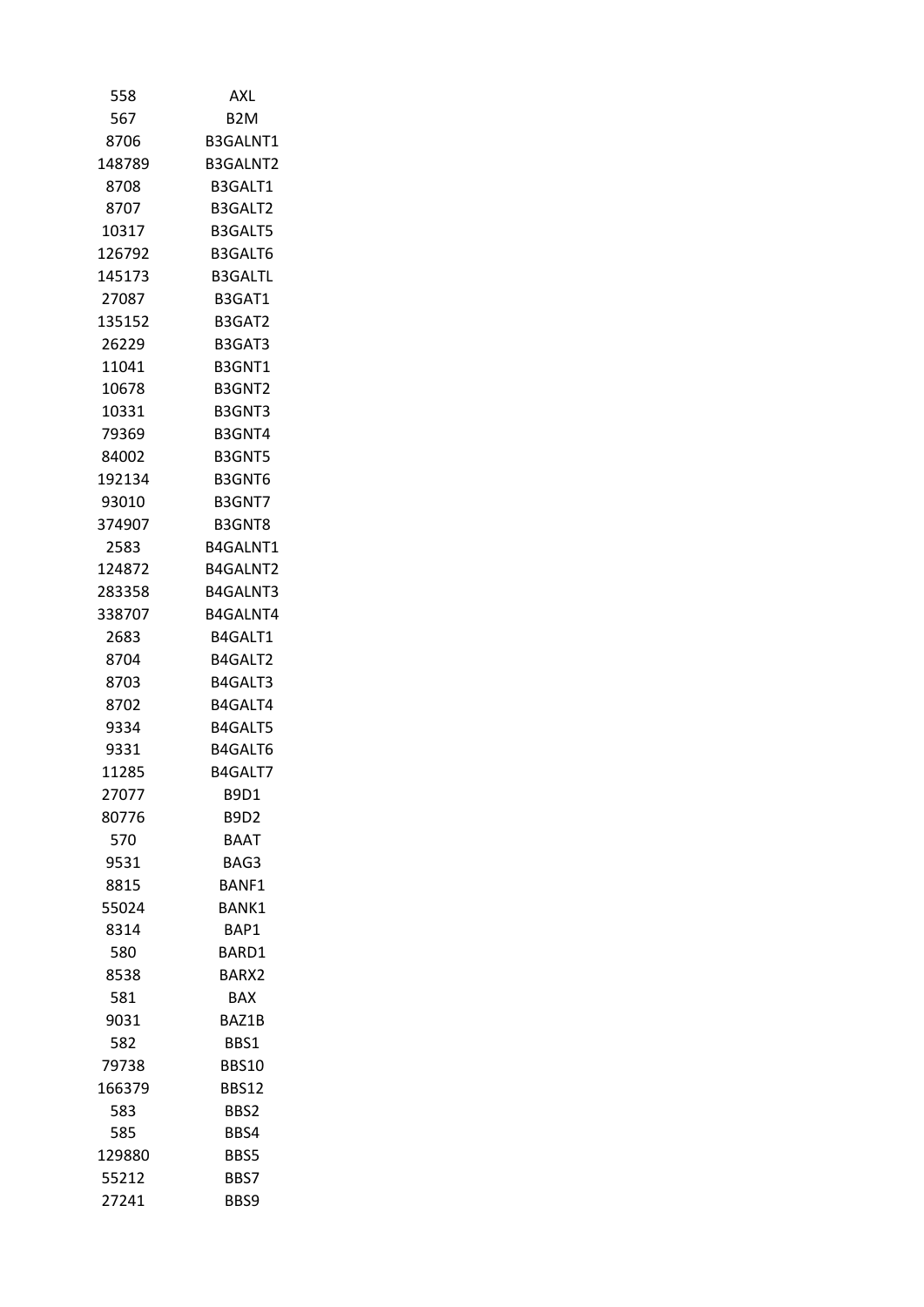| | |
|---|---|
| 558 | AXL |
| 567 | B2M |
| 8706 | B3GALNT1 |
| 148789 | B3GALNT2 |
| 8708 | B3GALT1 |
| 8707 | B3GALT2 |
| 10317 | B3GALT5 |
| 126792 | B3GALT6 |
| 145173 | B3GALTL |
| 27087 | B3GAT1 |
| 135152 | B3GAT2 |
| 26229 | B3GAT3 |
| 11041 | B3GNT1 |
| 10678 | B3GNT2 |
| 10331 | B3GNT3 |
| 79369 | B3GNT4 |
| 84002 | B3GNT5 |
| 192134 | B3GNT6 |
| 93010 | B3GNT7 |
| 374907 | B3GNT8 |
| 2583 | B4GALNT1 |
| 124872 | B4GALNT2 |
| 283358 | B4GALNT3 |
| 338707 | B4GALNT4 |
| 2683 | B4GALT1 |
| 8704 | B4GALT2 |
| 8703 | B4GALT3 |
| 8702 | B4GALT4 |
| 9334 | B4GALT5 |
| 9331 | B4GALT6 |
| 11285 | B4GALT7 |
| 27077 | B9D1 |
| 80776 | B9D2 |
| 570 | BAAT |
| 9531 | BAG3 |
| 8815 | BANF1 |
| 55024 | BANK1 |
| 8314 | BAP1 |
| 580 | BARD1 |
| 8538 | BARX2 |
| 581 | BAX |
| 9031 | BAZ1B |
| 582 | BBS1 |
| 79738 | BBS10 |
| 166379 | BBS12 |
| 583 | BBS2 |
| 585 | BBS4 |
| 129880 | BBS5 |
| 55212 | BBS7 |
| 27241 | BBS9 |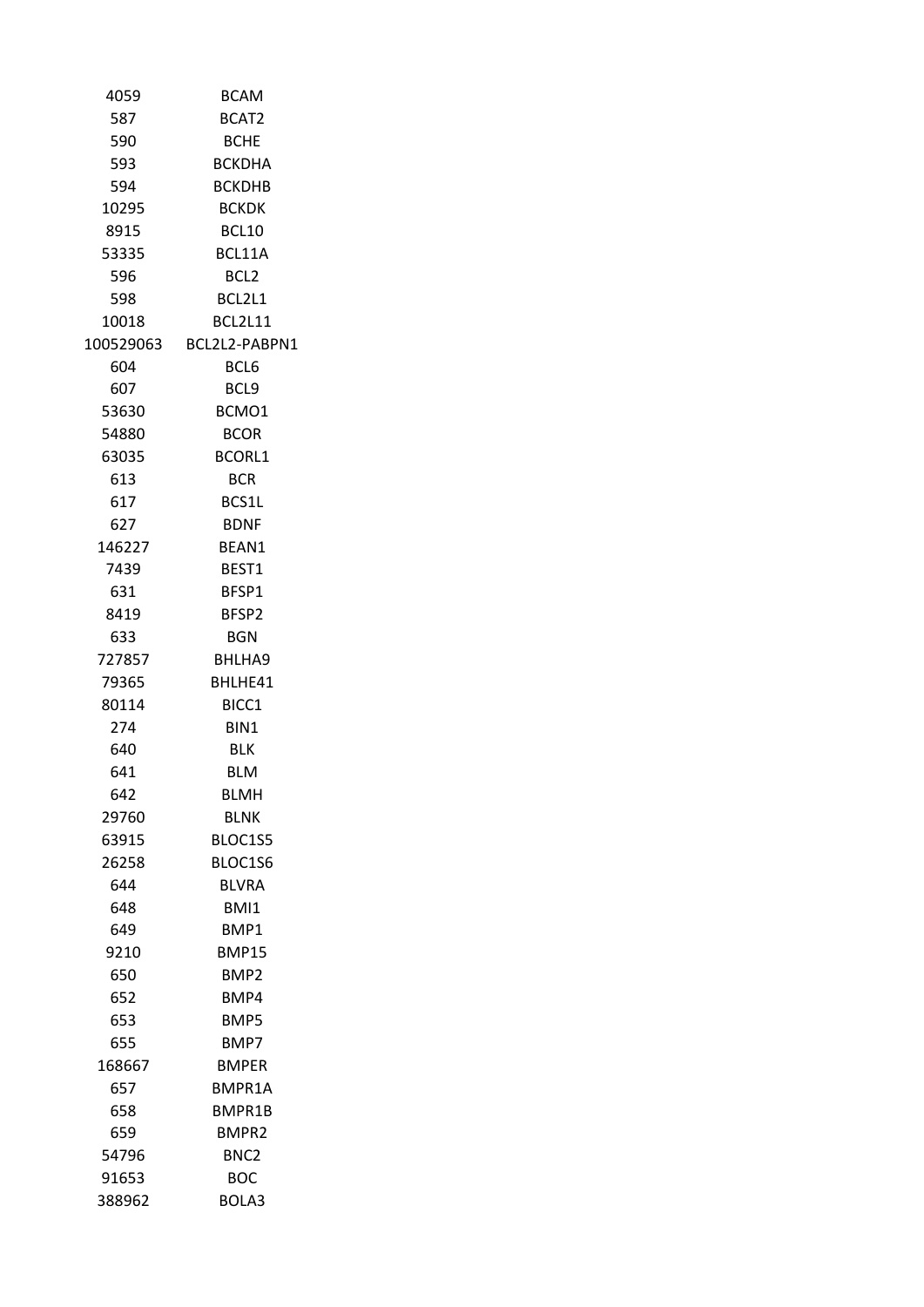| | |
|---|---|
| 4059 | BCAM |
| 587 | BCAT2 |
| 590 | BCHE |
| 593 | BCKDHA |
| 594 | BCKDHB |
| 10295 | BCKDK |
| 8915 | BCL10 |
| 53335 | BCL11A |
| 596 | BCL2 |
| 598 | BCL2L1 |
| 10018 | BCL2L11 |
| 100529063 | BCL2L2-PABPN1 |
| 604 | BCL6 |
| 607 | BCL9 |
| 53630 | BCMO1 |
| 54880 | BCOR |
| 63035 | BCORL1 |
| 613 | BCR |
| 617 | BCS1L |
| 627 | BDNF |
| 146227 | BEAN1 |
| 7439 | BEST1 |
| 631 | BFSP1 |
| 8419 | BFSP2 |
| 633 | BGN |
| 727857 | BHLHA9 |
| 79365 | BHLHE41 |
| 80114 | BICC1 |
| 274 | BIN1 |
| 640 | BLK |
| 641 | BLM |
| 642 | BLMH |
| 29760 | BLNK |
| 63915 | BLOC1S5 |
| 26258 | BLOC1S6 |
| 644 | BLVRA |
| 648 | BMI1 |
| 649 | BMP1 |
| 9210 | BMP15 |
| 650 | BMP2 |
| 652 | BMP4 |
| 653 | BMP5 |
| 655 | BMP7 |
| 168667 | BMPER |
| 657 | BMPR1A |
| 658 | BMPR1B |
| 659 | BMPR2 |
| 54796 | BNC2 |
| 91653 | BOC |
| 388962 | BOLA3 |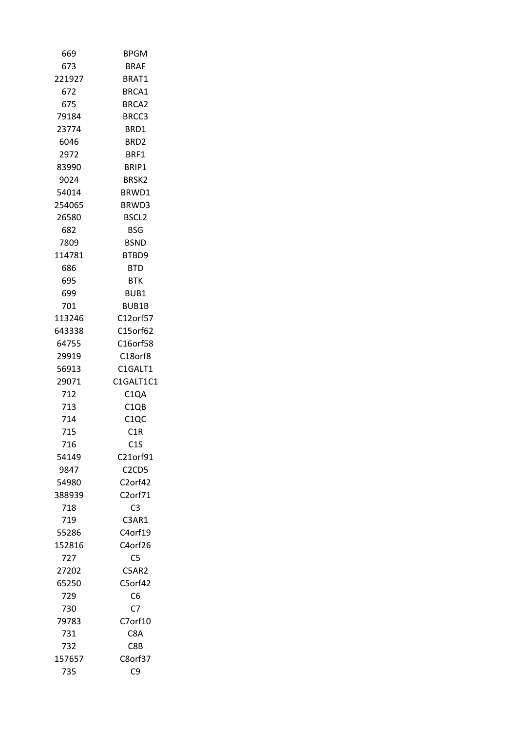| | |
|---|---|
| 669 | BPGM |
| 673 | BRAF |
| 221927 | BRAT1 |
| 672 | BRCA1 |
| 675 | BRCA2 |
| 79184 | BRCC3 |
| 23774 | BRD1 |
| 6046 | BRD2 |
| 2972 | BRF1 |
| 83990 | BRIP1 |
| 9024 | BRSK2 |
| 54014 | BRWD1 |
| 254065 | BRWD3 |
| 26580 | BSCL2 |
| 682 | BSG |
| 7809 | BSND |
| 114781 | BTBD9 |
| 686 | BTD |
| 695 | BTK |
| 699 | BUB1 |
| 701 | BUB1B |
| 113246 | C12orf57 |
| 643338 | C15orf62 |
| 64755 | C16orf58 |
| 29919 | C18orf8 |
| 56913 | C1GALT1 |
| 29071 | C1GALT1C1 |
| 712 | C1QA |
| 713 | C1QB |
| 714 | C1QC |
| 715 | C1R |
| 716 | C1S |
| 54149 | C21orf91 |
| 9847 | C2CD5 |
| 54980 | C2orf42 |
| 388939 | C2orf71 |
| 718 | C3 |
| 719 | C3AR1 |
| 55286 | C4orf19 |
| 152816 | C4orf26 |
| 727 | C5 |
| 27202 | C5AR2 |
| 65250 | C5orf42 |
| 729 | C6 |
| 730 | C7 |
| 79783 | C7orf10 |
| 731 | C8A |
| 732 | C8B |
| 157657 | C8orf37 |
| 735 | C9 |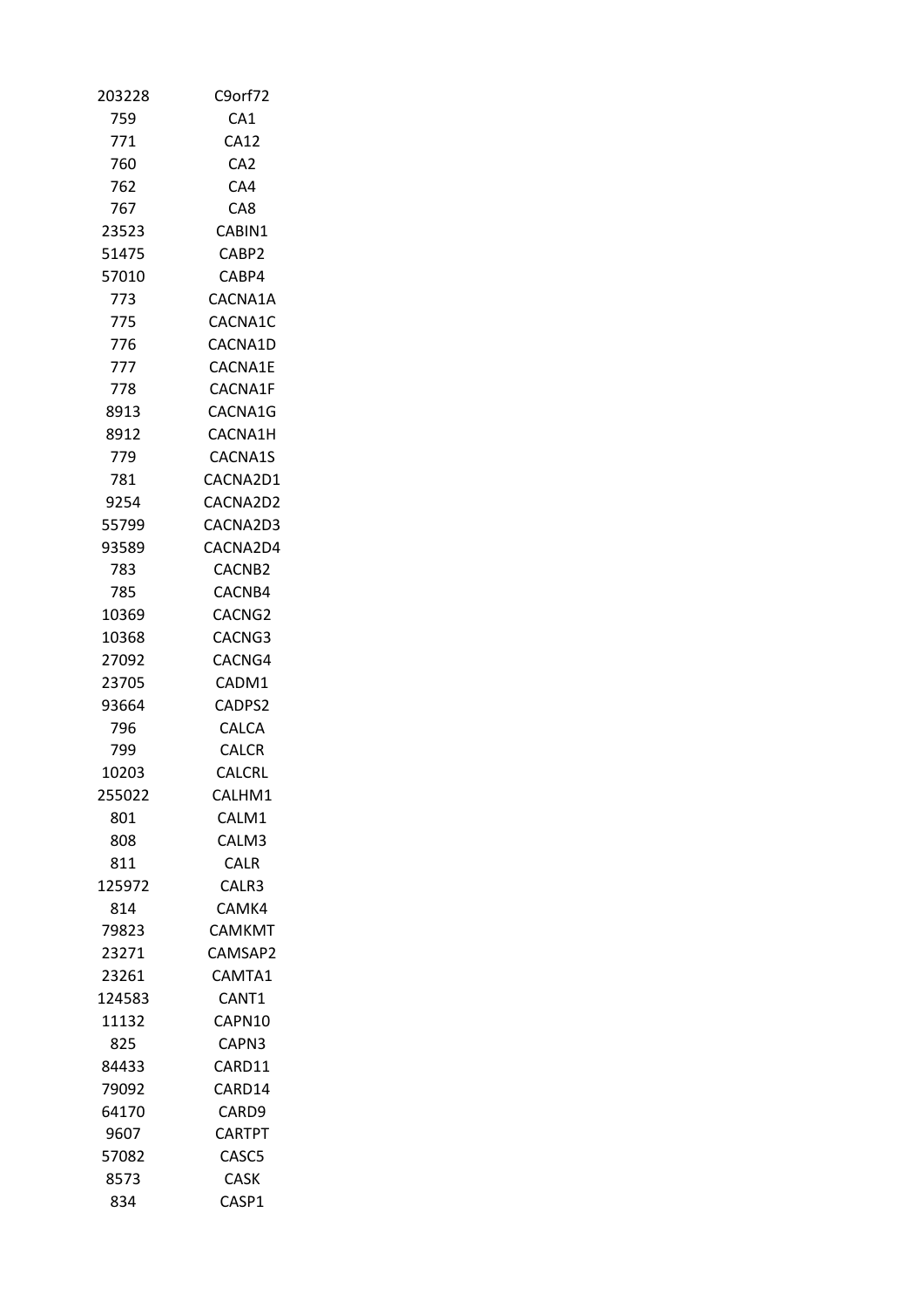| | |
|---|---|
| 203228 | C9orf72 |
| 759 | CA1 |
| 771 | CA12 |
| 760 | CA2 |
| 762 | CA4 |
| 767 | CA8 |
| 23523 | CABIN1 |
| 51475 | CABP2 |
| 57010 | CABP4 |
| 773 | CACNA1A |
| 775 | CACNA1C |
| 776 | CACNA1D |
| 777 | CACNA1E |
| 778 | CACNA1F |
| 8913 | CACNA1G |
| 8912 | CACNA1H |
| 779 | CACNA1S |
| 781 | CACNA2D1 |
| 9254 | CACNA2D2 |
| 55799 | CACNA2D3 |
| 93589 | CACNA2D4 |
| 783 | CACNB2 |
| 785 | CACNB4 |
| 10369 | CACNG2 |
| 10368 | CACNG3 |
| 27092 | CACNG4 |
| 23705 | CADM1 |
| 93664 | CADPS2 |
| 796 | CALCA |
| 799 | CALCR |
| 10203 | CALCRL |
| 255022 | CALHM1 |
| 801 | CALM1 |
| 808 | CALM3 |
| 811 | CALR |
| 125972 | CALR3 |
| 814 | CAMK4 |
| 79823 | CAMKMT |
| 23271 | CAMSAP2 |
| 23261 | CAMTA1 |
| 124583 | CANT1 |
| 11132 | CAPN10 |
| 825 | CAPN3 |
| 84433 | CARD11 |
| 79092 | CARD14 |
| 64170 | CARD9 |
| 9607 | CARTPT |
| 57082 | CASC5 |
| 8573 | CASK |
| 834 | CASP1 |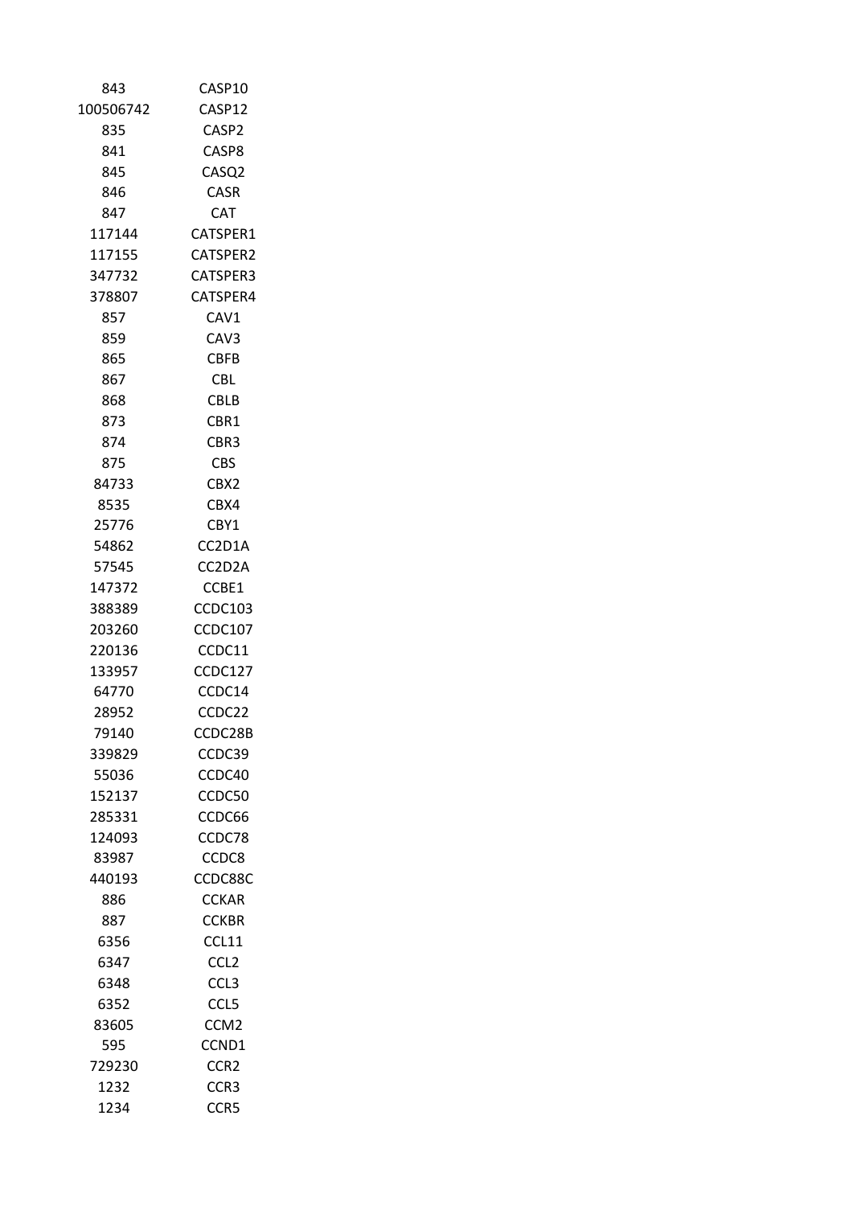| | |
|---|---|
| 843 | CASP10 |
| 100506742 | CASP12 |
| 835 | CASP2 |
| 841 | CASP8 |
| 845 | CASQ2 |
| 846 | CASR |
| 847 | CAT |
| 117144 | CATSPER1 |
| 117155 | CATSPER2 |
| 347732 | CATSPER3 |
| 378807 | CATSPER4 |
| 857 | CAV1 |
| 859 | CAV3 |
| 865 | CBFB |
| 867 | CBL |
| 868 | CBLB |
| 873 | CBR1 |
| 874 | CBR3 |
| 875 | CBS |
| 84733 | CBX2 |
| 8535 | CBX4 |
| 25776 | CBY1 |
| 54862 | CC2D1A |
| 57545 | CC2D2A |
| 147372 | CCBE1 |
| 388389 | CCDC103 |
| 203260 | CCDC107 |
| 220136 | CCDC11 |
| 133957 | CCDC127 |
| 64770 | CCDC14 |
| 28952 | CCDC22 |
| 79140 | CCDC28B |
| 339829 | CCDC39 |
| 55036 | CCDC40 |
| 152137 | CCDC50 |
| 285331 | CCDC66 |
| 124093 | CCDC78 |
| 83987 | CCDC8 |
| 440193 | CCDC88C |
| 886 | CCKAR |
| 887 | CCKBR |
| 6356 | CCL11 |
| 6347 | CCL2 |
| 6348 | CCL3 |
| 6352 | CCL5 |
| 83605 | CCM2 |
| 595 | CCND1 |
| 729230 | CCR2 |
| 1232 | CCR3 |
| 1234 | CCR5 |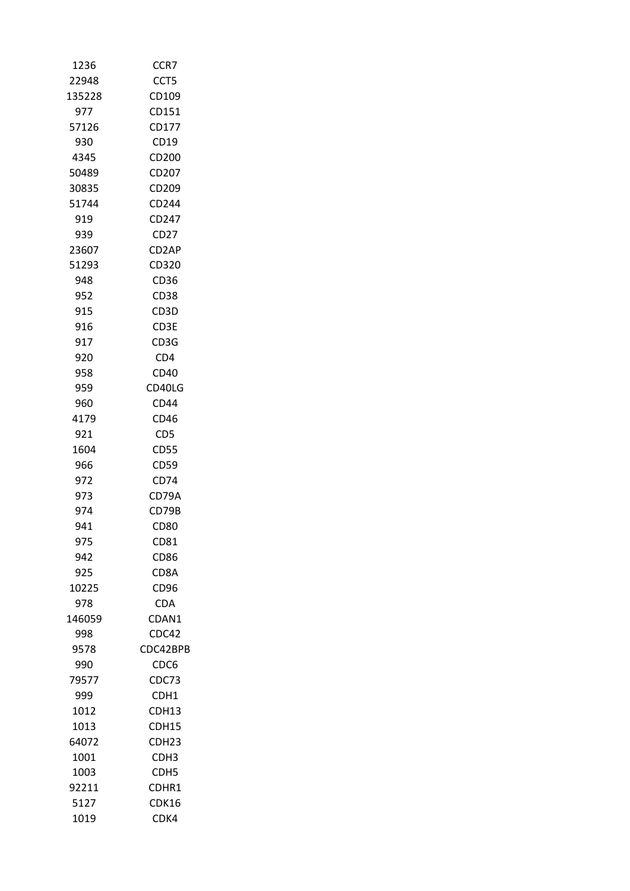| | |
|---|---|
| 1236 | CCR7 |
| 22948 | CCT5 |
| 135228 | CD109 |
| 977 | CD151 |
| 57126 | CD177 |
| 930 | CD19 |
| 4345 | CD200 |
| 50489 | CD207 |
| 30835 | CD209 |
| 51744 | CD244 |
| 919 | CD247 |
| 939 | CD27 |
| 23607 | CD2AP |
| 51293 | CD320 |
| 948 | CD36 |
| 952 | CD38 |
| 915 | CD3D |
| 916 | CD3E |
| 917 | CD3G |
| 920 | CD4 |
| 958 | CD40 |
| 959 | CD40LG |
| 960 | CD44 |
| 4179 | CD46 |
| 921 | CD5 |
| 1604 | CD55 |
| 966 | CD59 |
| 972 | CD74 |
| 973 | CD79A |
| 974 | CD79B |
| 941 | CD80 |
| 975 | CD81 |
| 942 | CD86 |
| 925 | CD8A |
| 10225 | CD96 |
| 978 | CDA |
| 146059 | CDAN1 |
| 998 | CDC42 |
| 9578 | CDC42BPB |
| 990 | CDC6 |
| 79577 | CDC73 |
| 999 | CDH1 |
| 1012 | CDH13 |
| 1013 | CDH15 |
| 64072 | CDH23 |
| 1001 | CDH3 |
| 1003 | CDH5 |
| 92211 | CDHR1 |
| 5127 | CDK16 |
| 1019 | CDK4 |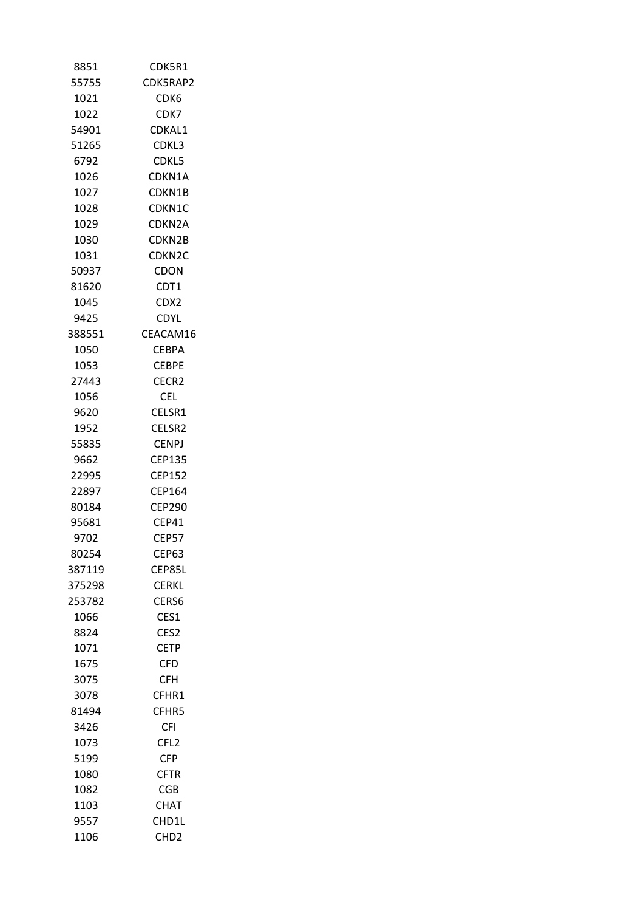| | |
|---|---|
| 8851 | CDK5R1 |
| 55755 | CDK5RAP2 |
| 1021 | CDK6 |
| 1022 | CDK7 |
| 54901 | CDKAL1 |
| 51265 | CDKL3 |
| 6792 | CDKL5 |
| 1026 | CDKN1A |
| 1027 | CDKN1B |
| 1028 | CDKN1C |
| 1029 | CDKN2A |
| 1030 | CDKN2B |
| 1031 | CDKN2C |
| 50937 | CDON |
| 81620 | CDT1 |
| 1045 | CDX2 |
| 9425 | CDYL |
| 388551 | CEACAM16 |
| 1050 | CEBPA |
| 1053 | CEBPE |
| 27443 | CECR2 |
| 1056 | CEL |
| 9620 | CELSR1 |
| 1952 | CELSR2 |
| 55835 | CENPJ |
| 9662 | CEP135 |
| 22995 | CEP152 |
| 22897 | CEP164 |
| 80184 | CEP290 |
| 95681 | CEP41 |
| 9702 | CEP57 |
| 80254 | CEP63 |
| 387119 | CEP85L |
| 375298 | CERKL |
| 253782 | CERS6 |
| 1066 | CES1 |
| 8824 | CES2 |
| 1071 | CETP |
| 1675 | CFD |
| 3075 | CFH |
| 3078 | CFHR1 |
| 81494 | CFHR5 |
| 3426 | CFI |
| 1073 | CFL2 |
| 5199 | CFP |
| 1080 | CFTR |
| 1082 | CGB |
| 1103 | CHAT |
| 9557 | CHD1L |
| 1106 | CHD2 |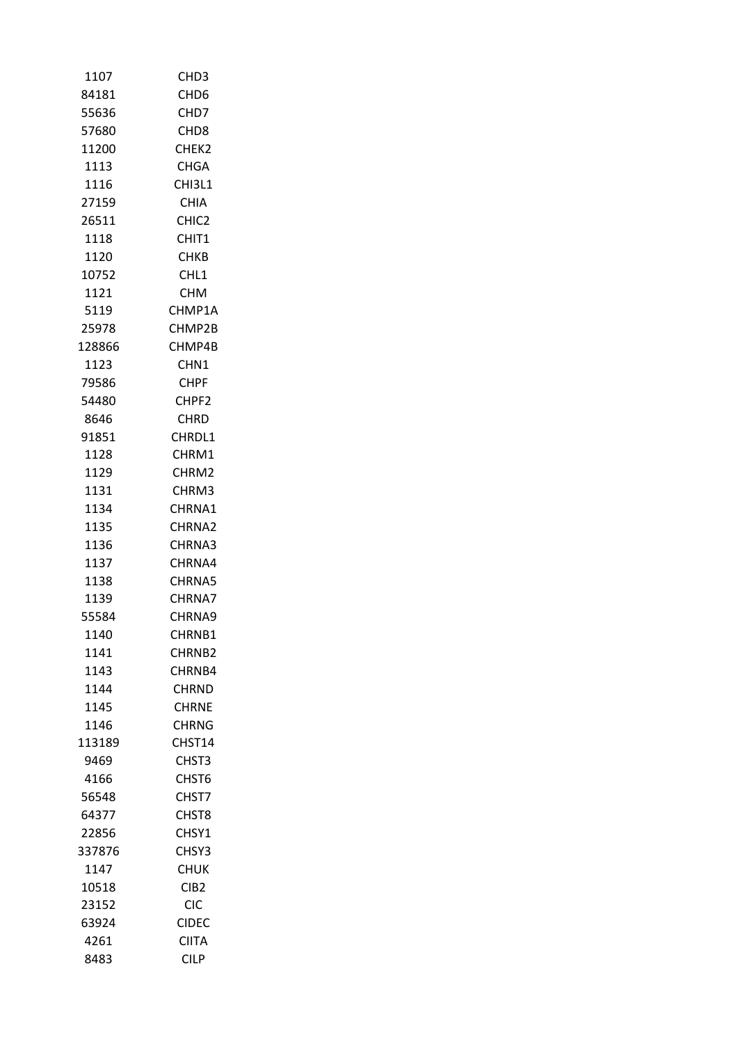| | |
|---|---|
| 1107 | CHD3 |
| 84181 | CHD6 |
| 55636 | CHD7 |
| 57680 | CHD8 |
| 11200 | CHEK2 |
| 1113 | CHGA |
| 1116 | CHI3L1 |
| 27159 | CHIA |
| 26511 | CHIC2 |
| 1118 | CHIT1 |
| 1120 | CHKB |
| 10752 | CHL1 |
| 1121 | CHM |
| 5119 | CHMP1A |
| 25978 | CHMP2B |
| 128866 | CHMP4B |
| 1123 | CHN1 |
| 79586 | CHPF |
| 54480 | CHPF2 |
| 8646 | CHRD |
| 91851 | CHRDL1 |
| 1128 | CHRM1 |
| 1129 | CHRM2 |
| 1131 | CHRM3 |
| 1134 | CHRNA1 |
| 1135 | CHRNA2 |
| 1136 | CHRNA3 |
| 1137 | CHRNA4 |
| 1138 | CHRNA5 |
| 1139 | CHRNA7 |
| 55584 | CHRNA9 |
| 1140 | CHRNB1 |
| 1141 | CHRNB2 |
| 1143 | CHRNB4 |
| 1144 | CHRND |
| 1145 | CHRNE |
| 1146 | CHRNG |
| 113189 | CHST14 |
| 9469 | CHST3 |
| 4166 | CHST6 |
| 56548 | CHST7 |
| 64377 | CHST8 |
| 22856 | CHSY1 |
| 337876 | CHSY3 |
| 1147 | CHUK |
| 10518 | CIB2 |
| 23152 | CIC |
| 63924 | CIDEC |
| 4261 | CIITA |
| 8483 | CILP |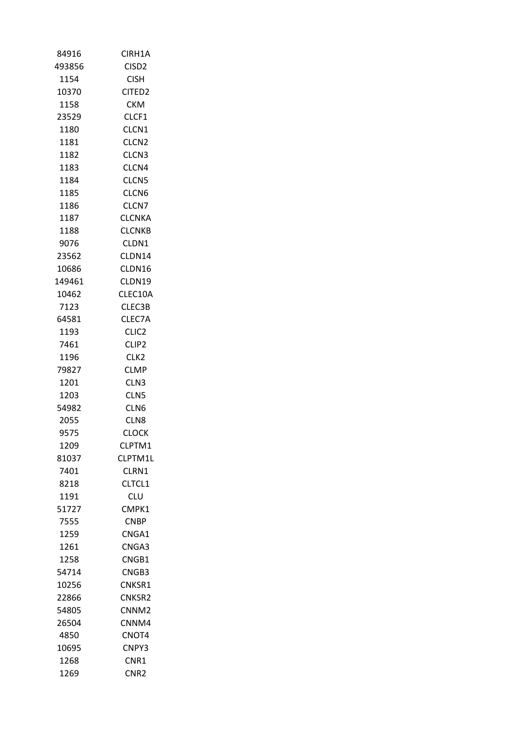| | |
|---|---|
| 84916 | CIRH1A |
| 493856 | CISD2 |
| 1154 | CISH |
| 10370 | CITED2 |
| 1158 | CKM |
| 23529 | CLCF1 |
| 1180 | CLCN1 |
| 1181 | CLCN2 |
| 1182 | CLCN3 |
| 1183 | CLCN4 |
| 1184 | CLCN5 |
| 1185 | CLCN6 |
| 1186 | CLCN7 |
| 1187 | CLCNKA |
| 1188 | CLCNKB |
| 9076 | CLDN1 |
| 23562 | CLDN14 |
| 10686 | CLDN16 |
| 149461 | CLDN19 |
| 10462 | CLEC10A |
| 7123 | CLEC3B |
| 64581 | CLEC7A |
| 1193 | CLIC2 |
| 7461 | CLIP2 |
| 1196 | CLK2 |
| 79827 | CLMP |
| 1201 | CLN3 |
| 1203 | CLN5 |
| 54982 | CLN6 |
| 2055 | CLN8 |
| 9575 | CLOCK |
| 1209 | CLPTM1 |
| 81037 | CLPTM1L |
| 7401 | CLRN1 |
| 8218 | CLTCL1 |
| 1191 | CLU |
| 51727 | CMPK1 |
| 7555 | CNBP |
| 1259 | CNGA1 |
| 1261 | CNGA3 |
| 1258 | CNGB1 |
| 54714 | CNGB3 |
| 10256 | CNKSR1 |
| 22866 | CNKSR2 |
| 54805 | CNNM2 |
| 26504 | CNNM4 |
| 4850 | CNOT4 |
| 10695 | CNPY3 |
| 1268 | CNR1 |
| 1269 | CNR2 |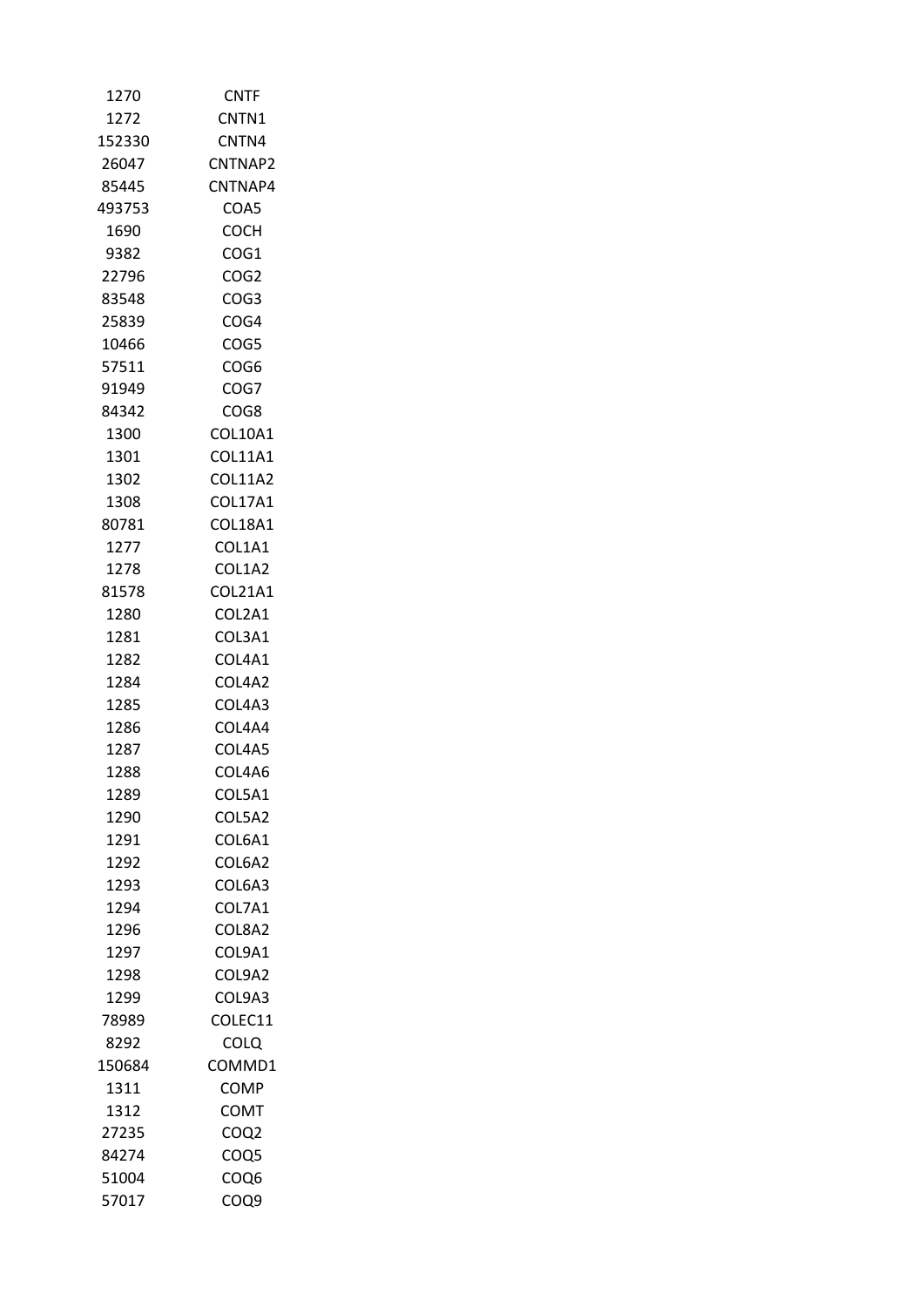| | |
|---|---|
| 1270 | CNTF |
| 1272 | CNTN1 |
| 152330 | CNTN4 |
| 26047 | CNTNAP2 |
| 85445 | CNTNAP4 |
| 493753 | COA5 |
| 1690 | COCH |
| 9382 | COG1 |
| 22796 | COG2 |
| 83548 | COG3 |
| 25839 | COG4 |
| 10466 | COG5 |
| 57511 | COG6 |
| 91949 | COG7 |
| 84342 | COG8 |
| 1300 | COL10A1 |
| 1301 | COL11A1 |
| 1302 | COL11A2 |
| 1308 | COL17A1 |
| 80781 | COL18A1 |
| 1277 | COL1A1 |
| 1278 | COL1A2 |
| 81578 | COL21A1 |
| 1280 | COL2A1 |
| 1281 | COL3A1 |
| 1282 | COL4A1 |
| 1284 | COL4A2 |
| 1285 | COL4A3 |
| 1286 | COL4A4 |
| 1287 | COL4A5 |
| 1288 | COL4A6 |
| 1289 | COL5A1 |
| 1290 | COL5A2 |
| 1291 | COL6A1 |
| 1292 | COL6A2 |
| 1293 | COL6A3 |
| 1294 | COL7A1 |
| 1296 | COL8A2 |
| 1297 | COL9A1 |
| 1298 | COL9A2 |
| 1299 | COL9A3 |
| 78989 | COLEC11 |
| 8292 | COLQ |
| 150684 | COMMD1 |
| 1311 | COMP |
| 1312 | COMT |
| 27235 | COQ2 |
| 84274 | COQ5 |
| 51004 | COQ6 |
| 57017 | COQ9 |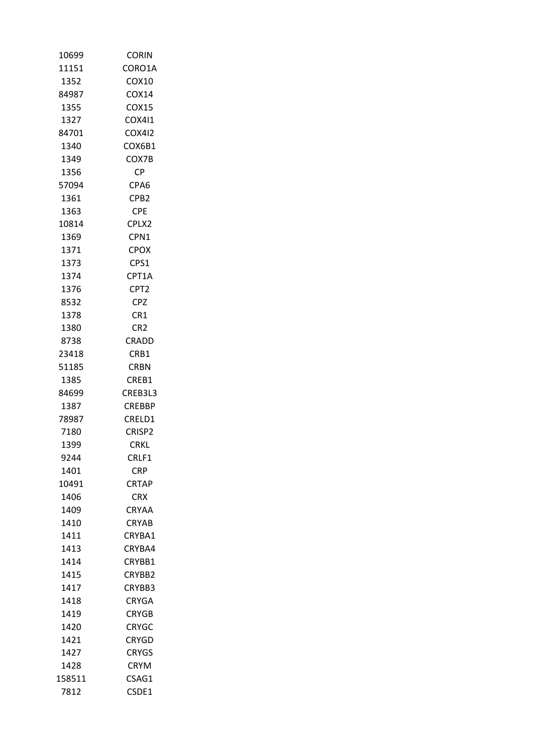| | |
|---|---|
| 10699 | CORIN |
| 11151 | CORO1A |
| 1352 | COX10 |
| 84987 | COX14 |
| 1355 | COX15 |
| 1327 | COX4I1 |
| 84701 | COX4I2 |
| 1340 | COX6B1 |
| 1349 | COX7B |
| 1356 | CP |
| 57094 | CPA6 |
| 1361 | CPB2 |
| 1363 | CPE |
| 10814 | CPLX2 |
| 1369 | CPN1 |
| 1371 | CPOX |
| 1373 | CPS1 |
| 1374 | CPT1A |
| 1376 | CPT2 |
| 8532 | CPZ |
| 1378 | CR1 |
| 1380 | CR2 |
| 8738 | CRADD |
| 23418 | CRB1 |
| 51185 | CRBN |
| 1385 | CREB1 |
| 84699 | CREB3L3 |
| 1387 | CREBBP |
| 78987 | CRELD1 |
| 7180 | CRISP2 |
| 1399 | CRKL |
| 9244 | CRLF1 |
| 1401 | CRP |
| 10491 | CRTAP |
| 1406 | CRX |
| 1409 | CRYAA |
| 1410 | CRYAB |
| 1411 | CRYBA1 |
| 1413 | CRYBA4 |
| 1414 | CRYBB1 |
| 1415 | CRYBB2 |
| 1417 | CRYBB3 |
| 1418 | CRYGA |
| 1419 | CRYGB |
| 1420 | CRYGC |
| 1421 | CRYGD |
| 1427 | CRYGS |
| 1428 | CRYM |
| 158511 | CSAG1 |
| 7812 | CSDE1 |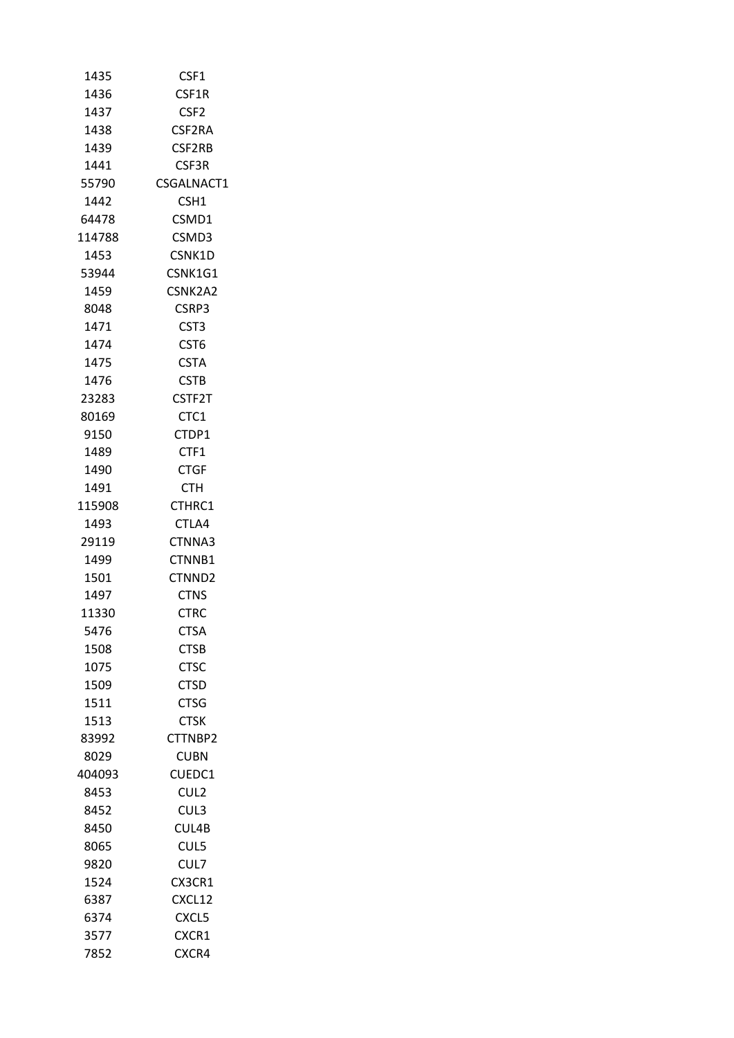| | |
|---|---|
| 1435 | CSF1 |
| 1436 | CSF1R |
| 1437 | CSF2 |
| 1438 | CSF2RA |
| 1439 | CSF2RB |
| 1441 | CSF3R |
| 55790 | CSGALNACT1 |
| 1442 | CSH1 |
| 64478 | CSMD1 |
| 114788 | CSMD3 |
| 1453 | CSNK1D |
| 53944 | CSNK1G1 |
| 1459 | CSNK2A2 |
| 8048 | CSRP3 |
| 1471 | CST3 |
| 1474 | CST6 |
| 1475 | CSTA |
| 1476 | CSTB |
| 23283 | CSTF2T |
| 80169 | CTC1 |
| 9150 | CTDP1 |
| 1489 | CTF1 |
| 1490 | CTGF |
| 1491 | CTH |
| 115908 | CTHRC1 |
| 1493 | CTLA4 |
| 29119 | CTNNA3 |
| 1499 | CTNNB1 |
| 1501 | CTNND2 |
| 1497 | CTNS |
| 11330 | CTRC |
| 5476 | CTSA |
| 1508 | CTSB |
| 1075 | CTSC |
| 1509 | CTSD |
| 1511 | CTSG |
| 1513 | CTSK |
| 83992 | CTTNBP2 |
| 8029 | CUBN |
| 404093 | CUEDC1 |
| 8453 | CUL2 |
| 8452 | CUL3 |
| 8450 | CUL4B |
| 8065 | CUL5 |
| 9820 | CUL7 |
| 1524 | CX3CR1 |
| 6387 | CXCL12 |
| 6374 | CXCL5 |
| 3577 | CXCR1 |
| 7852 | CXCR4 |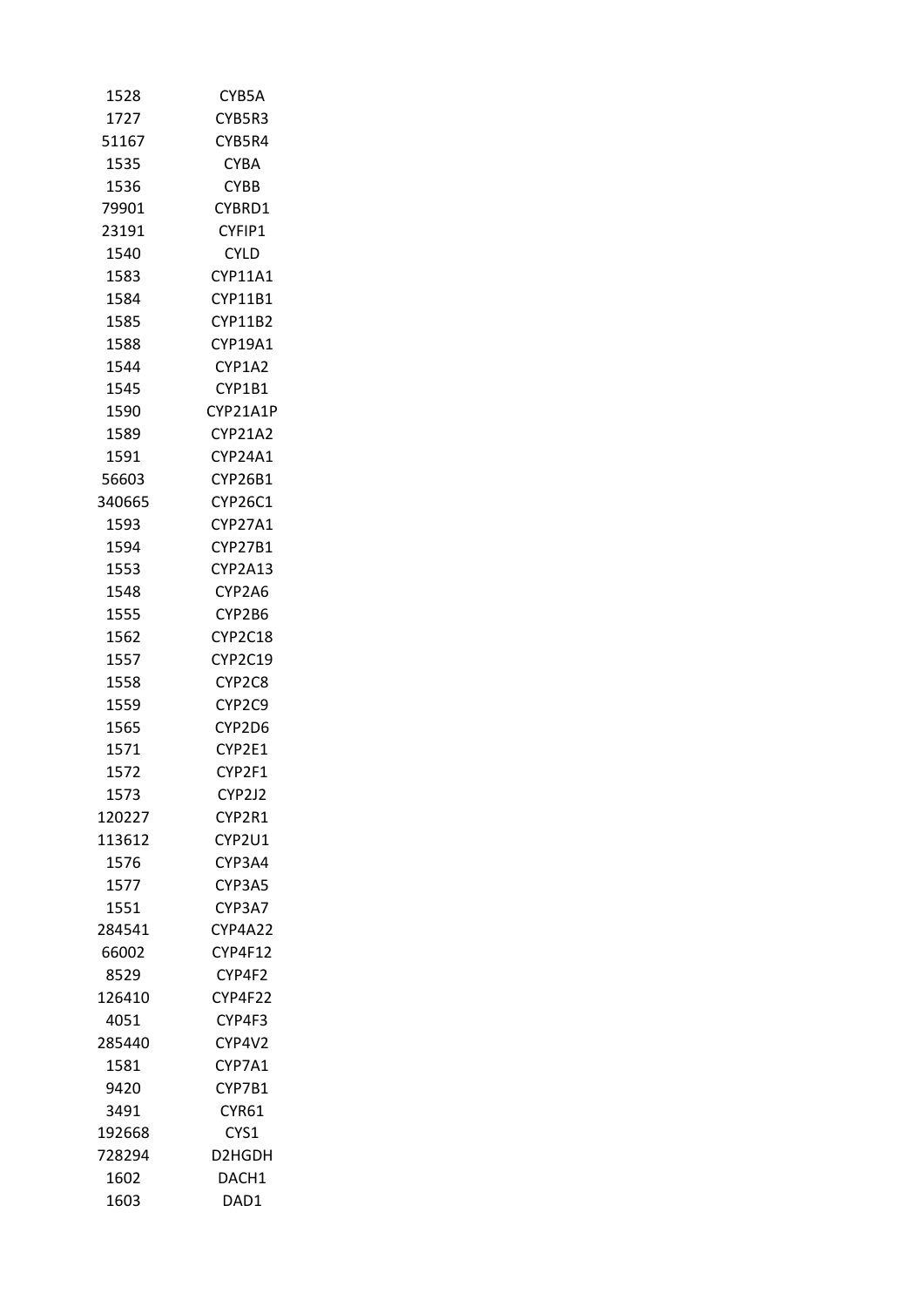| | |
|---|---|
| 1528 | CYB5A |
| 1727 | CYB5R3 |
| 51167 | CYB5R4 |
| 1535 | CYBA |
| 1536 | CYBB |
| 79901 | CYBRD1 |
| 23191 | CYFIP1 |
| 1540 | CYLD |
| 1583 | CYP11A1 |
| 1584 | CYP11B1 |
| 1585 | CYP11B2 |
| 1588 | CYP19A1 |
| 1544 | CYP1A2 |
| 1545 | CYP1B1 |
| 1590 | CYP21A1P |
| 1589 | CYP21A2 |
| 1591 | CYP24A1 |
| 56603 | CYP26B1 |
| 340665 | CYP26C1 |
| 1593 | CYP27A1 |
| 1594 | CYP27B1 |
| 1553 | CYP2A13 |
| 1548 | CYP2A6 |
| 1555 | CYP2B6 |
| 1562 | CYP2C18 |
| 1557 | CYP2C19 |
| 1558 | CYP2C8 |
| 1559 | CYP2C9 |
| 1565 | CYP2D6 |
| 1571 | CYP2E1 |
| 1572 | CYP2F1 |
| 1573 | CYP2J2 |
| 120227 | CYP2R1 |
| 113612 | CYP2U1 |
| 1576 | CYP3A4 |
| 1577 | CYP3A5 |
| 1551 | CYP3A7 |
| 284541 | CYP4A22 |
| 66002 | CYP4F12 |
| 8529 | CYP4F2 |
| 126410 | CYP4F22 |
| 4051 | CYP4F3 |
| 285440 | CYP4V2 |
| 1581 | CYP7A1 |
| 9420 | CYP7B1 |
| 3491 | CYR61 |
| 192668 | CYS1 |
| 728294 | D2HGDH |
| 1602 | DACH1 |
| 1603 | DAD1 |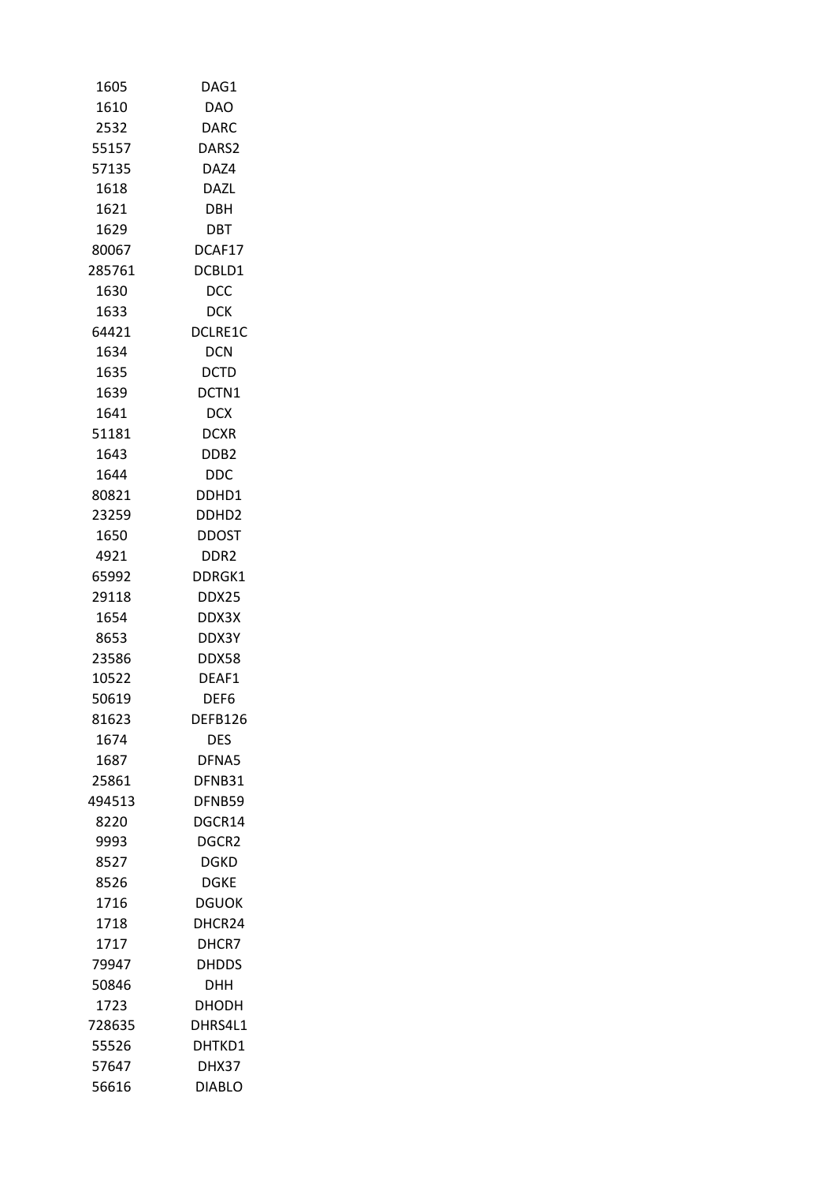| | |
|---|---|
| 1605 | DAG1 |
| 1610 | DAO |
| 2532 | DARC |
| 55157 | DARS2 |
| 57135 | DAZ4 |
| 1618 | DAZL |
| 1621 | DBH |
| 1629 | DBT |
| 80067 | DCAF17 |
| 285761 | DCBLD1 |
| 1630 | DCC |
| 1633 | DCK |
| 64421 | DCLRE1C |
| 1634 | DCN |
| 1635 | DCTD |
| 1639 | DCTN1 |
| 1641 | DCX |
| 51181 | DCXR |
| 1643 | DDB2 |
| 1644 | DDC |
| 80821 | DDHD1 |
| 23259 | DDHD2 |
| 1650 | DDOST |
| 4921 | DDR2 |
| 65992 | DDRGK1 |
| 29118 | DDX25 |
| 1654 | DDX3X |
| 8653 | DDX3Y |
| 23586 | DDX58 |
| 10522 | DEAF1 |
| 50619 | DEF6 |
| 81623 | DEFB126 |
| 1674 | DES |
| 1687 | DFNA5 |
| 25861 | DFNB31 |
| 494513 | DFNB59 |
| 8220 | DGCR14 |
| 9993 | DGCR2 |
| 8527 | DGKD |
| 8526 | DGKE |
| 1716 | DGUOK |
| 1718 | DHCR24 |
| 1717 | DHCR7 |
| 79947 | DHDDS |
| 50846 | DHH |
| 1723 | DHODH |
| 728635 | DHRS4L1 |
| 55526 | DHTKD1 |
| 57647 | DHX37 |
| 56616 | DIABLO |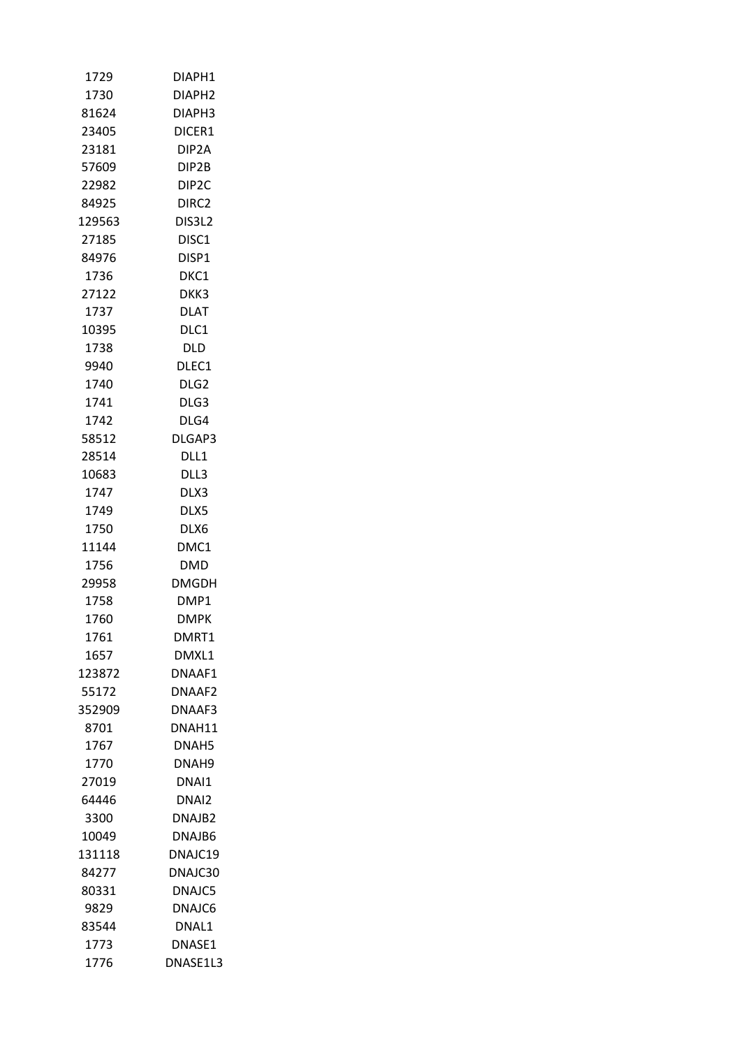| | |
|---|---|
| 1729 | DIAPH1 |
| 1730 | DIAPH2 |
| 81624 | DIAPH3 |
| 23405 | DICER1 |
| 23181 | DIP2A |
| 57609 | DIP2B |
| 22982 | DIP2C |
| 84925 | DIRC2 |
| 129563 | DIS3L2 |
| 27185 | DISC1 |
| 84976 | DISP1 |
| 1736 | DKC1 |
| 27122 | DKK3 |
| 1737 | DLAT |
| 10395 | DLC1 |
| 1738 | DLD |
| 9940 | DLEC1 |
| 1740 | DLG2 |
| 1741 | DLG3 |
| 1742 | DLG4 |
| 58512 | DLGAP3 |
| 28514 | DLL1 |
| 10683 | DLL3 |
| 1747 | DLX3 |
| 1749 | DLX5 |
| 1750 | DLX6 |
| 11144 | DMC1 |
| 1756 | DMD |
| 29958 | DMGDH |
| 1758 | DMP1 |
| 1760 | DMPK |
| 1761 | DMRT1 |
| 1657 | DMXL1 |
| 123872 | DNAAF1 |
| 55172 | DNAAF2 |
| 352909 | DNAAF3 |
| 8701 | DNAH11 |
| 1767 | DNAH5 |
| 1770 | DNAH9 |
| 27019 | DNAI1 |
| 64446 | DNAI2 |
| 3300 | DNAJB2 |
| 10049 | DNAJB6 |
| 131118 | DNAJC19 |
| 84277 | DNAJC30 |
| 80331 | DNAJC5 |
| 9829 | DNAJC6 |
| 83544 | DNAL1 |
| 1773 | DNASE1 |
| 1776 | DNASE1L3 |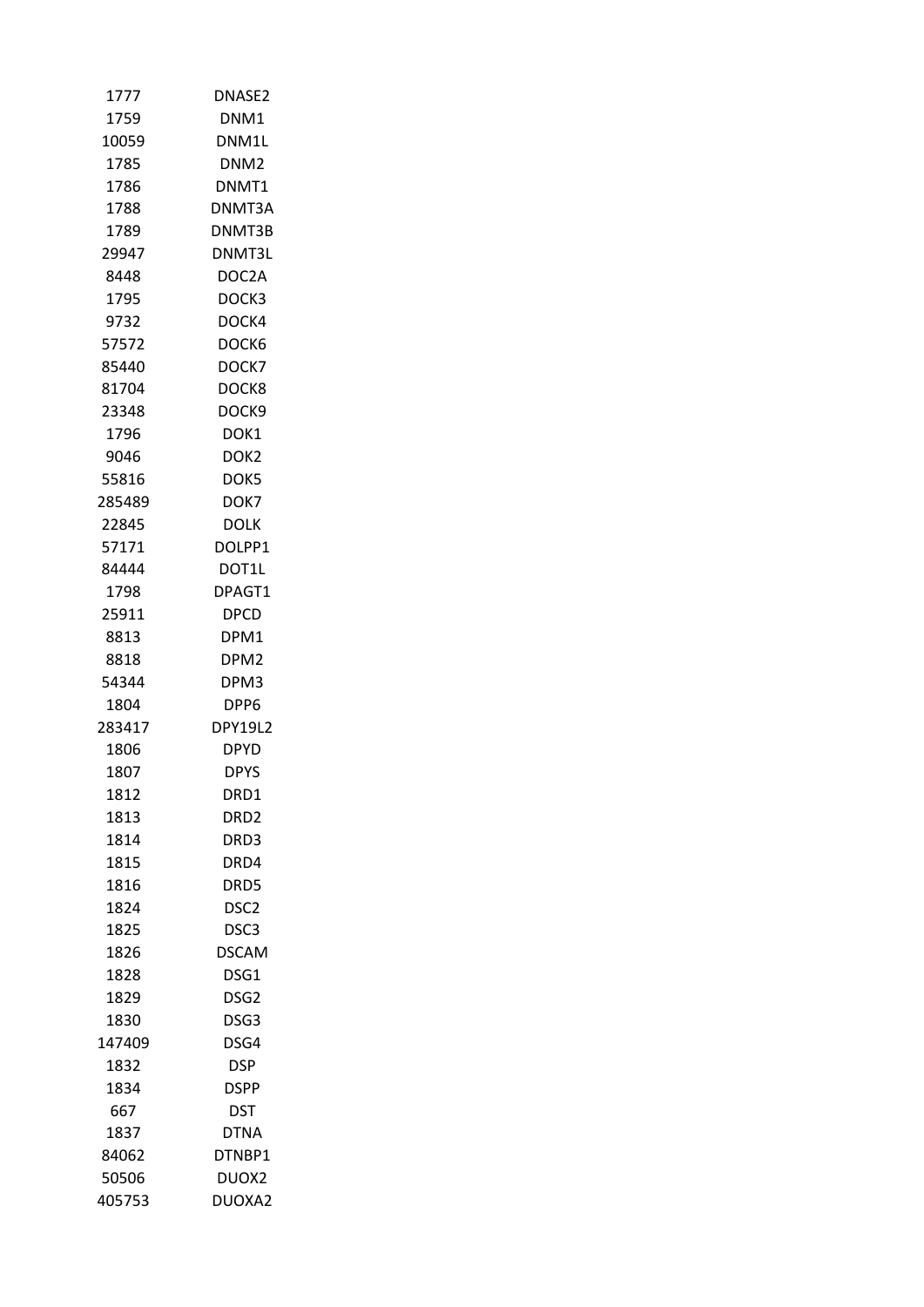| | |
|---|---|
| 1777 | DNASE2 |
| 1759 | DNM1 |
| 10059 | DNM1L |
| 1785 | DNM2 |
| 1786 | DNMT1 |
| 1788 | DNMT3A |
| 1789 | DNMT3B |
| 29947 | DNMT3L |
| 8448 | DOC2A |
| 1795 | DOCK3 |
| 9732 | DOCK4 |
| 57572 | DOCK6 |
| 85440 | DOCK7 |
| 81704 | DOCK8 |
| 23348 | DOCK9 |
| 1796 | DOK1 |
| 9046 | DOK2 |
| 55816 | DOK5 |
| 285489 | DOK7 |
| 22845 | DOLK |
| 57171 | DOLPP1 |
| 84444 | DOT1L |
| 1798 | DPAGT1 |
| 25911 | DPCD |
| 8813 | DPM1 |
| 8818 | DPM2 |
| 54344 | DPM3 |
| 1804 | DPP6 |
| 283417 | DPY19L2 |
| 1806 | DPYD |
| 1807 | DPYS |
| 1812 | DRD1 |
| 1813 | DRD2 |
| 1814 | DRD3 |
| 1815 | DRD4 |
| 1816 | DRD5 |
| 1824 | DSC2 |
| 1825 | DSC3 |
| 1826 | DSCAM |
| 1828 | DSG1 |
| 1829 | DSG2 |
| 1830 | DSG3 |
| 147409 | DSG4 |
| 1832 | DSP |
| 1834 | DSPP |
| 667 | DST |
| 1837 | DTNA |
| 84062 | DTNBP1 |
| 50506 | DUOX2 |
| 405753 | DUOXA2 |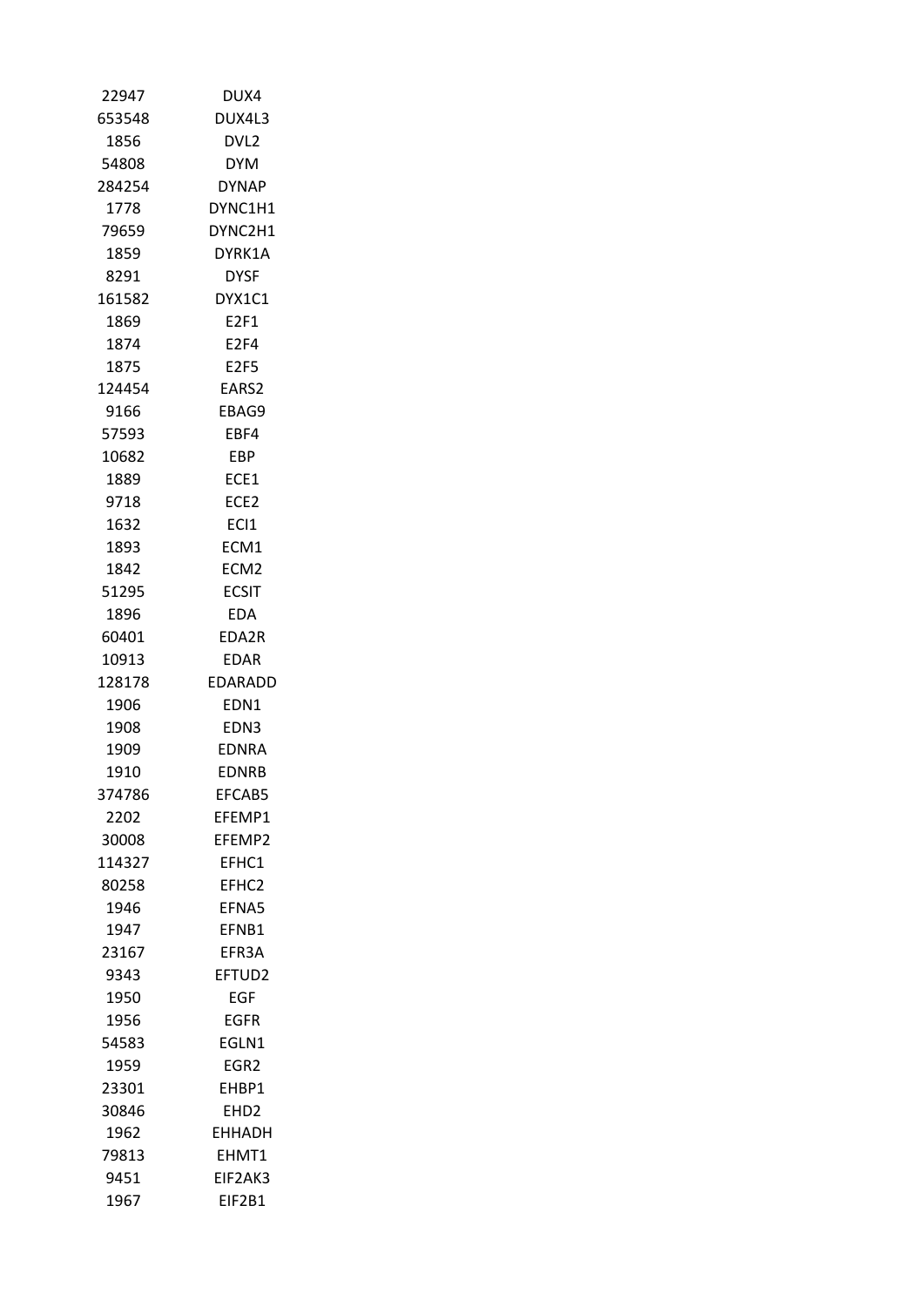| | |
|---|---|
| 22947 | DUX4 |
| 653548 | DUX4L3 |
| 1856 | DVL2 |
| 54808 | DYM |
| 284254 | DYNAP |
| 1778 | DYNC1H1 |
| 79659 | DYNC2H1 |
| 1859 | DYRK1A |
| 8291 | DYSF |
| 161582 | DYX1C1 |
| 1869 | E2F1 |
| 1874 | E2F4 |
| 1875 | E2F5 |
| 124454 | EARS2 |
| 9166 | EBAG9 |
| 57593 | EBF4 |
| 10682 | EBP |
| 1889 | ECE1 |
| 9718 | ECE2 |
| 1632 | ECI1 |
| 1893 | ECM1 |
| 1842 | ECM2 |
| 51295 | ECSIT |
| 1896 | EDA |
| 60401 | EDA2R |
| 10913 | EDAR |
| 128178 | EDARADD |
| 1906 | EDN1 |
| 1908 | EDN3 |
| 1909 | EDNRA |
| 1910 | EDNRB |
| 374786 | EFCAB5 |
| 2202 | EFEMP1 |
| 30008 | EFEMP2 |
| 114327 | EFHC1 |
| 80258 | EFHC2 |
| 1946 | EFNA5 |
| 1947 | EFNB1 |
| 23167 | EFR3A |
| 9343 | EFTUD2 |
| 1950 | EGF |
| 1956 | EGFR |
| 54583 | EGLN1 |
| 1959 | EGR2 |
| 23301 | EHBP1 |
| 30846 | EHD2 |
| 1962 | EHHADH |
| 79813 | EHMT1 |
| 9451 | EIF2AK3 |
| 1967 | EIF2B1 |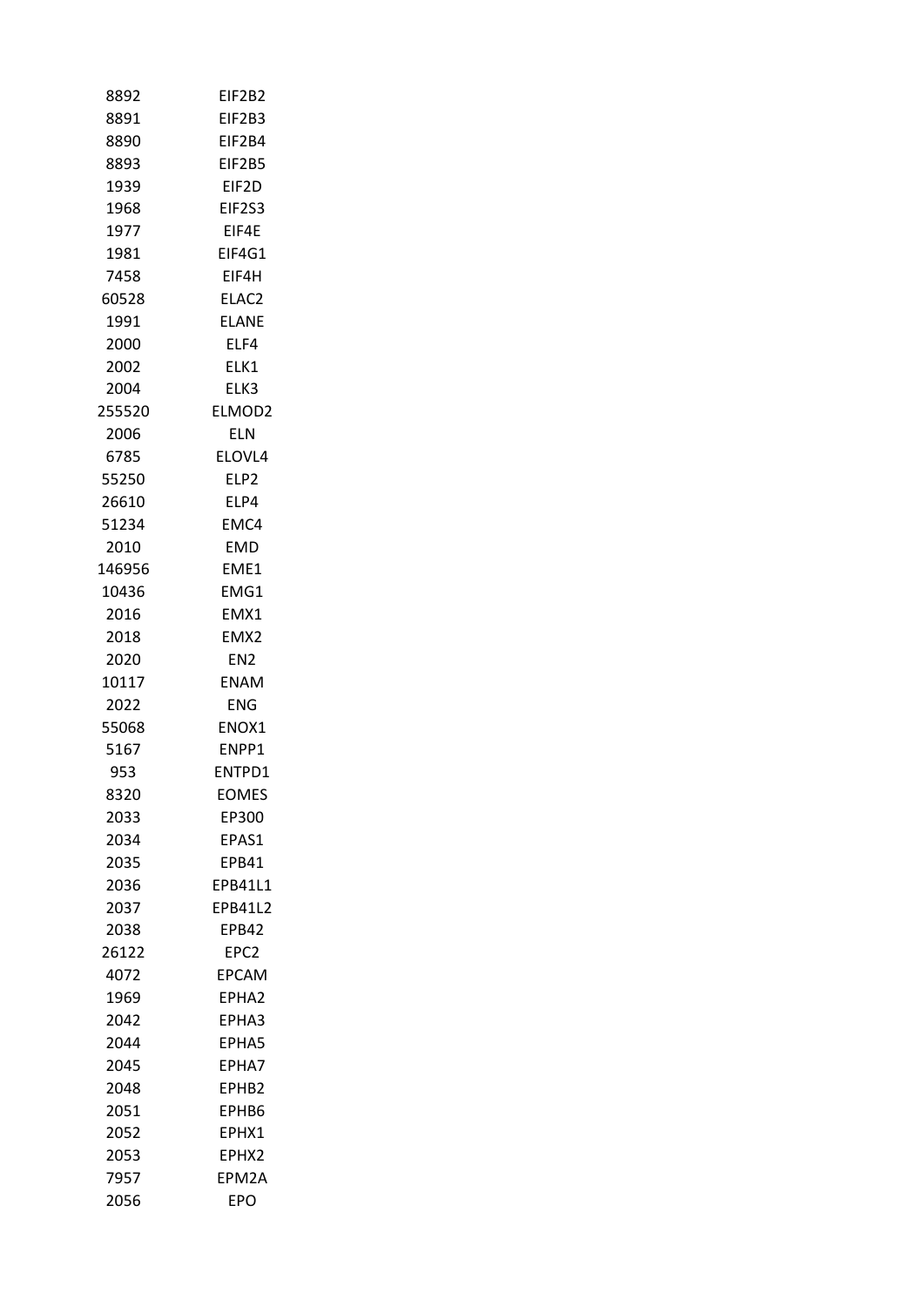| | |
|---|---|
| 8892 | EIF2B2 |
| 8891 | EIF2B3 |
| 8890 | EIF2B4 |
| 8893 | EIF2B5 |
| 1939 | EIF2D |
| 1968 | EIF2S3 |
| 1977 | EIF4E |
| 1981 | EIF4G1 |
| 7458 | EIF4H |
| 60528 | ELAC2 |
| 1991 | ELANE |
| 2000 | ELF4 |
| 2002 | ELK1 |
| 2004 | ELK3 |
| 255520 | ELMOD2 |
| 2006 | ELN |
| 6785 | ELOVL4 |
| 55250 | ELP2 |
| 26610 | ELP4 |
| 51234 | EMC4 |
| 2010 | EMD |
| 146956 | EME1 |
| 10436 | EMG1 |
| 2016 | EMX1 |
| 2018 | EMX2 |
| 2020 | EN2 |
| 10117 | ENAM |
| 2022 | ENG |
| 55068 | ENOX1 |
| 5167 | ENPP1 |
| 953 | ENTPD1 |
| 8320 | EOMES |
| 2033 | EP300 |
| 2034 | EPAS1 |
| 2035 | EPB41 |
| 2036 | EPB41L1 |
| 2037 | EPB41L2 |
| 2038 | EPB42 |
| 26122 | EPC2 |
| 4072 | EPCAM |
| 1969 | EPHA2 |
| 2042 | EPHA3 |
| 2044 | EPHA5 |
| 2045 | EPHA7 |
| 2048 | EPHB2 |
| 2051 | EPHB6 |
| 2052 | EPHX1 |
| 2053 | EPHX2 |
| 7957 | EPM2A |
| 2056 | EPO |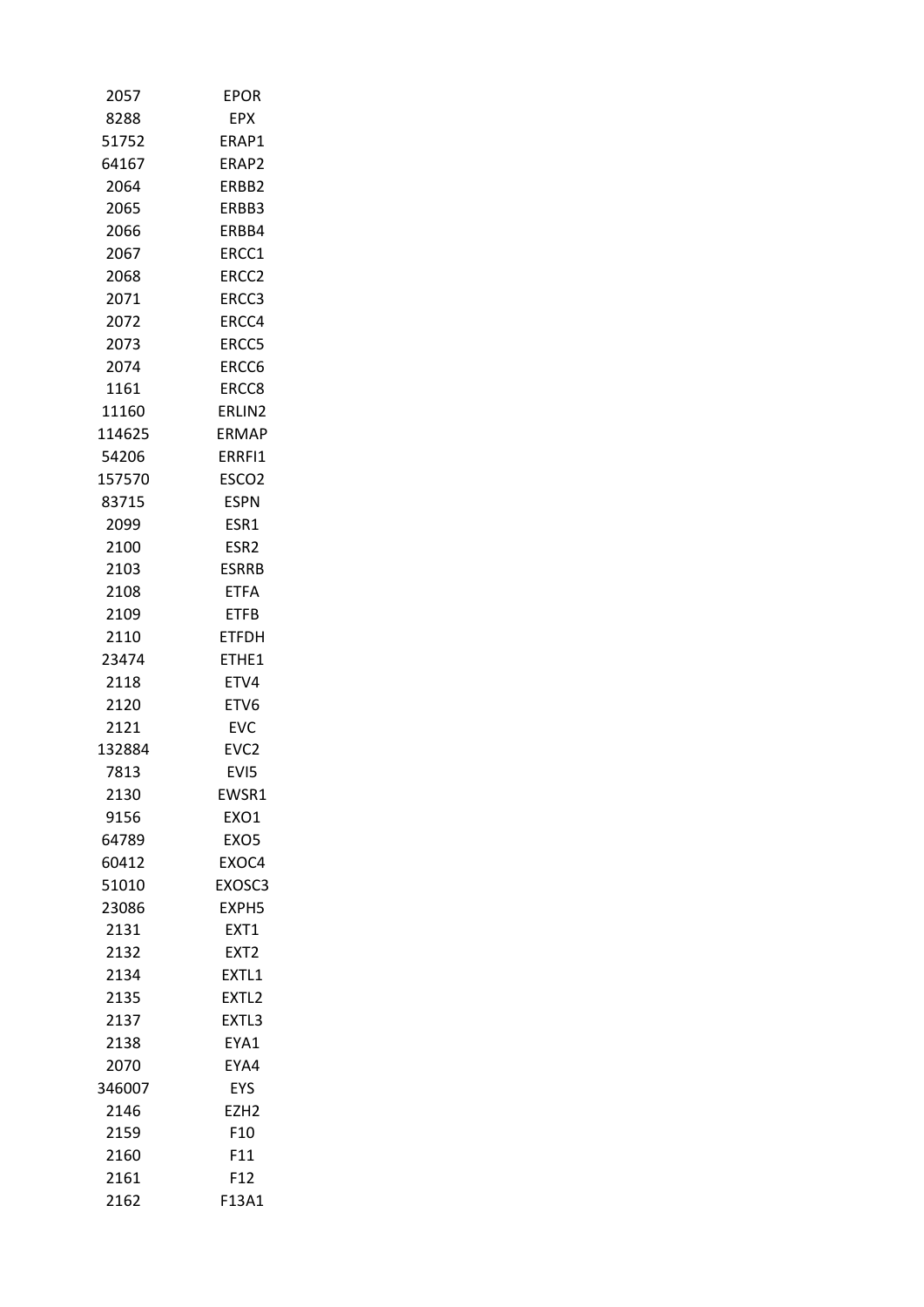| | |
|---|---|
| 2057 | EPOR |
| 8288 | EPX |
| 51752 | ERAP1 |
| 64167 | ERAP2 |
| 2064 | ERBB2 |
| 2065 | ERBB3 |
| 2066 | ERBB4 |
| 2067 | ERCC1 |
| 2068 | ERCC2 |
| 2071 | ERCC3 |
| 2072 | ERCC4 |
| 2073 | ERCC5 |
| 2074 | ERCC6 |
| 1161 | ERCC8 |
| 11160 | ERLIN2 |
| 114625 | ERMAP |
| 54206 | ERRFI1 |
| 157570 | ESCO2 |
| 83715 | ESPN |
| 2099 | ESR1 |
| 2100 | ESR2 |
| 2103 | ESRRB |
| 2108 | ETFA |
| 2109 | ETFB |
| 2110 | ETFDH |
| 23474 | ETHE1 |
| 2118 | ETV4 |
| 2120 | ETV6 |
| 2121 | EVC |
| 132884 | EVC2 |
| 7813 | EVI5 |
| 2130 | EWSR1 |
| 9156 | EXO1 |
| 64789 | EXO5 |
| 60412 | EXOC4 |
| 51010 | EXOSC3 |
| 23086 | EXPH5 |
| 2131 | EXT1 |
| 2132 | EXT2 |
| 2134 | EXTL1 |
| 2135 | EXTL2 |
| 2137 | EXTL3 |
| 2138 | EYA1 |
| 2070 | EYA4 |
| 346007 | EYS |
| 2146 | EZH2 |
| 2159 | F10 |
| 2160 | F11 |
| 2161 | F12 |
| 2162 | F13A1 |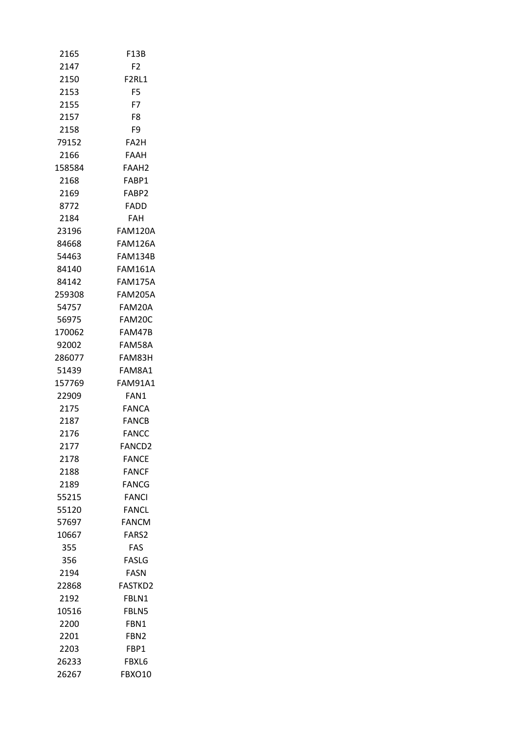| | |
|---|---|
| 2165 | F13B |
| 2147 | F2 |
| 2150 | F2RL1 |
| 2153 | F5 |
| 2155 | F7 |
| 2157 | F8 |
| 2158 | F9 |
| 79152 | FA2H |
| 2166 | FAAH |
| 158584 | FAAH2 |
| 2168 | FABP1 |
| 2169 | FABP2 |
| 8772 | FADD |
| 2184 | FAH |
| 23196 | FAM120A |
| 84668 | FAM126A |
| 54463 | FAM134B |
| 84140 | FAM161A |
| 84142 | FAM175A |
| 259308 | FAM205A |
| 54757 | FAM20A |
| 56975 | FAM20C |
| 170062 | FAM47B |
| 92002 | FAM58A |
| 286077 | FAM83H |
| 51439 | FAM8A1 |
| 157769 | FAM91A1 |
| 22909 | FAN1 |
| 2175 | FANCA |
| 2187 | FANCB |
| 2176 | FANCC |
| 2177 | FANCD2 |
| 2178 | FANCE |
| 2188 | FANCF |
| 2189 | FANCG |
| 55215 | FANCI |
| 55120 | FANCL |
| 57697 | FANCM |
| 10667 | FARS2 |
| 355 | FAS |
| 356 | FASLG |
| 2194 | FASN |
| 22868 | FASTKD2 |
| 2192 | FBLN1 |
| 10516 | FBLN5 |
| 2200 | FBN1 |
| 2201 | FBN2 |
| 2203 | FBP1 |
| 26233 | FBXL6 |
| 26267 | FBXO10 |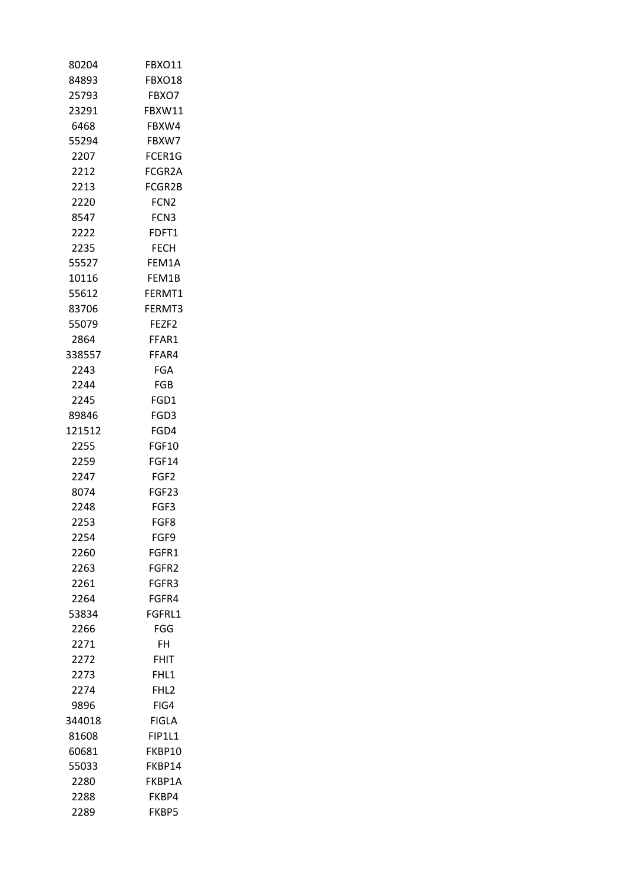| | |
|---|---|
| 80204 | FBXO11 |
| 84893 | FBXO18 |
| 25793 | FBXO7 |
| 23291 | FBXW11 |
| 6468 | FBXW4 |
| 55294 | FBXW7 |
| 2207 | FCER1G |
| 2212 | FCGR2A |
| 2213 | FCGR2B |
| 2220 | FCN2 |
| 8547 | FCN3 |
| 2222 | FDFT1 |
| 2235 | FECH |
| 55527 | FEM1A |
| 10116 | FEM1B |
| 55612 | FERMT1 |
| 83706 | FERMT3 |
| 55079 | FEZF2 |
| 2864 | FFAR1 |
| 338557 | FFAR4 |
| 2243 | FGA |
| 2244 | FGB |
| 2245 | FGD1 |
| 89846 | FGD3 |
| 121512 | FGD4 |
| 2255 | FGF10 |
| 2259 | FGF14 |
| 2247 | FGF2 |
| 8074 | FGF23 |
| 2248 | FGF3 |
| 2253 | FGF8 |
| 2254 | FGF9 |
| 2260 | FGFR1 |
| 2263 | FGFR2 |
| 2261 | FGFR3 |
| 2264 | FGFR4 |
| 53834 | FGFRL1 |
| 2266 | FGG |
| 2271 | FH |
| 2272 | FHIT |
| 2273 | FHL1 |
| 2274 | FHL2 |
| 9896 | FIG4 |
| 344018 | FIGLA |
| 81608 | FIP1L1 |
| 60681 | FKBP10 |
| 55033 | FKBP14 |
| 2280 | FKBP1A |
| 2288 | FKBP4 |
| 2289 | FKBP5 |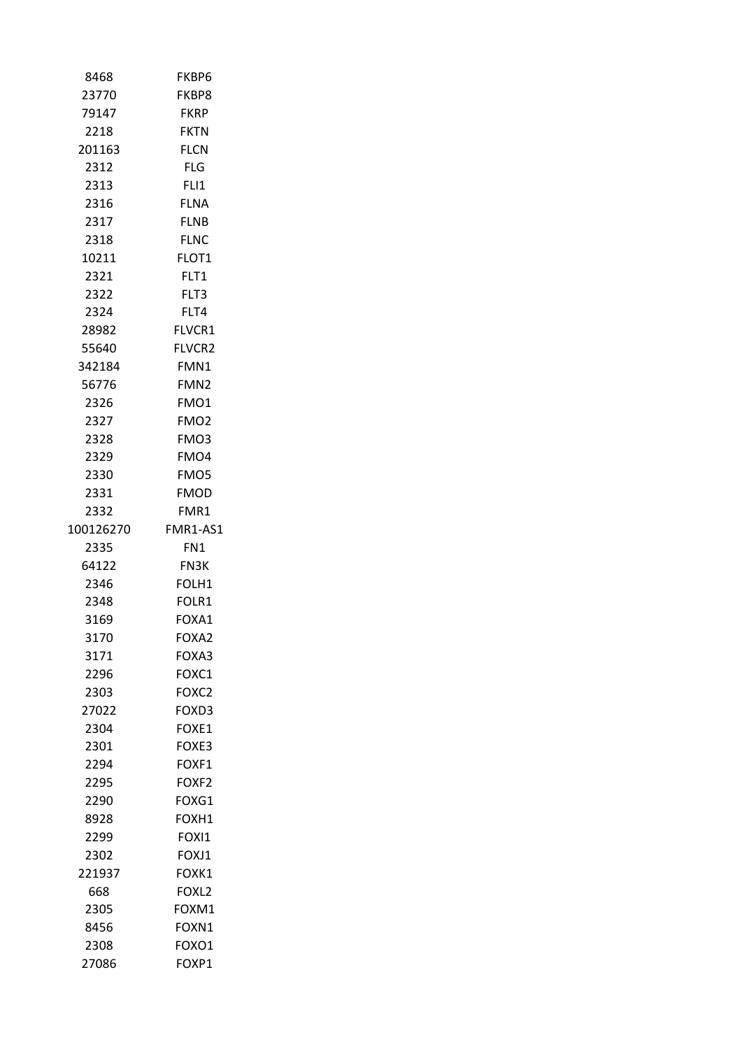| | |
|---|---|
| 8468 | FKBP6 |
| 23770 | FKBP8 |
| 79147 | FKRP |
| 2218 | FKTN |
| 201163 | FLCN |
| 2312 | FLG |
| 2313 | FLI1 |
| 2316 | FLNA |
| 2317 | FLNB |
| 2318 | FLNC |
| 10211 | FLOT1 |
| 2321 | FLT1 |
| 2322 | FLT3 |
| 2324 | FLT4 |
| 28982 | FLVCR1 |
| 55640 | FLVCR2 |
| 342184 | FMN1 |
| 56776 | FMN2 |
| 2326 | FMO1 |
| 2327 | FMO2 |
| 2328 | FMO3 |
| 2329 | FMO4 |
| 2330 | FMO5 |
| 2331 | FMOD |
| 2332 | FMR1 |
| 100126270 | FMR1-AS1 |
| 2335 | FN1 |
| 64122 | FN3K |
| 2346 | FOLH1 |
| 2348 | FOLR1 |
| 3169 | FOXA1 |
| 3170 | FOXA2 |
| 3171 | FOXA3 |
| 2296 | FOXC1 |
| 2303 | FOXC2 |
| 27022 | FOXD3 |
| 2304 | FOXE1 |
| 2301 | FOXE3 |
| 2294 | FOXF1 |
| 2295 | FOXF2 |
| 2290 | FOXG1 |
| 8928 | FOXH1 |
| 2299 | FOXI1 |
| 2302 | FOXJ1 |
| 221937 | FOXK1 |
| 668 | FOXL2 |
| 2305 | FOXM1 |
| 8456 | FOXN1 |
| 2308 | FOXO1 |
| 27086 | FOXP1 |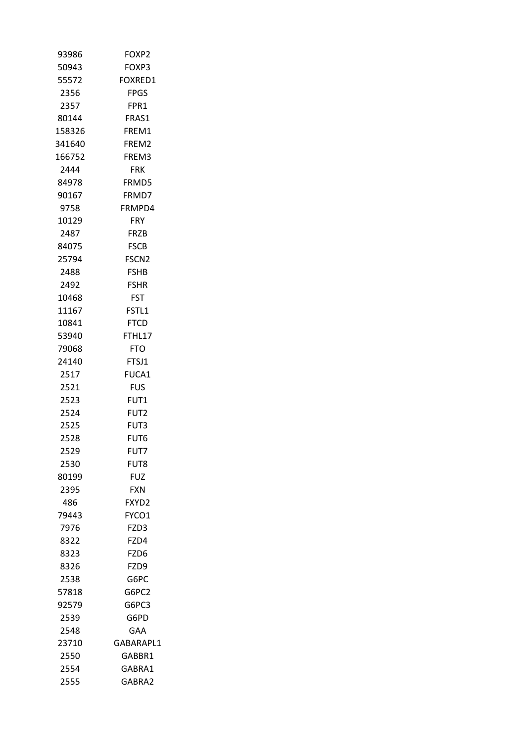| | |
|---|---|
| 93986 | FOXP2 |
| 50943 | FOXP3 |
| 55572 | FOXRED1 |
| 2356 | FPGS |
| 2357 | FPR1 |
| 80144 | FRAS1 |
| 158326 | FREM1 |
| 341640 | FREM2 |
| 166752 | FREM3 |
| 2444 | FRK |
| 84978 | FRMD5 |
| 90167 | FRMD7 |
| 9758 | FRMPD4 |
| 10129 | FRY |
| 2487 | FRZB |
| 84075 | FSCB |
| 25794 | FSCN2 |
| 2488 | FSHB |
| 2492 | FSHR |
| 10468 | FST |
| 11167 | FSTL1 |
| 10841 | FTCD |
| 53940 | FTHL17 |
| 79068 | FTO |
| 24140 | FTSJ1 |
| 2517 | FUCA1 |
| 2521 | FUS |
| 2523 | FUT1 |
| 2524 | FUT2 |
| 2525 | FUT3 |
| 2528 | FUT6 |
| 2529 | FUT7 |
| 2530 | FUT8 |
| 80199 | FUZ |
| 2395 | FXN |
| 486 | FXYD2 |
| 79443 | FYCO1 |
| 7976 | FZD3 |
| 8322 | FZD4 |
| 8323 | FZD6 |
| 8326 | FZD9 |
| 2538 | G6PC |
| 57818 | G6PC2 |
| 92579 | G6PC3 |
| 2539 | G6PD |
| 2548 | GAA |
| 23710 | GABARAPL1 |
| 2550 | GABBR1 |
| 2554 | GABRA1 |
| 2555 | GABRA2 |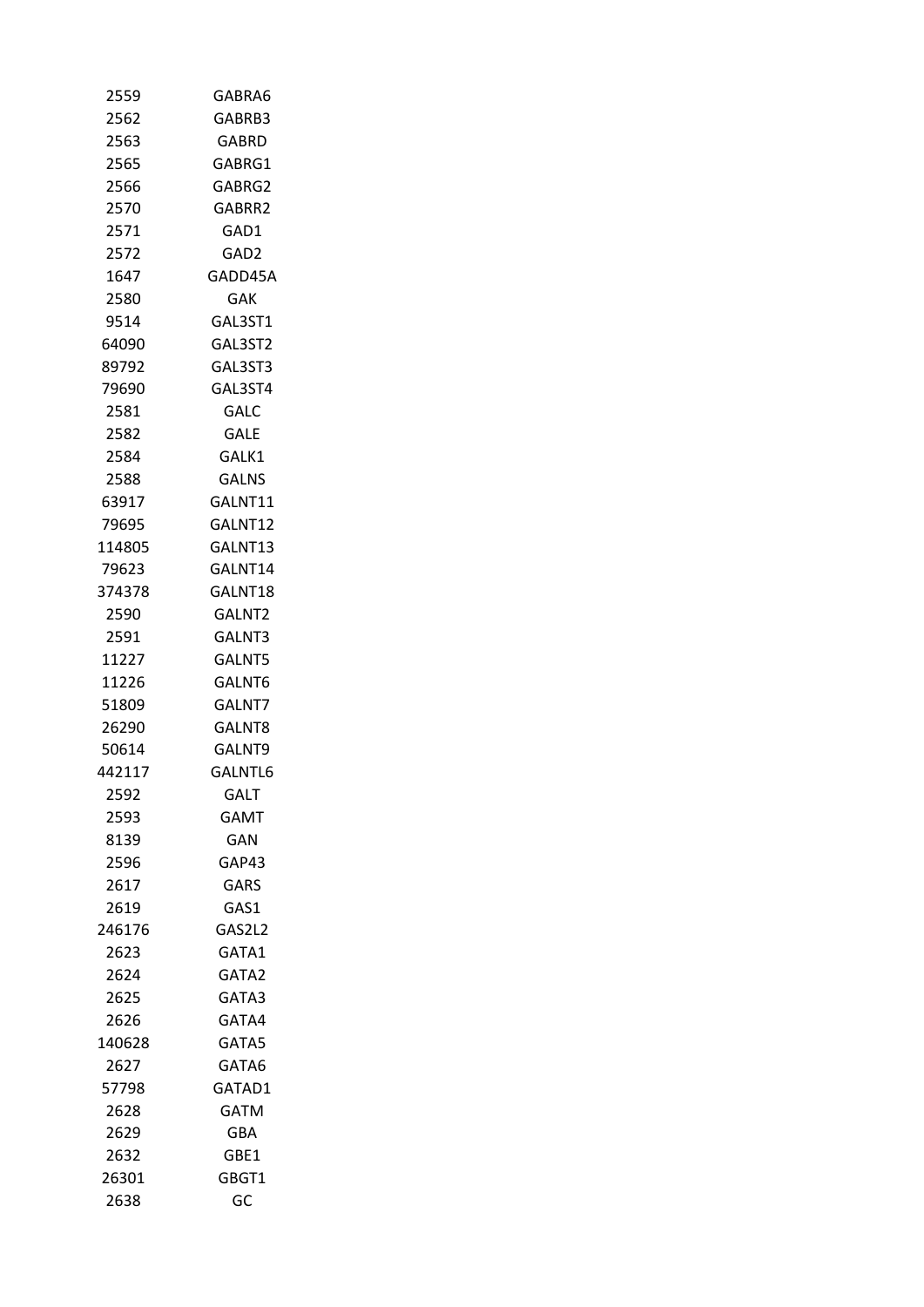| | |
|---|---|
| 2559 | GABRA6 |
| 2562 | GABRB3 |
| 2563 | GABRD |
| 2565 | GABRG1 |
| 2566 | GABRG2 |
| 2570 | GABRR2 |
| 2571 | GAD1 |
| 2572 | GAD2 |
| 1647 | GADD45A |
| 2580 | GAK |
| 9514 | GAL3ST1 |
| 64090 | GAL3ST2 |
| 89792 | GAL3ST3 |
| 79690 | GAL3ST4 |
| 2581 | GALC |
| 2582 | GALE |
| 2584 | GALK1 |
| 2588 | GALNS |
| 63917 | GALNT11 |
| 79695 | GALNT12 |
| 114805 | GALNT13 |
| 79623 | GALNT14 |
| 374378 | GALNT18 |
| 2590 | GALNT2 |
| 2591 | GALNT3 |
| 11227 | GALNT5 |
| 11226 | GALNT6 |
| 51809 | GALNT7 |
| 26290 | GALNT8 |
| 50614 | GALNT9 |
| 442117 | GALNTL6 |
| 2592 | GALT |
| 2593 | GAMT |
| 8139 | GAN |
| 2596 | GAP43 |
| 2617 | GARS |
| 2619 | GAS1 |
| 246176 | GAS2L2 |
| 2623 | GATA1 |
| 2624 | GATA2 |
| 2625 | GATA3 |
| 2626 | GATA4 |
| 140628 | GATA5 |
| 2627 | GATA6 |
| 57798 | GATAD1 |
| 2628 | GATM |
| 2629 | GBA |
| 2632 | GBE1 |
| 26301 | GBGT1 |
| 2638 | GC |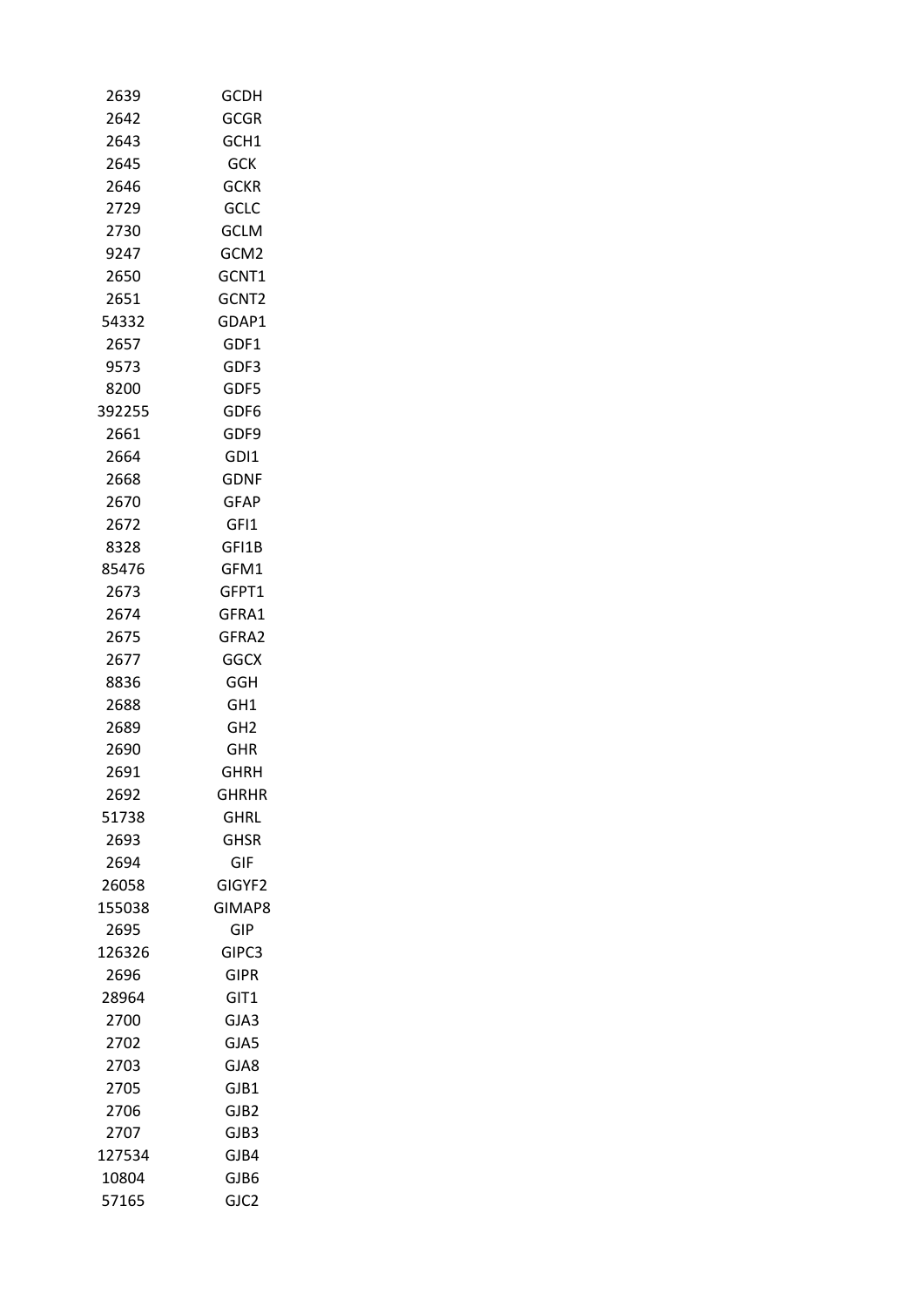| | |
|---|---|
| 2639 | GCDH |
| 2642 | GCGR |
| 2643 | GCH1 |
| 2645 | GCK |
| 2646 | GCKR |
| 2729 | GCLC |
| 2730 | GCLM |
| 9247 | GCM2 |
| 2650 | GCNT1 |
| 2651 | GCNT2 |
| 54332 | GDAP1 |
| 2657 | GDF1 |
| 9573 | GDF3 |
| 8200 | GDF5 |
| 392255 | GDF6 |
| 2661 | GDF9 |
| 2664 | GDI1 |
| 2668 | GDNF |
| 2670 | GFAP |
| 2672 | GFI1 |
| 8328 | GFI1B |
| 85476 | GFM1 |
| 2673 | GFPT1 |
| 2674 | GFRA1 |
| 2675 | GFRA2 |
| 2677 | GGCX |
| 8836 | GGH |
| 2688 | GH1 |
| 2689 | GH2 |
| 2690 | GHR |
| 2691 | GHRH |
| 2692 | GHRHR |
| 51738 | GHRL |
| 2693 | GHSR |
| 2694 | GIF |
| 26058 | GIGYF2 |
| 155038 | GIMAP8 |
| 2695 | GIP |
| 126326 | GIPC3 |
| 2696 | GIPR |
| 28964 | GIT1 |
| 2700 | GJA3 |
| 2702 | GJA5 |
| 2703 | GJA8 |
| 2705 | GJB1 |
| 2706 | GJB2 |
| 2707 | GJB3 |
| 127534 | GJB4 |
| 10804 | GJB6 |
| 57165 | GJC2 |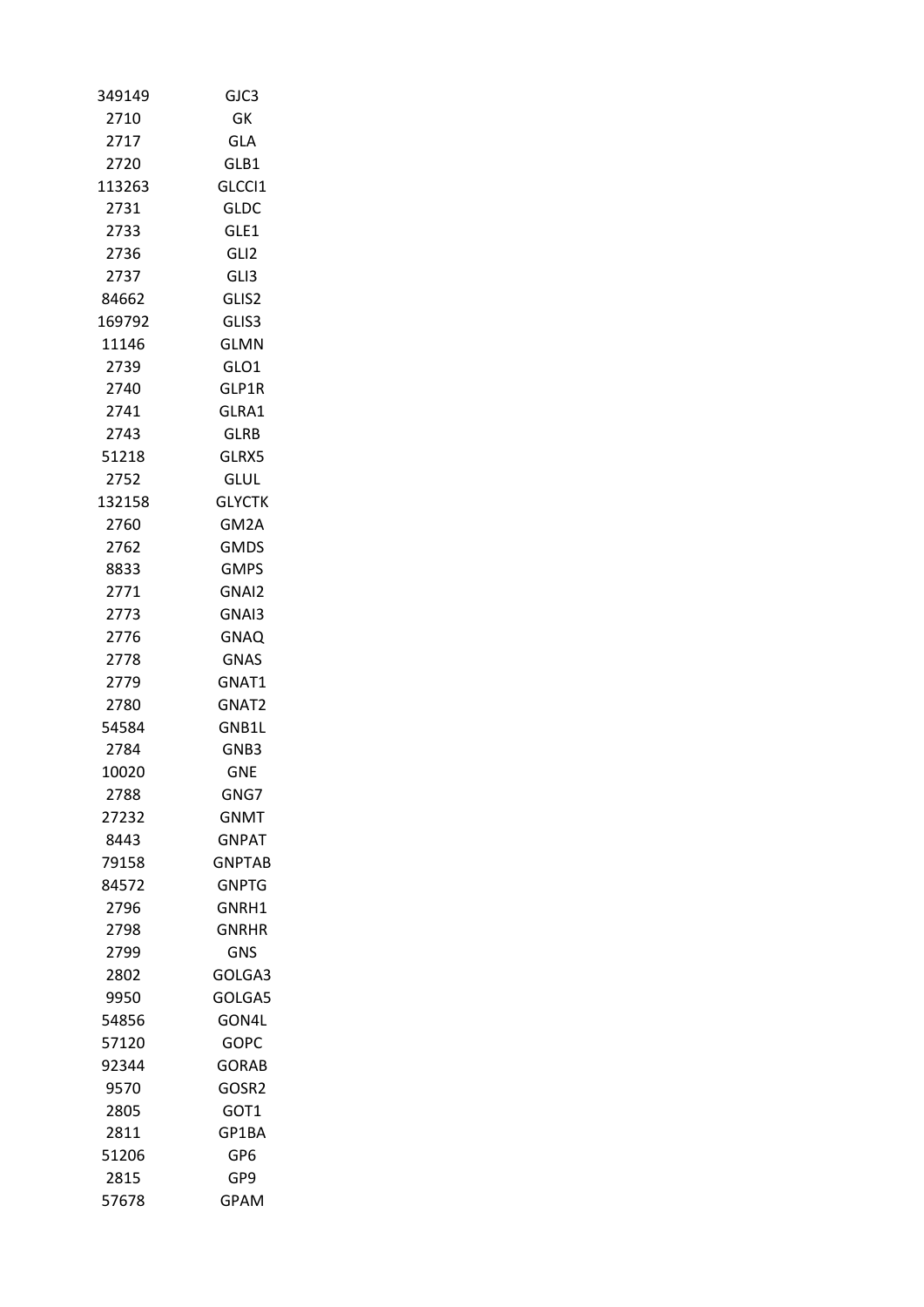| | |
|---|---|
| 349149 | GJC3 |
| 2710 | GK |
| 2717 | GLA |
| 2720 | GLB1 |
| 113263 | GLCCI1 |
| 2731 | GLDC |
| 2733 | GLE1 |
| 2736 | GLI2 |
| 2737 | GLI3 |
| 84662 | GLIS2 |
| 169792 | GLIS3 |
| 11146 | GLMN |
| 2739 | GLO1 |
| 2740 | GLP1R |
| 2741 | GLRA1 |
| 2743 | GLRB |
| 51218 | GLRX5 |
| 2752 | GLUL |
| 132158 | GLYCTK |
| 2760 | GM2A |
| 2762 | GMDS |
| 8833 | GMPS |
| 2771 | GNAI2 |
| 2773 | GNAI3 |
| 2776 | GNAQ |
| 2778 | GNAS |
| 2779 | GNAT1 |
| 2780 | GNAT2 |
| 54584 | GNB1L |
| 2784 | GNB3 |
| 10020 | GNE |
| 2788 | GNG7 |
| 27232 | GNMT |
| 8443 | GNPAT |
| 79158 | GNPTAB |
| 84572 | GNPTG |
| 2796 | GNRH1 |
| 2798 | GNRHR |
| 2799 | GNS |
| 2802 | GOLGA3 |
| 9950 | GOLGA5 |
| 54856 | GON4L |
| 57120 | GOPC |
| 92344 | GORAB |
| 9570 | GOSR2 |
| 2805 | GOT1 |
| 2811 | GP1BA |
| 51206 | GP6 |
| 2815 | GP9 |
| 57678 | GPAM |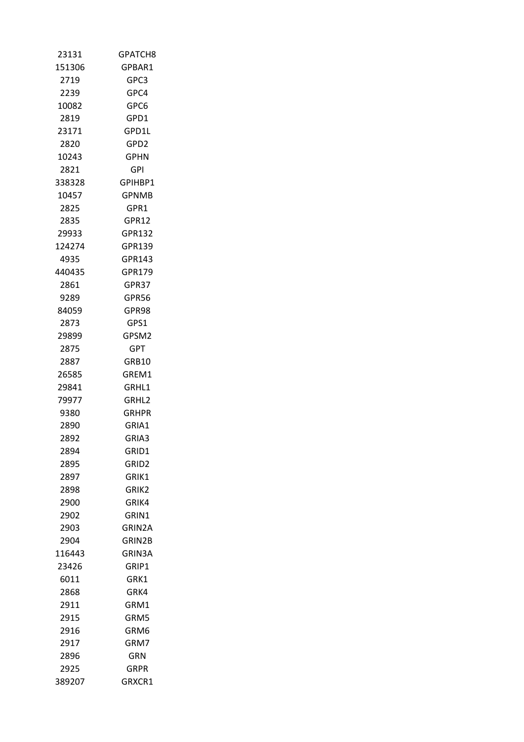| | |
|---|---|
| 23131 | GPATCH8 |
| 151306 | GPBAR1 |
| 2719 | GPC3 |
| 2239 | GPC4 |
| 10082 | GPC6 |
| 2819 | GPD1 |
| 23171 | GPD1L |
| 2820 | GPD2 |
| 10243 | GPHN |
| 2821 | GPI |
| 338328 | GPIHBP1 |
| 10457 | GPNMB |
| 2825 | GPR1 |
| 2835 | GPR12 |
| 29933 | GPR132 |
| 124274 | GPR139 |
| 4935 | GPR143 |
| 440435 | GPR179 |
| 2861 | GPR37 |
| 9289 | GPR56 |
| 84059 | GPR98 |
| 2873 | GPS1 |
| 29899 | GPSM2 |
| 2875 | GPT |
| 2887 | GRB10 |
| 26585 | GREM1 |
| 29841 | GRHL1 |
| 79977 | GRHL2 |
| 9380 | GRHPR |
| 2890 | GRIA1 |
| 2892 | GRIA3 |
| 2894 | GRID1 |
| 2895 | GRID2 |
| 2897 | GRIK1 |
| 2898 | GRIK2 |
| 2900 | GRIK4 |
| 2902 | GRIN1 |
| 2903 | GRIN2A |
| 2904 | GRIN2B |
| 116443 | GRIN3A |
| 23426 | GRIP1 |
| 6011 | GRK1 |
| 2868 | GRK4 |
| 2911 | GRM1 |
| 2915 | GRM5 |
| 2916 | GRM6 |
| 2917 | GRM7 |
| 2896 | GRN |
| 2925 | GRPR |
| 389207 | GRXCR1 |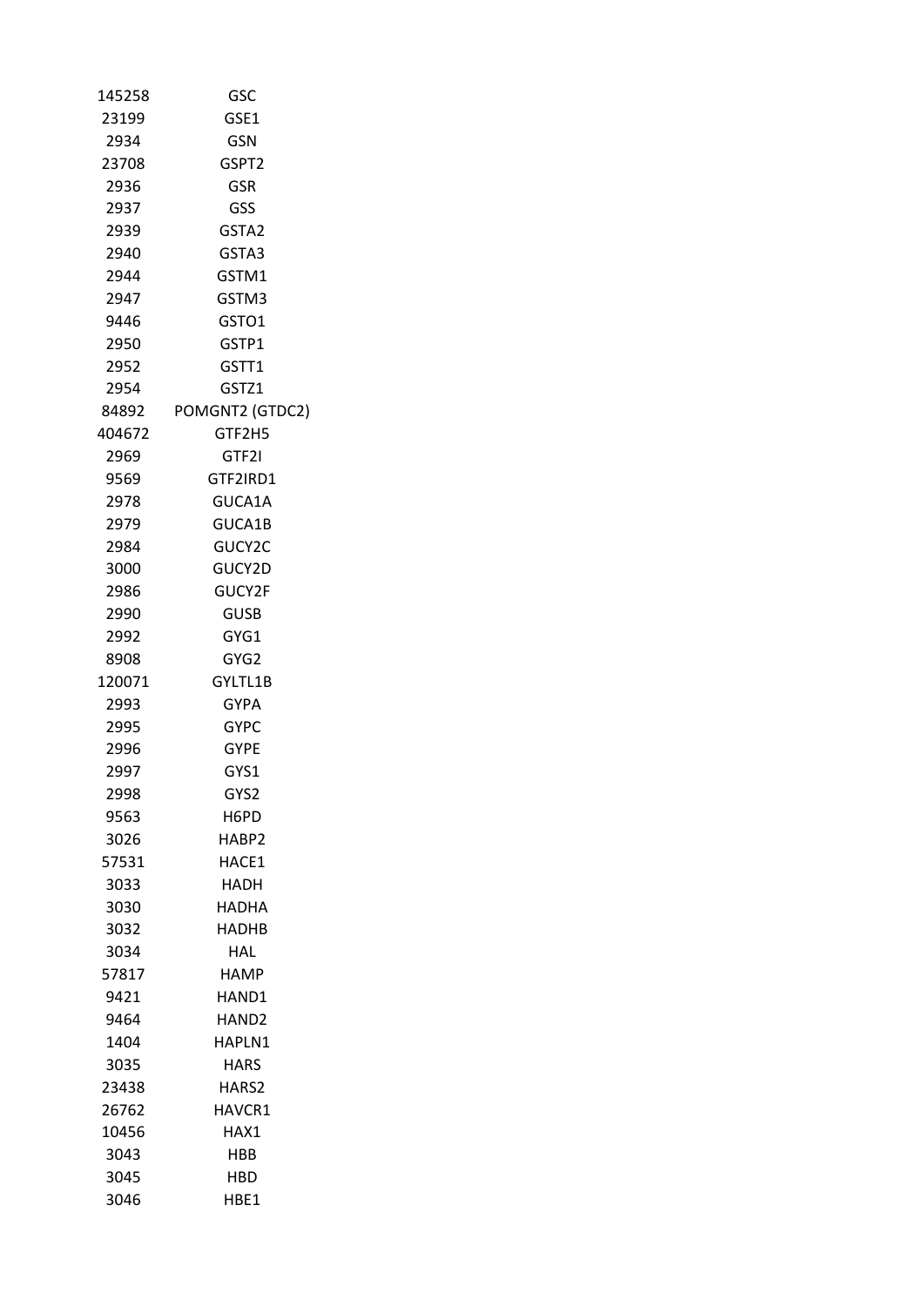| | |
|---|---|
| 145258 | GSC |
| 23199 | GSE1 |
| 2934 | GSN |
| 23708 | GSPT2 |
| 2936 | GSR |
| 2937 | GSS |
| 2939 | GSTA2 |
| 2940 | GSTA3 |
| 2944 | GSTM1 |
| 2947 | GSTM3 |
| 9446 | GSTO1 |
| 2950 | GSTP1 |
| 2952 | GSTT1 |
| 2954 | GSTZ1 |
| 84892 | POMGNT2 (GTDC2) |
| 404672 | GTF2H5 |
| 2969 | GTF2I |
| 9569 | GTF2IRD1 |
| 2978 | GUCA1A |
| 2979 | GUCA1B |
| 2984 | GUCY2C |
| 3000 | GUCY2D |
| 2986 | GUCY2F |
| 2990 | GUSB |
| 2992 | GYG1 |
| 8908 | GYG2 |
| 120071 | GYLTL1B |
| 2993 | GYPA |
| 2995 | GYPC |
| 2996 | GYPE |
| 2997 | GYS1 |
| 2998 | GYS2 |
| 9563 | H6PD |
| 3026 | HABP2 |
| 57531 | HACE1 |
| 3033 | HADH |
| 3030 | HADHA |
| 3032 | HADHB |
| 3034 | HAL |
| 57817 | HAMP |
| 9421 | HAND1 |
| 9464 | HAND2 |
| 1404 | HAPLN1 |
| 3035 | HARS |
| 23438 | HARS2 |
| 26762 | HAVCR1 |
| 10456 | HAX1 |
| 3043 | HBB |
| 3045 | HBD |
| 3046 | HBE1 |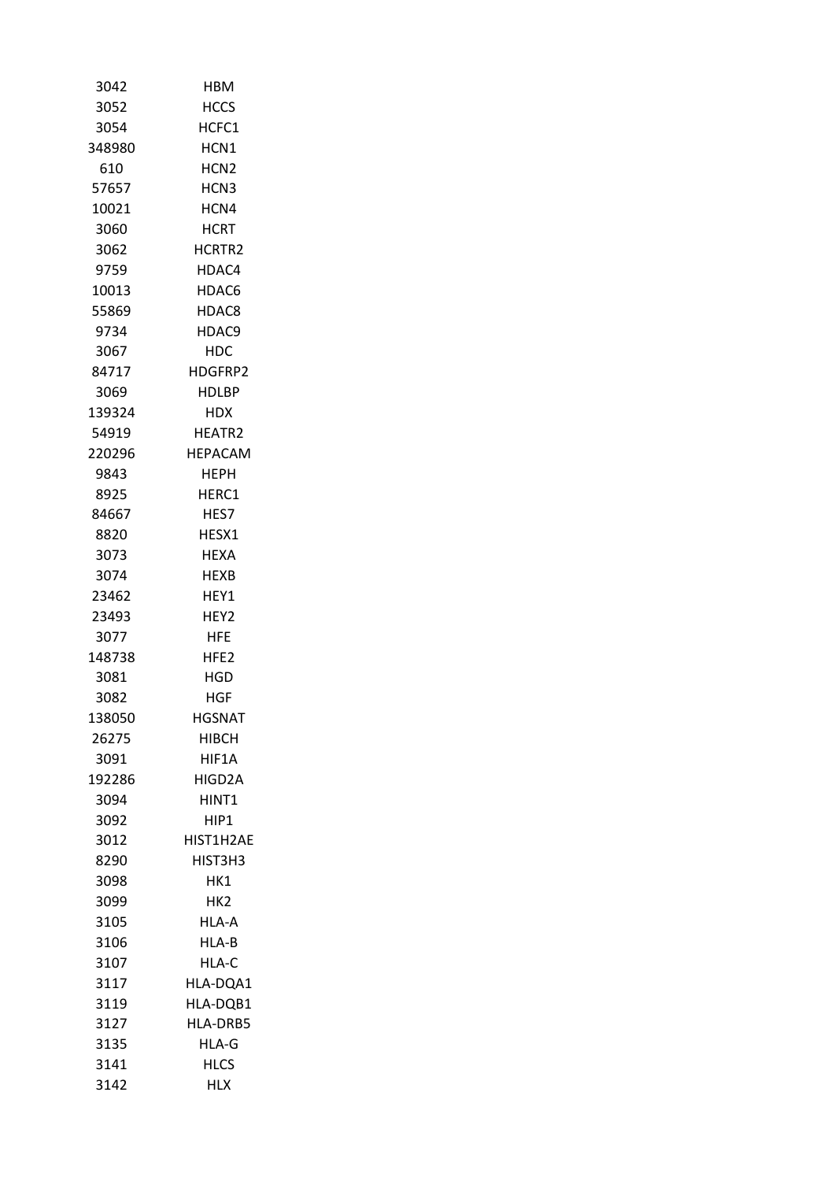| | |
|---|---|
| 3042 | HBM |
| 3052 | HCCS |
| 3054 | HCFC1 |
| 348980 | HCN1 |
| 610 | HCN2 |
| 57657 | HCN3 |
| 10021 | HCN4 |
| 3060 | HCRT |
| 3062 | HCRTR2 |
| 9759 | HDAC4 |
| 10013 | HDAC6 |
| 55869 | HDAC8 |
| 9734 | HDAC9 |
| 3067 | HDC |
| 84717 | HDGFRP2 |
| 3069 | HDLBP |
| 139324 | HDX |
| 54919 | HEATR2 |
| 220296 | HEPACAM |
| 9843 | HEPH |
| 8925 | HERC1 |
| 84667 | HES7 |
| 8820 | HESX1 |
| 3073 | HEXA |
| 3074 | HEXB |
| 23462 | HEY1 |
| 23493 | HEY2 |
| 3077 | HFE |
| 148738 | HFE2 |
| 3081 | HGD |
| 3082 | HGF |
| 138050 | HGSNAT |
| 26275 | HIBCH |
| 3091 | HIF1A |
| 192286 | HIGD2A |
| 3094 | HINT1 |
| 3092 | HIP1 |
| 3012 | HIST1H2AE |
| 8290 | HIST3H3 |
| 3098 | HK1 |
| 3099 | HK2 |
| 3105 | HLA-A |
| 3106 | HLA-B |
| 3107 | HLA-C |
| 3117 | HLA-DQA1 |
| 3119 | HLA-DQB1 |
| 3127 | HLA-DRB5 |
| 3135 | HLA-G |
| 3141 | HLCS |
| 3142 | HLX |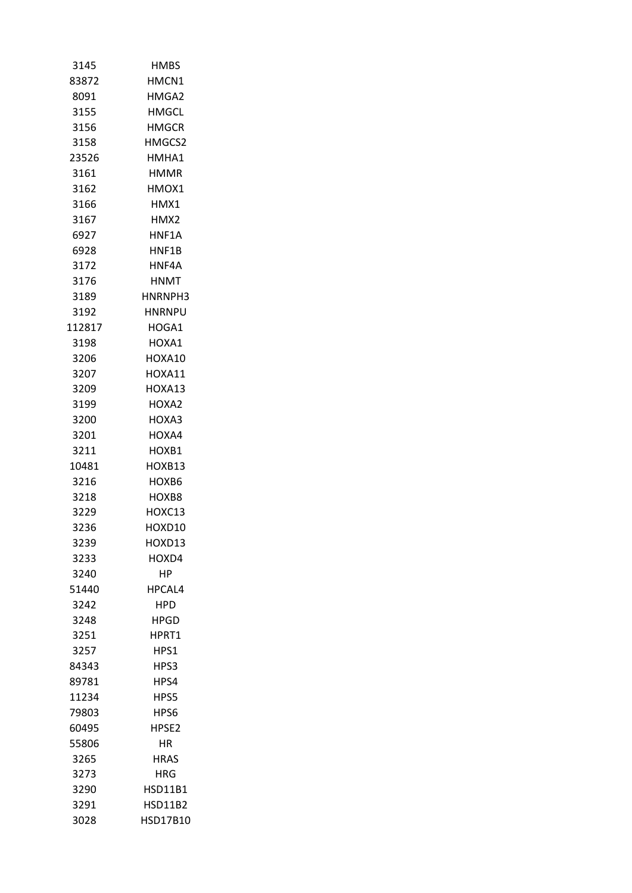| | |
|---|---|
| 3145 | HMBS |
| 83872 | HMCN1 |
| 8091 | HMGA2 |
| 3155 | HMGCL |
| 3156 | HMGCR |
| 3158 | HMGCS2 |
| 23526 | HMHA1 |
| 3161 | HMMR |
| 3162 | HMOX1 |
| 3166 | HMX1 |
| 3167 | HMX2 |
| 6927 | HNF1A |
| 6928 | HNF1B |
| 3172 | HNF4A |
| 3176 | HNMT |
| 3189 | HNRNPH3 |
| 3192 | HNRNPU |
| 112817 | HOGA1 |
| 3198 | HOXA1 |
| 3206 | HOXA10 |
| 3207 | HOXA11 |
| 3209 | HOXA13 |
| 3199 | HOXA2 |
| 3200 | HOXA3 |
| 3201 | HOXA4 |
| 3211 | HOXB1 |
| 10481 | HOXB13 |
| 3216 | HOXB6 |
| 3218 | HOXB8 |
| 3229 | HOXC13 |
| 3236 | HOXD10 |
| 3239 | HOXD13 |
| 3233 | HOXD4 |
| 3240 | HP |
| 51440 | HPCAL4 |
| 3242 | HPD |
| 3248 | HPGD |
| 3251 | HPRT1 |
| 3257 | HPS1 |
| 84343 | HPS3 |
| 89781 | HPS4 |
| 11234 | HPS5 |
| 79803 | HPS6 |
| 60495 | HPSE2 |
| 55806 | HR |
| 3265 | HRAS |
| 3273 | HRG |
| 3290 | HSD11B1 |
| 3291 | HSD11B2 |
| 3028 | HSD17B10 |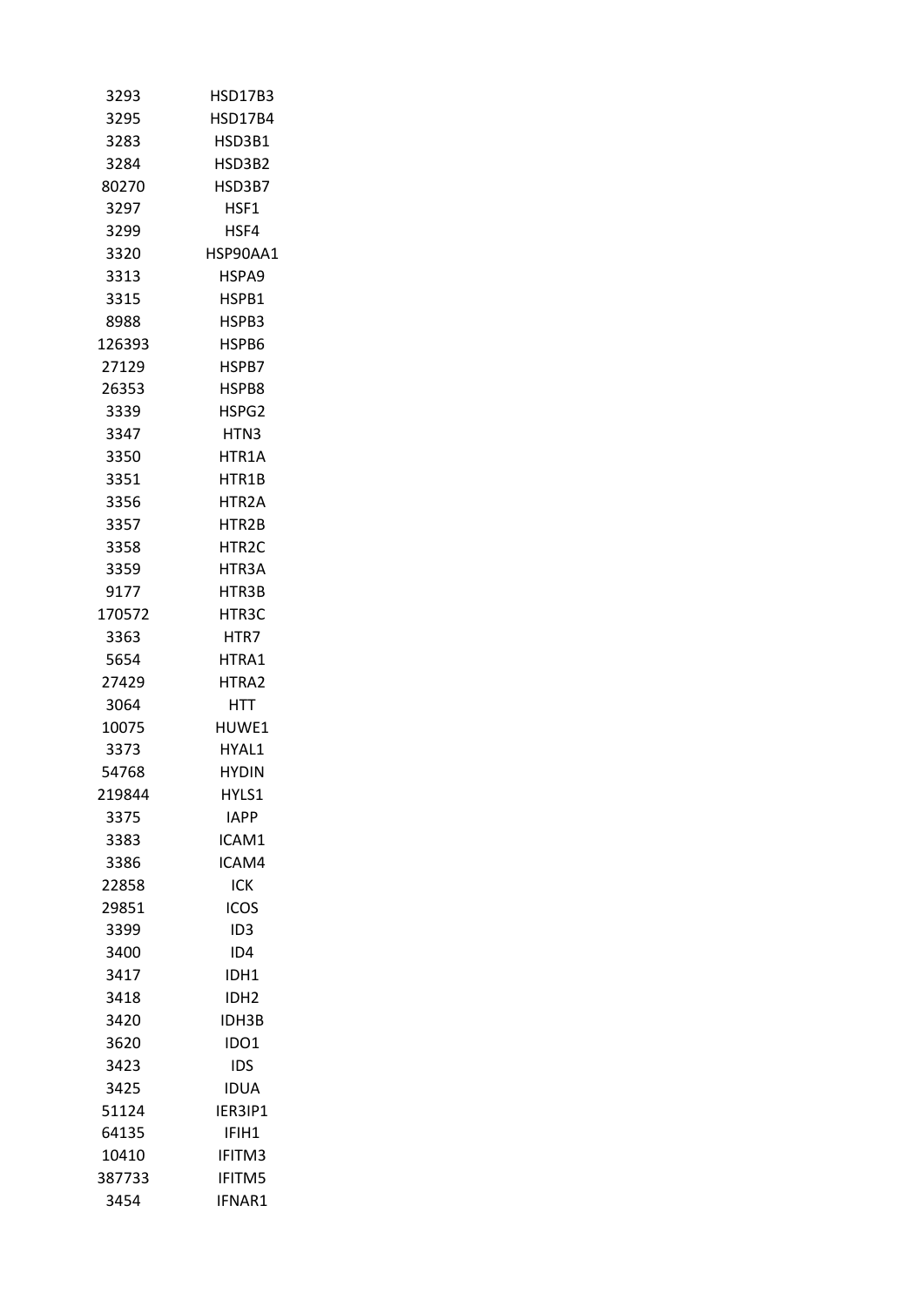| | |
|---|---|
| 3293 | HSD17B3 |
| 3295 | HSD17B4 |
| 3283 | HSD3B1 |
| 3284 | HSD3B2 |
| 80270 | HSD3B7 |
| 3297 | HSF1 |
| 3299 | HSF4 |
| 3320 | HSP90AA1 |
| 3313 | HSPA9 |
| 3315 | HSPB1 |
| 8988 | HSPB3 |
| 126393 | HSPB6 |
| 27129 | HSPB7 |
| 26353 | HSPB8 |
| 3339 | HSPG2 |
| 3347 | HTN3 |
| 3350 | HTR1A |
| 3351 | HTR1B |
| 3356 | HTR2A |
| 3357 | HTR2B |
| 3358 | HTR2C |
| 3359 | HTR3A |
| 9177 | HTR3B |
| 170572 | HTR3C |
| 3363 | HTR7 |
| 5654 | HTRA1 |
| 27429 | HTRA2 |
| 3064 | HTT |
| 10075 | HUWE1 |
| 3373 | HYAL1 |
| 54768 | HYDIN |
| 219844 | HYLS1 |
| 3375 | IAPP |
| 3383 | ICAM1 |
| 3386 | ICAM4 |
| 22858 | ICK |
| 29851 | ICOS |
| 3399 | ID3 |
| 3400 | ID4 |
| 3417 | IDH1 |
| 3418 | IDH2 |
| 3420 | IDH3B |
| 3620 | IDO1 |
| 3423 | IDS |
| 3425 | IDUA |
| 51124 | IER3IP1 |
| 64135 | IFIH1 |
| 10410 | IFITM3 |
| 387733 | IFITM5 |
| 3454 | IFNAR1 |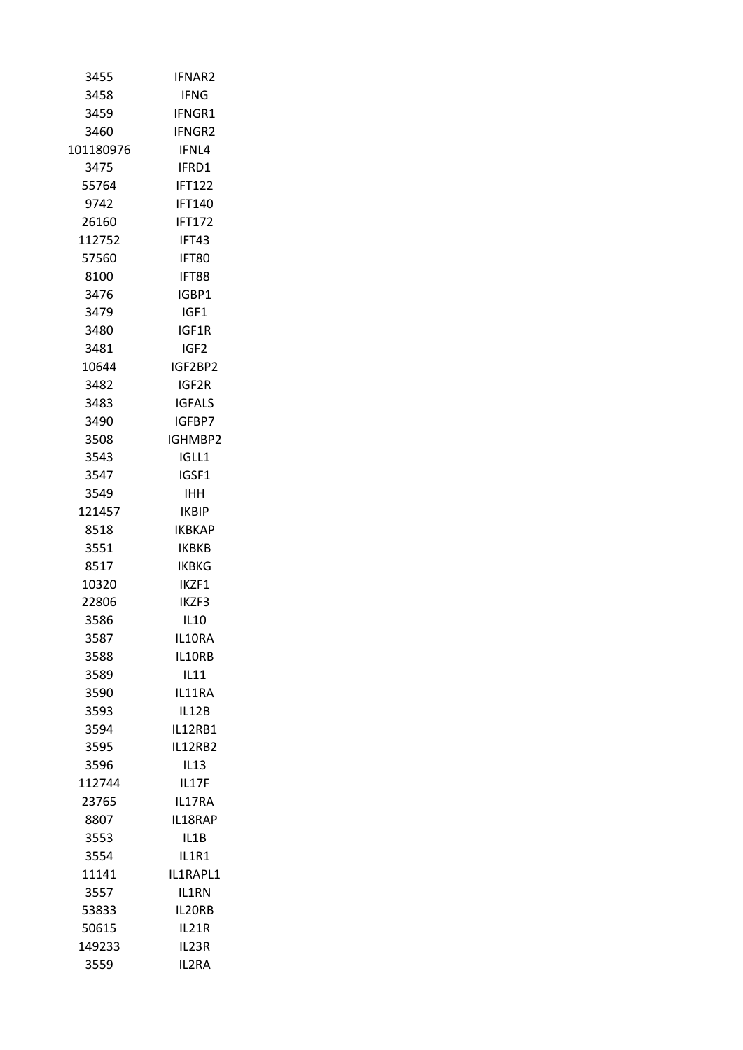| | |
|---|---|
| 3455 | IFNAR2 |
| 3458 | IFNG |
| 3459 | IFNGR1 |
| 3460 | IFNGR2 |
| 101180976 | IFNL4 |
| 3475 | IFRD1 |
| 55764 | IFT122 |
| 9742 | IFT140 |
| 26160 | IFT172 |
| 112752 | IFT43 |
| 57560 | IFT80 |
| 8100 | IFT88 |
| 3476 | IGBP1 |
| 3479 | IGF1 |
| 3480 | IGF1R |
| 3481 | IGF2 |
| 10644 | IGF2BP2 |
| 3482 | IGF2R |
| 3483 | IGFALS |
| 3490 | IGFBP7 |
| 3508 | IGHMBP2 |
| 3543 | IGLL1 |
| 3547 | IGSF1 |
| 3549 | IHH |
| 121457 | IKBIP |
| 8518 | IKBKAP |
| 3551 | IKBKB |
| 8517 | IKBKG |
| 10320 | IKZF1 |
| 22806 | IKZF3 |
| 3586 | IL10 |
| 3587 | IL10RA |
| 3588 | IL10RB |
| 3589 | IL11 |
| 3590 | IL11RA |
| 3593 | IL12B |
| 3594 | IL12RB1 |
| 3595 | IL12RB2 |
| 3596 | IL13 |
| 112744 | IL17F |
| 23765 | IL17RA |
| 8807 | IL18RAP |
| 3553 | IL1B |
| 3554 | IL1R1 |
| 11141 | IL1RAPL1 |
| 3557 | IL1RN |
| 53833 | IL20RB |
| 50615 | IL21R |
| 149233 | IL23R |
| 3559 | IL2RA |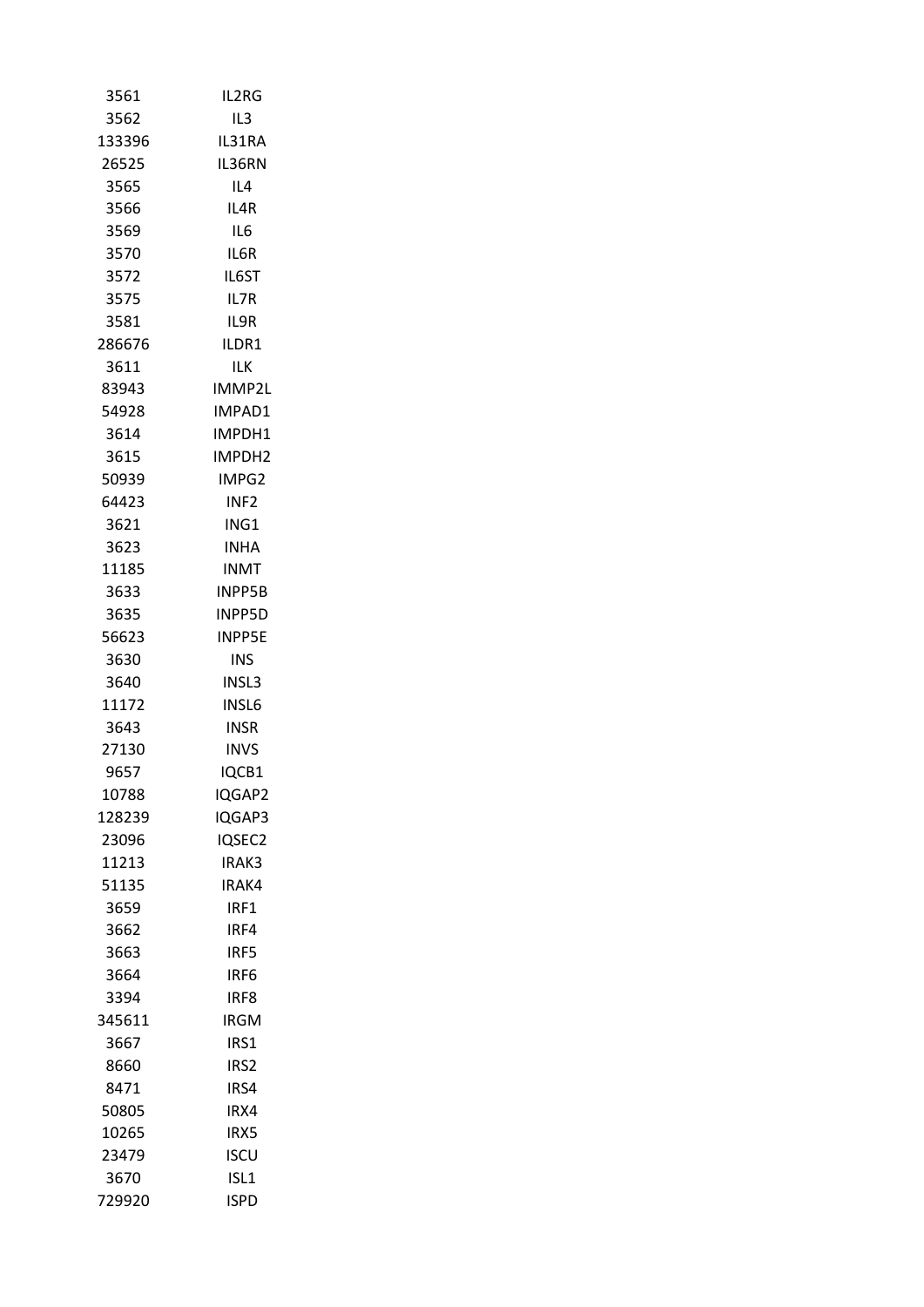| | |
|---|---|
| 3561 | IL2RG |
| 3562 | IL3 |
| 133396 | IL31RA |
| 26525 | IL36RN |
| 3565 | IL4 |
| 3566 | IL4R |
| 3569 | IL6 |
| 3570 | IL6R |
| 3572 | IL6ST |
| 3575 | IL7R |
| 3581 | IL9R |
| 286676 | ILDR1 |
| 3611 | ILK |
| 83943 | IMMP2L |
| 54928 | IMPAD1 |
| 3614 | IMPDH1 |
| 3615 | IMPDH2 |
| 50939 | IMPG2 |
| 64423 | INF2 |
| 3621 | ING1 |
| 3623 | INHA |
| 11185 | INMT |
| 3633 | INPP5B |
| 3635 | INPP5D |
| 56623 | INPP5E |
| 3630 | INS |
| 3640 | INSL3 |
| 11172 | INSL6 |
| 3643 | INSR |
| 27130 | INVS |
| 9657 | IQCB1 |
| 10788 | IQGAP2 |
| 128239 | IQGAP3 |
| 23096 | IQSEC2 |
| 11213 | IRAK3 |
| 51135 | IRAK4 |
| 3659 | IRF1 |
| 3662 | IRF4 |
| 3663 | IRF5 |
| 3664 | IRF6 |
| 3394 | IRF8 |
| 345611 | IRGM |
| 3667 | IRS1 |
| 8660 | IRS2 |
| 8471 | IRS4 |
| 50805 | IRX4 |
| 10265 | IRX5 |
| 23479 | ISCU |
| 3670 | ISL1 |
| 729920 | ISPD |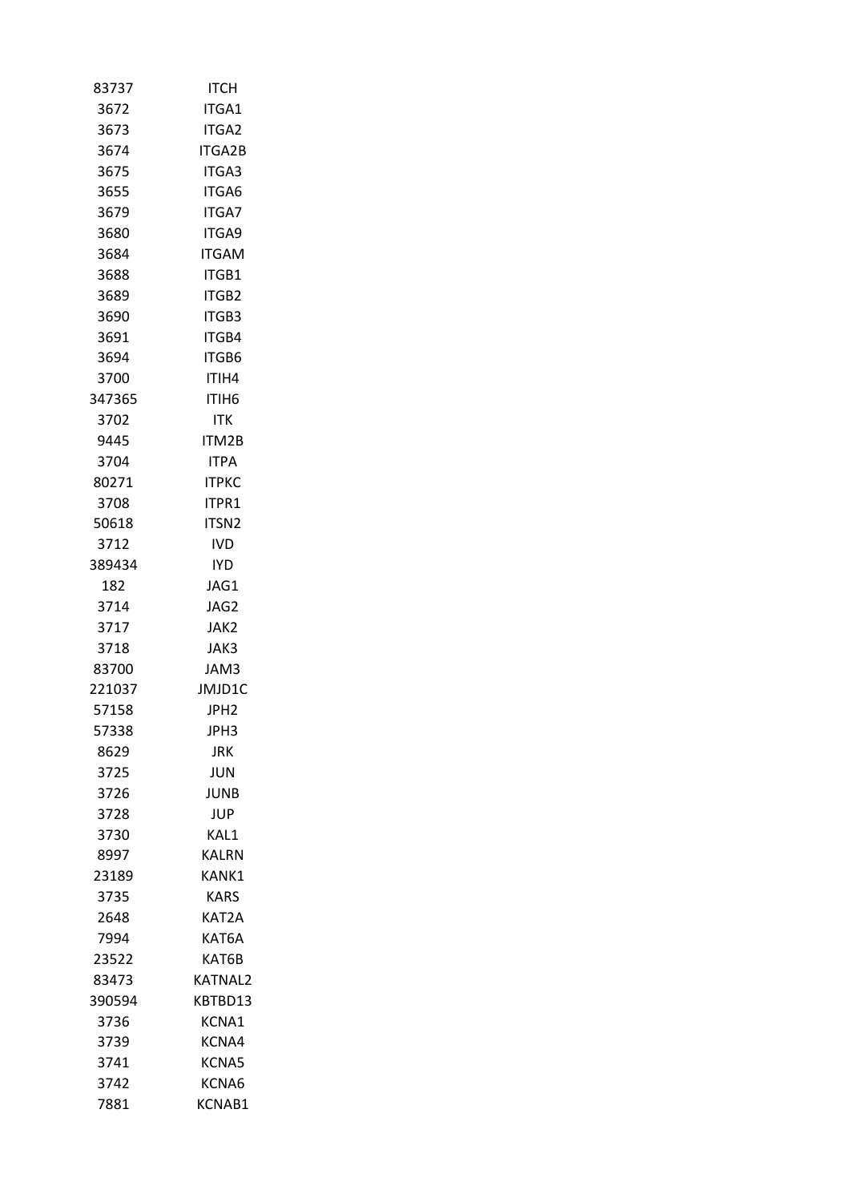| | |
|---|---|
| 83737 | ITCH |
| 3672 | ITGA1 |
| 3673 | ITGA2 |
| 3674 | ITGA2B |
| 3675 | ITGA3 |
| 3655 | ITGA6 |
| 3679 | ITGA7 |
| 3680 | ITGA9 |
| 3684 | ITGAM |
| 3688 | ITGB1 |
| 3689 | ITGB2 |
| 3690 | ITGB3 |
| 3691 | ITGB4 |
| 3694 | ITGB6 |
| 3700 | ITIH4 |
| 347365 | ITIH6 |
| 3702 | ITK |
| 9445 | ITM2B |
| 3704 | ITPA |
| 80271 | ITPKC |
| 3708 | ITPR1 |
| 50618 | ITSN2 |
| 3712 | IVD |
| 389434 | IYD |
| 182 | JAG1 |
| 3714 | JAG2 |
| 3717 | JAK2 |
| 3718 | JAK3 |
| 83700 | JAM3 |
| 221037 | JMJD1C |
| 57158 | JPH2 |
| 57338 | JPH3 |
| 8629 | JRK |
| 3725 | JUN |
| 3726 | JUNB |
| 3728 | JUP |
| 3730 | KAL1 |
| 8997 | KALRN |
| 23189 | KANK1 |
| 3735 | KARS |
| 2648 | KAT2A |
| 7994 | KAT6A |
| 23522 | KAT6B |
| 83473 | KATNAL2 |
| 390594 | KBTBD13 |
| 3736 | KCNA1 |
| 3739 | KCNA4 |
| 3741 | KCNA5 |
| 3742 | KCNA6 |
| 7881 | KCNAB1 |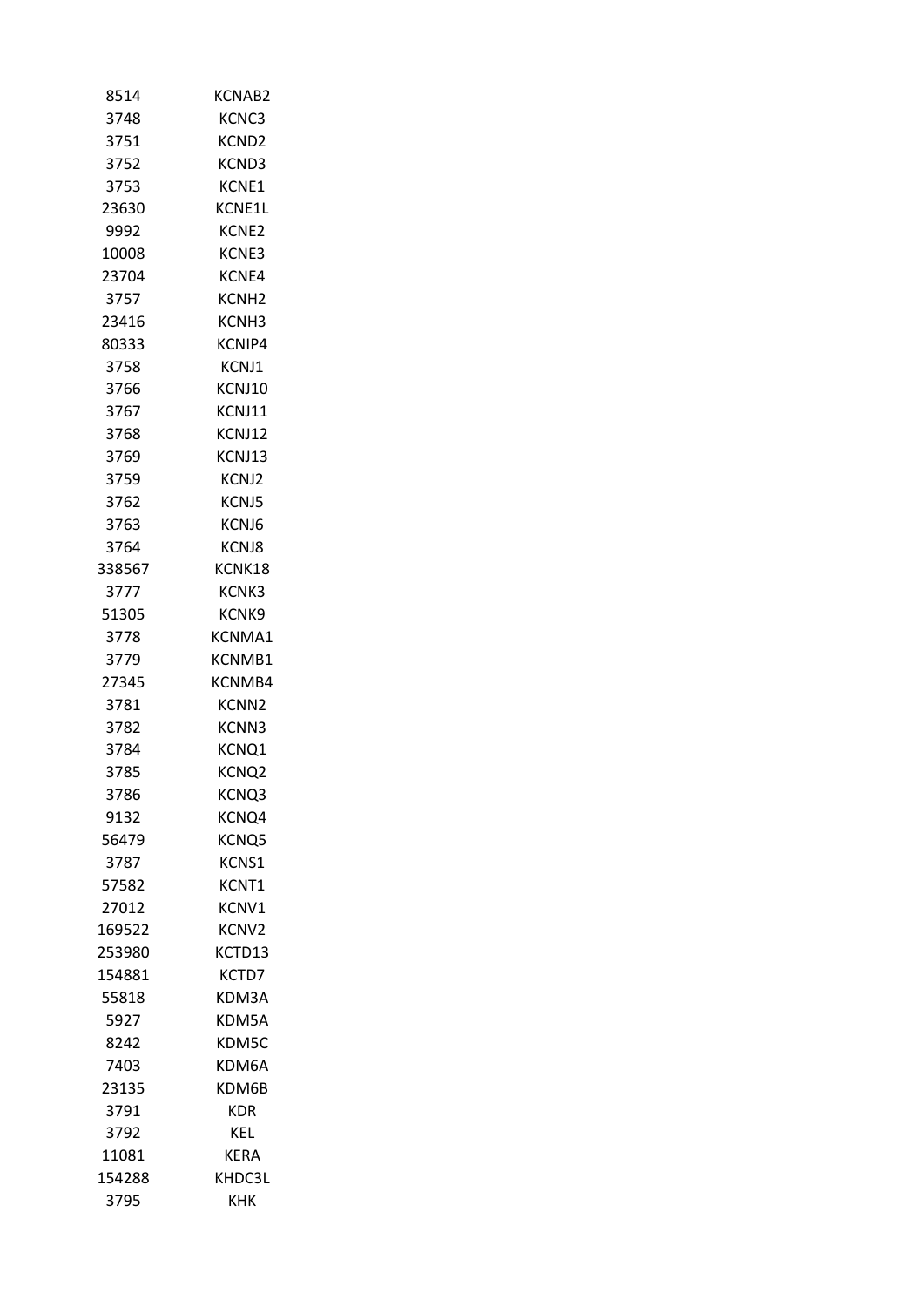| | |
|---|---|
| 8514 | KCNAB2 |
| 3748 | KCNC3 |
| 3751 | KCND2 |
| 3752 | KCND3 |
| 3753 | KCNE1 |
| 23630 | KCNE1L |
| 9992 | KCNE2 |
| 10008 | KCNE3 |
| 23704 | KCNE4 |
| 3757 | KCNH2 |
| 23416 | KCNH3 |
| 80333 | KCNIP4 |
| 3758 | KCNJ1 |
| 3766 | KCNJ10 |
| 3767 | KCNJ11 |
| 3768 | KCNJ12 |
| 3769 | KCNJ13 |
| 3759 | KCNJ2 |
| 3762 | KCNJ5 |
| 3763 | KCNJ6 |
| 3764 | KCNJ8 |
| 338567 | KCNK18 |
| 3777 | KCNK3 |
| 51305 | KCNK9 |
| 3778 | KCNMA1 |
| 3779 | KCNMB1 |
| 27345 | KCNMB4 |
| 3781 | KCNN2 |
| 3782 | KCNN3 |
| 3784 | KCNQ1 |
| 3785 | KCNQ2 |
| 3786 | KCNQ3 |
| 9132 | KCNQ4 |
| 56479 | KCNQ5 |
| 3787 | KCNS1 |
| 57582 | KCNT1 |
| 27012 | KCNV1 |
| 169522 | KCNV2 |
| 253980 | KCTD13 |
| 154881 | KCTD7 |
| 55818 | KDM3A |
| 5927 | KDM5A |
| 8242 | KDM5C |
| 7403 | KDM6A |
| 23135 | KDM6B |
| 3791 | KDR |
| 3792 | KEL |
| 11081 | KERA |
| 154288 | KHDC3L |
| 3795 | KHK |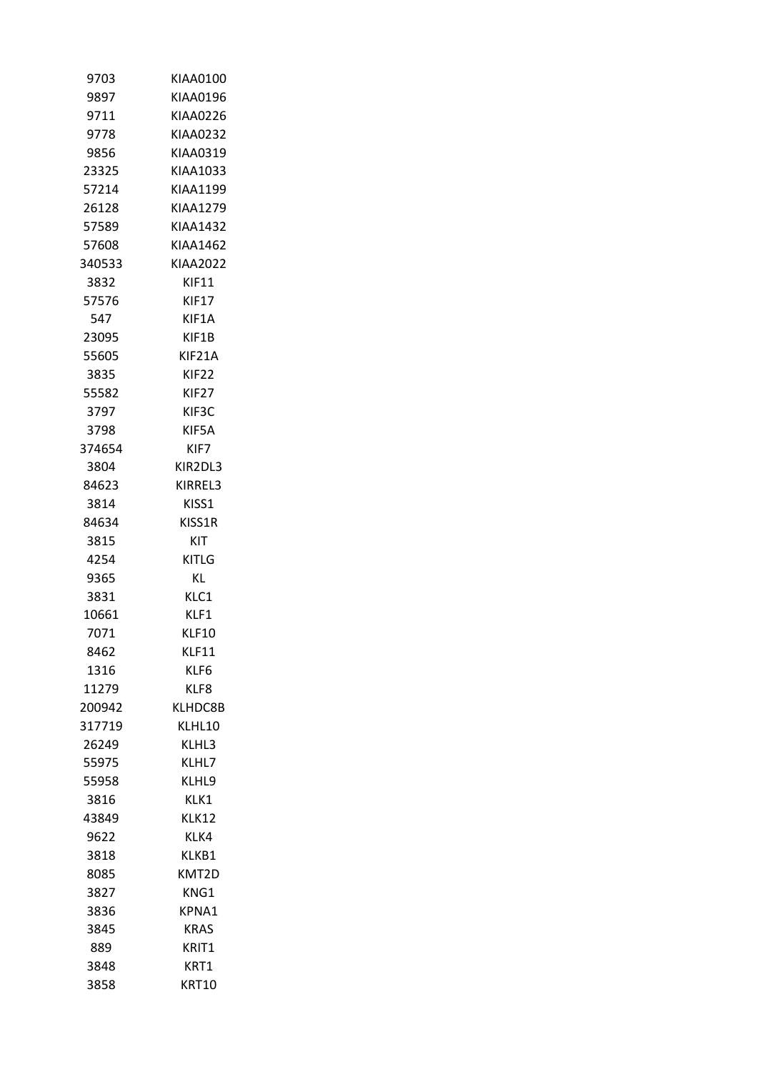| | |
|---|---|
| 9703 | KIAA0100 |
| 9897 | KIAA0196 |
| 9711 | KIAA0226 |
| 9778 | KIAA0232 |
| 9856 | KIAA0319 |
| 23325 | KIAA1033 |
| 57214 | KIAA1199 |
| 26128 | KIAA1279 |
| 57589 | KIAA1432 |
| 57608 | KIAA1462 |
| 340533 | KIAA2022 |
| 3832 | KIF11 |
| 57576 | KIF17 |
| 547 | KIF1A |
| 23095 | KIF1B |
| 55605 | KIF21A |
| 3835 | KIF22 |
| 55582 | KIF27 |
| 3797 | KIF3C |
| 3798 | KIF5A |
| 374654 | KIF7 |
| 3804 | KIR2DL3 |
| 84623 | KIRREL3 |
| 3814 | KISS1 |
| 84634 | KISS1R |
| 3815 | KIT |
| 4254 | KITLG |
| 9365 | KL |
| 3831 | KLC1 |
| 10661 | KLF1 |
| 7071 | KLF10 |
| 8462 | KLF11 |
| 1316 | KLF6 |
| 11279 | KLF8 |
| 200942 | KLHDC8B |
| 317719 | KLHL10 |
| 26249 | KLHL3 |
| 55975 | KLHL7 |
| 55958 | KLHL9 |
| 3816 | KLK1 |
| 43849 | KLK12 |
| 9622 | KLK4 |
| 3818 | KLKB1 |
| 8085 | KMT2D |
| 3827 | KNG1 |
| 3836 | KPNA1 |
| 3845 | KRAS |
| 889 | KRIT1 |
| 3848 | KRT1 |
| 3858 | KRT10 |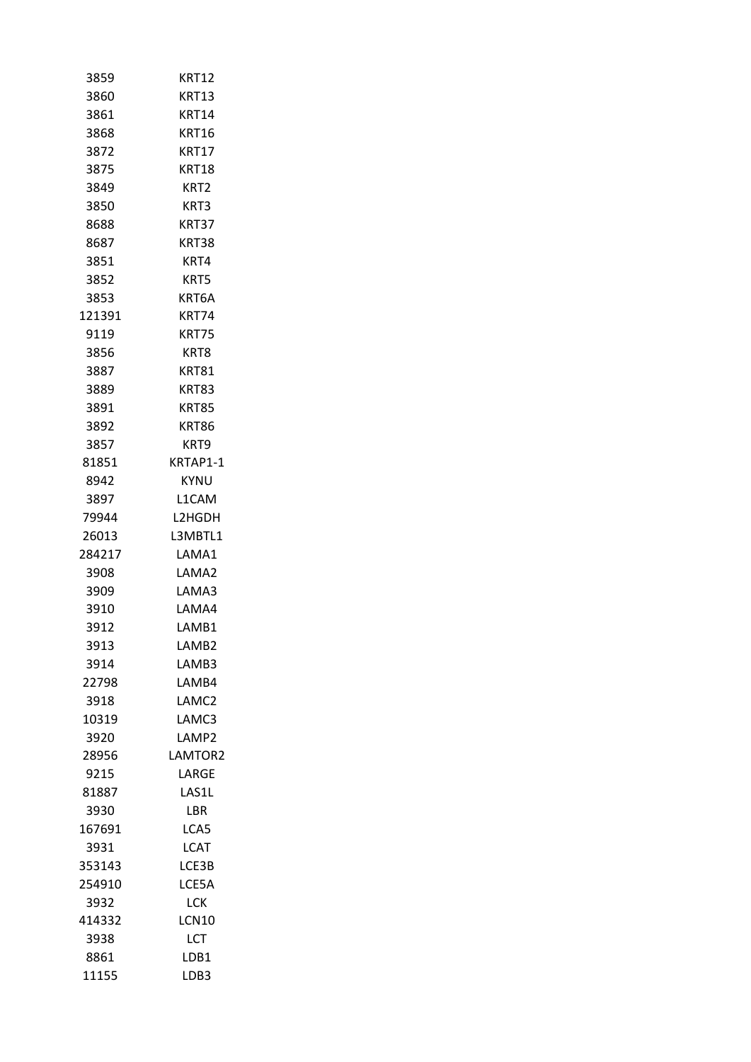| | |
|---|---|
| 3859 | KRT12 |
| 3860 | KRT13 |
| 3861 | KRT14 |
| 3868 | KRT16 |
| 3872 | KRT17 |
| 3875 | KRT18 |
| 3849 | KRT2 |
| 3850 | KRT3 |
| 8688 | KRT37 |
| 8687 | KRT38 |
| 3851 | KRT4 |
| 3852 | KRT5 |
| 3853 | KRT6A |
| 121391 | KRT74 |
| 9119 | KRT75 |
| 3856 | KRT8 |
| 3887 | KRT81 |
| 3889 | KRT83 |
| 3891 | KRT85 |
| 3892 | KRT86 |
| 3857 | KRT9 |
| 81851 | KRTAP1-1 |
| 8942 | KYNU |
| 3897 | L1CAM |
| 79944 | L2HGDH |
| 26013 | L3MBTL1 |
| 284217 | LAMA1 |
| 3908 | LAMA2 |
| 3909 | LAMA3 |
| 3910 | LAMA4 |
| 3912 | LAMB1 |
| 3913 | LAMB2 |
| 3914 | LAMB3 |
| 22798 | LAMB4 |
| 3918 | LAMC2 |
| 10319 | LAMC3 |
| 3920 | LAMP2 |
| 28956 | LAMTOR2 |
| 9215 | LARGE |
| 81887 | LAS1L |
| 3930 | LBR |
| 167691 | LCA5 |
| 3931 | LCAT |
| 353143 | LCE3B |
| 254910 | LCE5A |
| 3932 | LCK |
| 414332 | LCN10 |
| 3938 | LCT |
| 8861 | LDB1 |
| 11155 | LDB3 |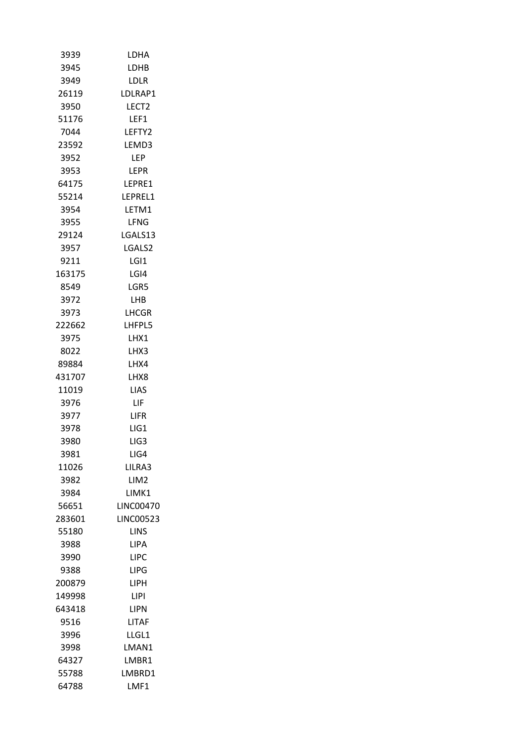| | |
|---|---|
| 3939 | LDHA |
| 3945 | LDHB |
| 3949 | LDLR |
| 26119 | LDLRAP1 |
| 3950 | LECT2 |
| 51176 | LEF1 |
| 7044 | LEFTY2 |
| 23592 | LEMD3 |
| 3952 | LEP |
| 3953 | LEPR |
| 64175 | LEPRE1 |
| 55214 | LEPREL1 |
| 3954 | LETM1 |
| 3955 | LFNG |
| 29124 | LGALS13 |
| 3957 | LGALS2 |
| 9211 | LGI1 |
| 163175 | LGI4 |
| 8549 | LGR5 |
| 3972 | LHB |
| 3973 | LHCGR |
| 222662 | LHFPL5 |
| 3975 | LHX1 |
| 8022 | LHX3 |
| 89884 | LHX4 |
| 431707 | LHX8 |
| 11019 | LIAS |
| 3976 | LIF |
| 3977 | LIFR |
| 3978 | LIG1 |
| 3980 | LIG3 |
| 3981 | LIG4 |
| 11026 | LILRA3 |
| 3982 | LIM2 |
| 3984 | LIMK1 |
| 56651 | LINC00470 |
| 283601 | LINC00523 |
| 55180 | LINS |
| 3988 | LIPA |
| 3990 | LIPC |
| 9388 | LIPG |
| 200879 | LIPH |
| 149998 | LIPI |
| 643418 | LIPN |
| 9516 | LITAF |
| 3996 | LLGL1 |
| 3998 | LMAN1 |
| 64327 | LMBR1 |
| 55788 | LMBRD1 |
| 64788 | LMF1 |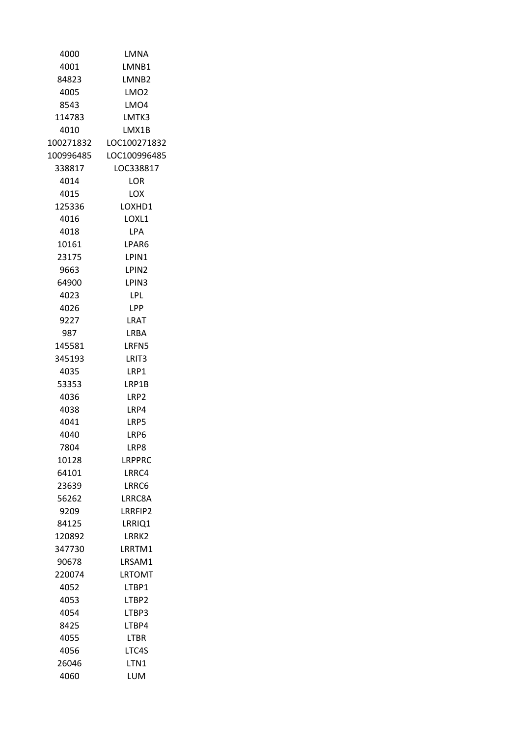| | |
|---|---|
| 4000 | LMNA |
| 4001 | LMNB1 |
| 84823 | LMNB2 |
| 4005 | LMO2 |
| 8543 | LMO4 |
| 114783 | LMTK3 |
| 4010 | LMX1B |
| 100271832 | LOC100271832 |
| 100996485 | LOC100996485 |
| 338817 | LOC338817 |
| 4014 | LOR |
| 4015 | LOX |
| 125336 | LOXHD1 |
| 4016 | LOXL1 |
| 4018 | LPA |
| 10161 | LPAR6 |
| 23175 | LPIN1 |
| 9663 | LPIN2 |
| 64900 | LPIN3 |
| 4023 | LPL |
| 4026 | LPP |
| 9227 | LRAT |
| 987 | LRBA |
| 145581 | LRFN5 |
| 345193 | LRIT3 |
| 4035 | LRP1 |
| 53353 | LRP1B |
| 4036 | LRP2 |
| 4038 | LRP4 |
| 4041 | LRP5 |
| 4040 | LRP6 |
| 7804 | LRP8 |
| 10128 | LRPPRC |
| 64101 | LRRC4 |
| 23639 | LRRC6 |
| 56262 | LRRC8A |
| 9209 | LRRFIP2 |
| 84125 | LRRIQ1 |
| 120892 | LRRK2 |
| 347730 | LRRTM1 |
| 90678 | LRSAM1 |
| 220074 | LRTOMT |
| 4052 | LTBP1 |
| 4053 | LTBP2 |
| 4054 | LTBP3 |
| 8425 | LTBP4 |
| 4055 | LTBR |
| 4056 | LTC4S |
| 26046 | LTN1 |
| 4060 | LUM |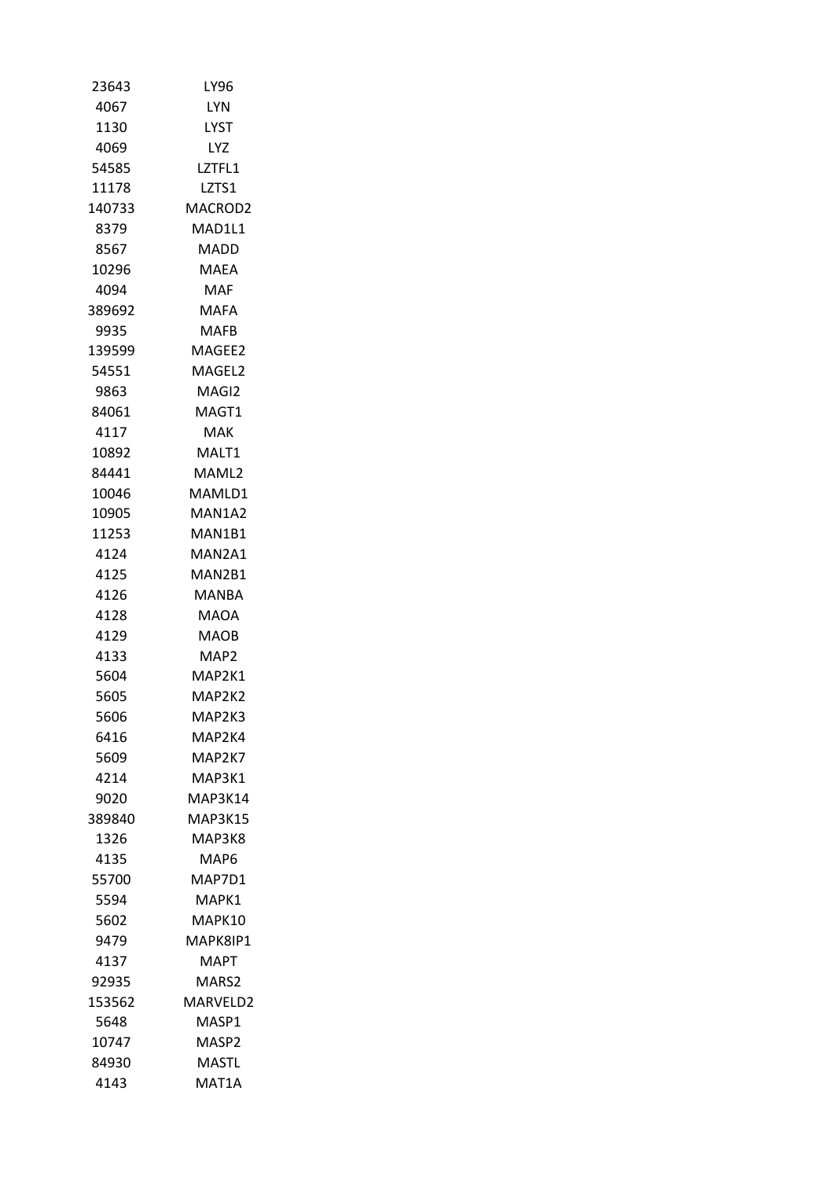| | |
|---|---|
| 23643 | LY96 |
| 4067 | LYN |
| 1130 | LYST |
| 4069 | LYZ |
| 54585 | LZTFL1 |
| 11178 | LZTS1 |
| 140733 | MACROD2 |
| 8379 | MAD1L1 |
| 8567 | MADD |
| 10296 | MAEA |
| 4094 | MAF |
| 389692 | MAFA |
| 9935 | MAFB |
| 139599 | MAGEE2 |
| 54551 | MAGEL2 |
| 9863 | MAGI2 |
| 84061 | MAGT1 |
| 4117 | MAK |
| 10892 | MALT1 |
| 84441 | MAML2 |
| 10046 | MAMLD1 |
| 10905 | MAN1A2 |
| 11253 | MAN1B1 |
| 4124 | MAN2A1 |
| 4125 | MAN2B1 |
| 4126 | MANBA |
| 4128 | MAOA |
| 4129 | MAOB |
| 4133 | MAP2 |
| 5604 | MAP2K1 |
| 5605 | MAP2K2 |
| 5606 | MAP2K3 |
| 6416 | MAP2K4 |
| 5609 | MAP2K7 |
| 4214 | MAP3K1 |
| 9020 | MAP3K14 |
| 389840 | MAP3K15 |
| 1326 | MAP3K8 |
| 4135 | MAP6 |
| 55700 | MAP7D1 |
| 5594 | MAPK1 |
| 5602 | MAPK10 |
| 9479 | MAPK8IP1 |
| 4137 | MAPT |
| 92935 | MARS2 |
| 153562 | MARVELD2 |
| 5648 | MASP1 |
| 10747 | MASP2 |
| 84930 | MASTL |
| 4143 | MAT1A |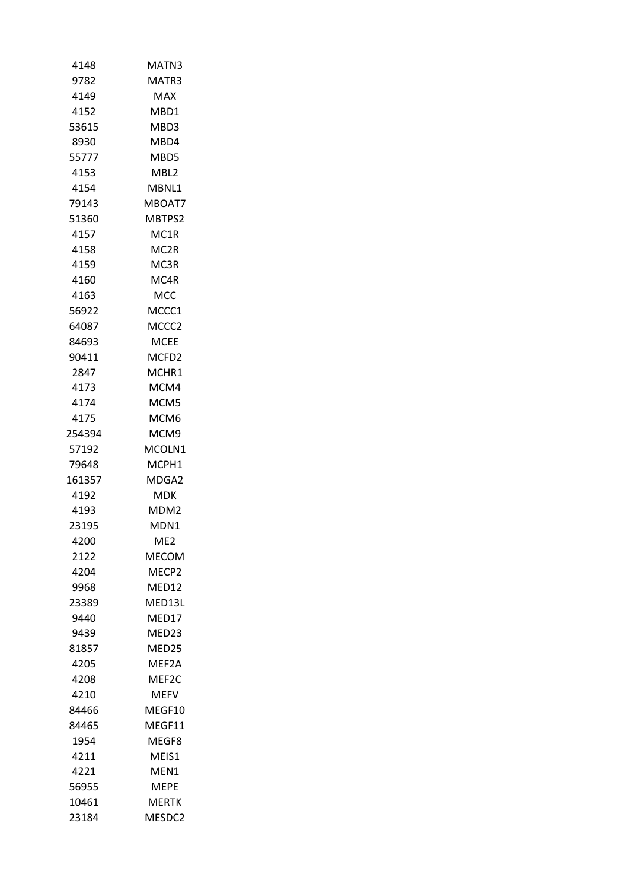| | |
|---|---|
| 4148 | MATN3 |
| 9782 | MATR3 |
| 4149 | MAX |
| 4152 | MBD1 |
| 53615 | MBD3 |
| 8930 | MBD4 |
| 55777 | MBD5 |
| 4153 | MBL2 |
| 4154 | MBNL1 |
| 79143 | MBOAT7 |
| 51360 | MBTPS2 |
| 4157 | MC1R |
| 4158 | MC2R |
| 4159 | MC3R |
| 4160 | MC4R |
| 4163 | MCC |
| 56922 | MCCC1 |
| 64087 | MCCC2 |
| 84693 | MCEE |
| 90411 | MCFD2 |
| 2847 | MCHR1 |
| 4173 | MCM4 |
| 4174 | MCM5 |
| 4175 | MCM6 |
| 254394 | MCM9 |
| 57192 | MCOLN1 |
| 79648 | MCPH1 |
| 161357 | MDGA2 |
| 4192 | MDK |
| 4193 | MDM2 |
| 23195 | MDN1 |
| 4200 | ME2 |
| 2122 | MECOM |
| 4204 | MECP2 |
| 9968 | MED12 |
| 23389 | MED13L |
| 9440 | MED17 |
| 9439 | MED23 |
| 81857 | MED25 |
| 4205 | MEF2A |
| 4208 | MEF2C |
| 4210 | MEFV |
| 84466 | MEGF10 |
| 84465 | MEGF11 |
| 1954 | MEGF8 |
| 4211 | MEIS1 |
| 4221 | MEN1 |
| 56955 | MEPE |
| 10461 | MERTK |
| 23184 | MESDC2 |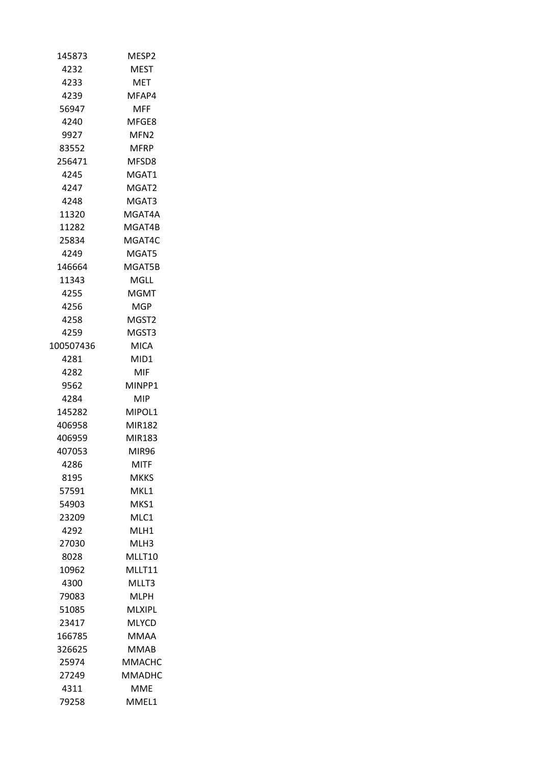| | |
|---|---|
| 145873 | MESP2 |
| 4232 | MEST |
| 4233 | MET |
| 4239 | MFAP4 |
| 56947 | MFF |
| 4240 | MFGE8 |
| 9927 | MFN2 |
| 83552 | MFRP |
| 256471 | MFSD8 |
| 4245 | MGAT1 |
| 4247 | MGAT2 |
| 4248 | MGAT3 |
| 11320 | MGAT4A |
| 11282 | MGAT4B |
| 25834 | MGAT4C |
| 4249 | MGAT5 |
| 146664 | MGAT5B |
| 11343 | MGLL |
| 4255 | MGMT |
| 4256 | MGP |
| 4258 | MGST2 |
| 4259 | MGST3 |
| 100507436 | MICA |
| 4281 | MID1 |
| 4282 | MIF |
| 9562 | MINPP1 |
| 4284 | MIP |
| 145282 | MIPOL1 |
| 406958 | MIR182 |
| 406959 | MIR183 |
| 407053 | MIR96 |
| 4286 | MITF |
| 8195 | MKKS |
| 57591 | MKL1 |
| 54903 | MKS1 |
| 23209 | MLC1 |
| 4292 | MLH1 |
| 27030 | MLH3 |
| 8028 | MLLT10 |
| 10962 | MLLT11 |
| 4300 | MLLT3 |
| 79083 | MLPH |
| 51085 | MLXIPL |
| 23417 | MLYCD |
| 166785 | MMAA |
| 326625 | MMAB |
| 25974 | MMACHC |
| 27249 | MMADHC |
| 4311 | MME |
| 79258 | MMEL1 |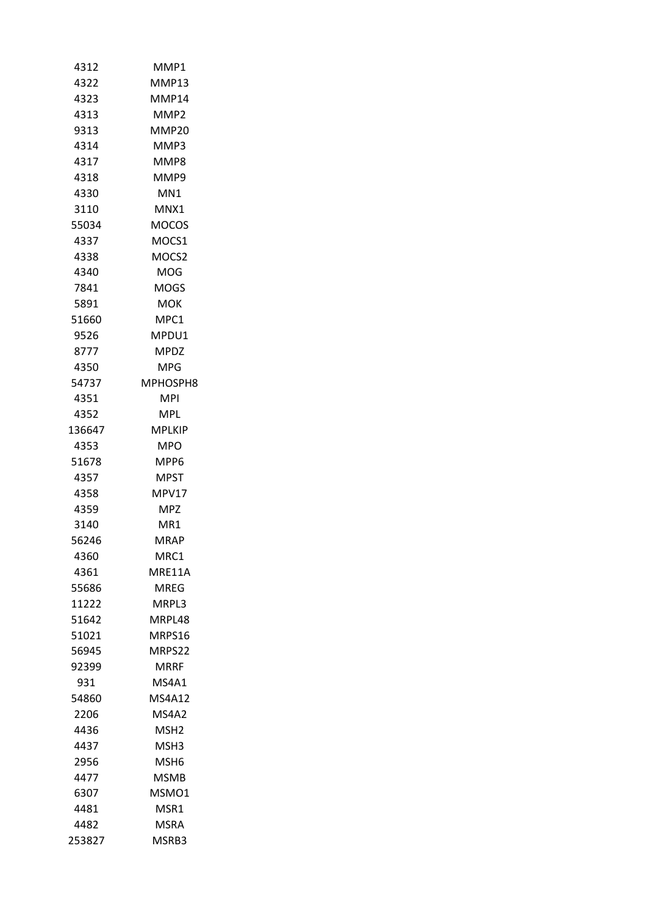| | |
|---|---|
| 4312 | MMP1 |
| 4322 | MMP13 |
| 4323 | MMP14 |
| 4313 | MMP2 |
| 9313 | MMP20 |
| 4314 | MMP3 |
| 4317 | MMP8 |
| 4318 | MMP9 |
| 4330 | MN1 |
| 3110 | MNX1 |
| 55034 | MOCOS |
| 4337 | MOCS1 |
| 4338 | MOCS2 |
| 4340 | MOG |
| 7841 | MOGS |
| 5891 | MOK |
| 51660 | MPC1 |
| 9526 | MPDU1 |
| 8777 | MPDZ |
| 4350 | MPG |
| 54737 | MPHOSPH8 |
| 4351 | MPI |
| 4352 | MPL |
| 136647 | MPLKIP |
| 4353 | MPO |
| 51678 | MPP6 |
| 4357 | MPST |
| 4358 | MPV17 |
| 4359 | MPZ |
| 3140 | MR1 |
| 56246 | MRAP |
| 4360 | MRC1 |
| 4361 | MRE11A |
| 55686 | MREG |
| 11222 | MRPL3 |
| 51642 | MRPL48 |
| 51021 | MRPS16 |
| 56945 | MRPS22 |
| 92399 | MRRF |
| 931 | MS4A1 |
| 54860 | MS4A12 |
| 2206 | MS4A2 |
| 4436 | MSH2 |
| 4437 | MSH3 |
| 2956 | MSH6 |
| 4477 | MSMB |
| 6307 | MSMO1 |
| 4481 | MSR1 |
| 4482 | MSRA |
| 253827 | MSRB3 |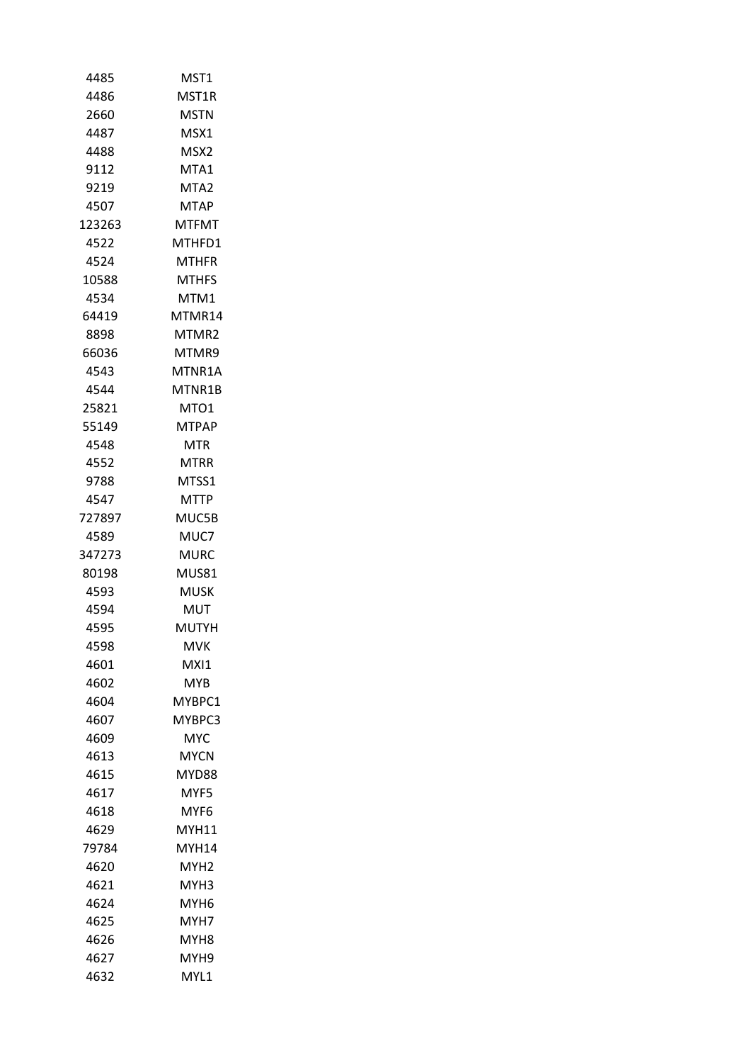| | |
|---|---|
| 4485 | MST1 |
| 4486 | MST1R |
| 2660 | MSTN |
| 4487 | MSX1 |
| 4488 | MSX2 |
| 9112 | MTA1 |
| 9219 | MTA2 |
| 4507 | MTAP |
| 123263 | MTFMT |
| 4522 | MTHFD1 |
| 4524 | MTHFR |
| 10588 | MTHFS |
| 4534 | MTM1 |
| 64419 | MTMR14 |
| 8898 | MTMR2 |
| 66036 | MTMR9 |
| 4543 | MTNR1A |
| 4544 | MTNR1B |
| 25821 | MTO1 |
| 55149 | MTPAP |
| 4548 | MTR |
| 4552 | MTRR |
| 9788 | MTSS1 |
| 4547 | MTTP |
| 727897 | MUC5B |
| 4589 | MUC7 |
| 347273 | MURC |
| 80198 | MUS81 |
| 4593 | MUSK |
| 4594 | MUT |
| 4595 | MUTYH |
| 4598 | MVK |
| 4601 | MXI1 |
| 4602 | MYB |
| 4604 | MYBPC1 |
| 4607 | MYBPC3 |
| 4609 | MYC |
| 4613 | MYCN |
| 4615 | MYD88 |
| 4617 | MYF5 |
| 4618 | MYF6 |
| 4629 | MYH11 |
| 79784 | MYH14 |
| 4620 | MYH2 |
| 4621 | MYH3 |
| 4624 | MYH6 |
| 4625 | MYH7 |
| 4626 | MYH8 |
| 4627 | MYH9 |
| 4632 | MYL1 |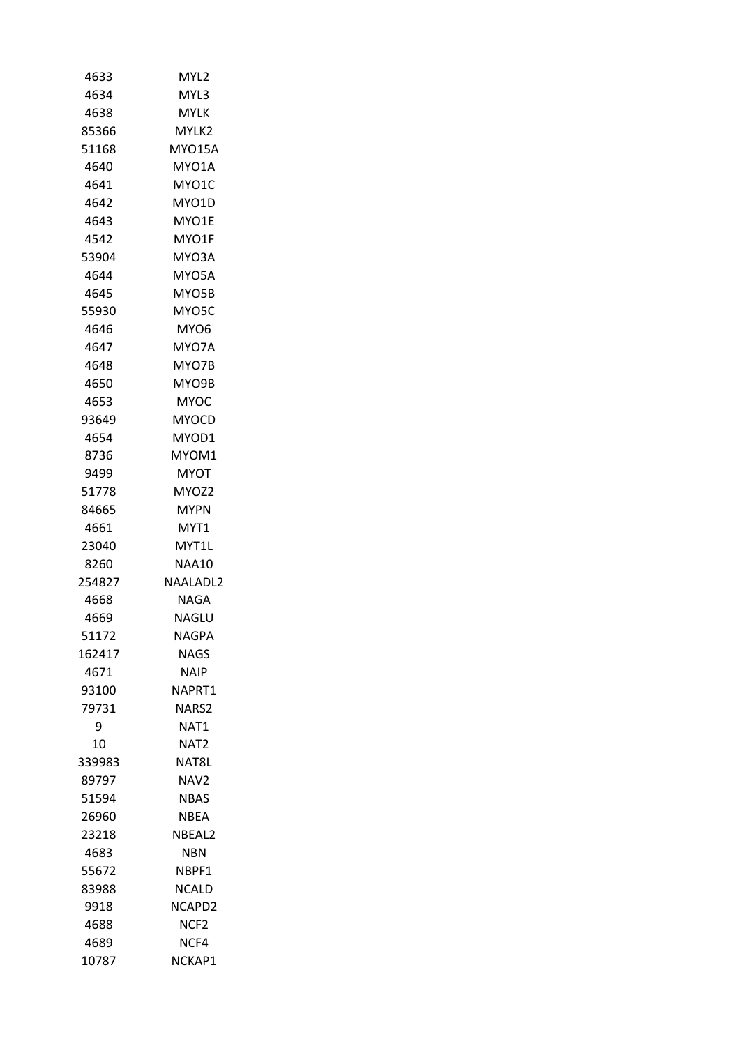| | |
|---|---|
| 4633 | MYL2 |
| 4634 | MYL3 |
| 4638 | MYLK |
| 85366 | MYLK2 |
| 51168 | MYO15A |
| 4640 | MYO1A |
| 4641 | MYO1C |
| 4642 | MYO1D |
| 4643 | MYO1E |
| 4542 | MYO1F |
| 53904 | MYO3A |
| 4644 | MYO5A |
| 4645 | MYO5B |
| 55930 | MYO5C |
| 4646 | MYO6 |
| 4647 | MYO7A |
| 4648 | MYO7B |
| 4650 | MYO9B |
| 4653 | MYOC |
| 93649 | MYOCD |
| 4654 | MYOD1 |
| 8736 | MYOM1 |
| 9499 | MYOT |
| 51778 | MYOZ2 |
| 84665 | MYPN |
| 4661 | MYT1 |
| 23040 | MYT1L |
| 8260 | NAA10 |
| 254827 | NAALADL2 |
| 4668 | NAGA |
| 4669 | NAGLU |
| 51172 | NAGPA |
| 162417 | NAGS |
| 4671 | NAIP |
| 93100 | NAPRT1 |
| 79731 | NARS2 |
| 9 | NAT1 |
| 10 | NAT2 |
| 339983 | NAT8L |
| 89797 | NAV2 |
| 51594 | NBAS |
| 26960 | NBEA |
| 23218 | NBEAL2 |
| 4683 | NBN |
| 55672 | NBPF1 |
| 83988 | NCALD |
| 9918 | NCAPD2 |
| 4688 | NCF2 |
| 4689 | NCF4 |
| 10787 | NCKAP1 |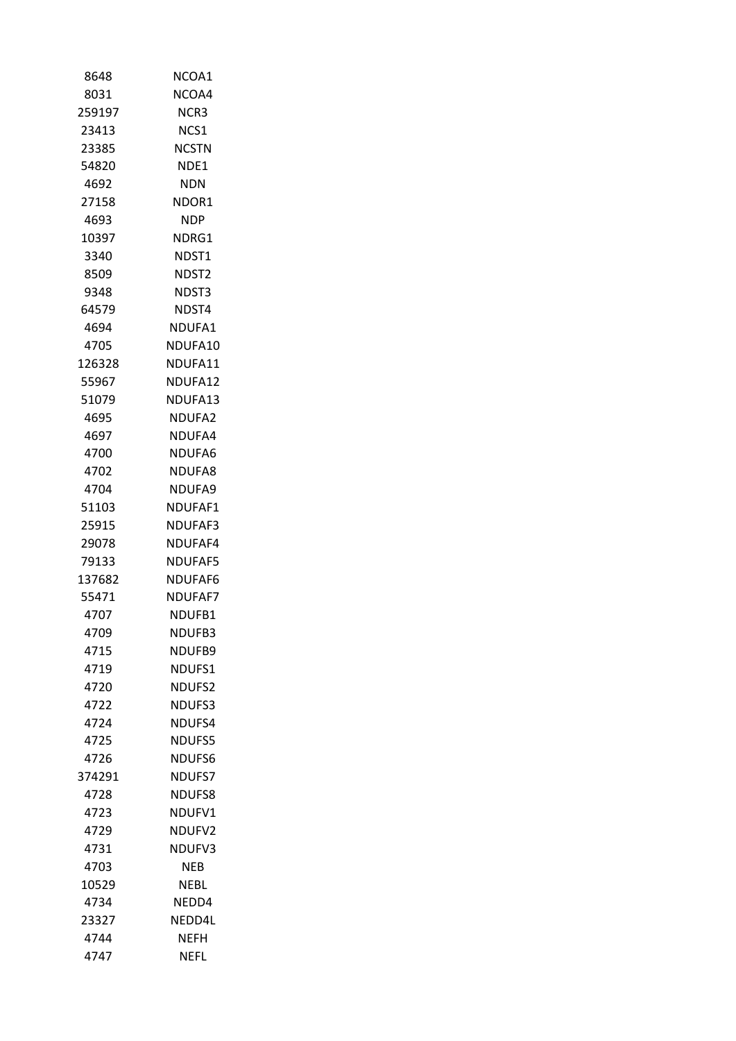| | |
|---|---|
| 8648 | NCOA1 |
| 8031 | NCOA4 |
| 259197 | NCR3 |
| 23413 | NCS1 |
| 23385 | NCSTN |
| 54820 | NDE1 |
| 4692 | NDN |
| 27158 | NDOR1 |
| 4693 | NDP |
| 10397 | NDRG1 |
| 3340 | NDST1 |
| 8509 | NDST2 |
| 9348 | NDST3 |
| 64579 | NDST4 |
| 4694 | NDUFA1 |
| 4705 | NDUFA10 |
| 126328 | NDUFA11 |
| 55967 | NDUFA12 |
| 51079 | NDUFA13 |
| 4695 | NDUFA2 |
| 4697 | NDUFA4 |
| 4700 | NDUFA6 |
| 4702 | NDUFA8 |
| 4704 | NDUFA9 |
| 51103 | NDUFAF1 |
| 25915 | NDUFAF3 |
| 29078 | NDUFAF4 |
| 79133 | NDUFAF5 |
| 137682 | NDUFAF6 |
| 55471 | NDUFAF7 |
| 4707 | NDUFB1 |
| 4709 | NDUFB3 |
| 4715 | NDUFB9 |
| 4719 | NDUFS1 |
| 4720 | NDUFS2 |
| 4722 | NDUFS3 |
| 4724 | NDUFS4 |
| 4725 | NDUFS5 |
| 4726 | NDUFS6 |
| 374291 | NDUFS7 |
| 4728 | NDUFS8 |
| 4723 | NDUFV1 |
| 4729 | NDUFV2 |
| 4731 | NDUFV3 |
| 4703 | NEB |
| 10529 | NEBL |
| 4734 | NEDD4 |
| 23327 | NEDD4L |
| 4744 | NEFH |
| 4747 | NEFL |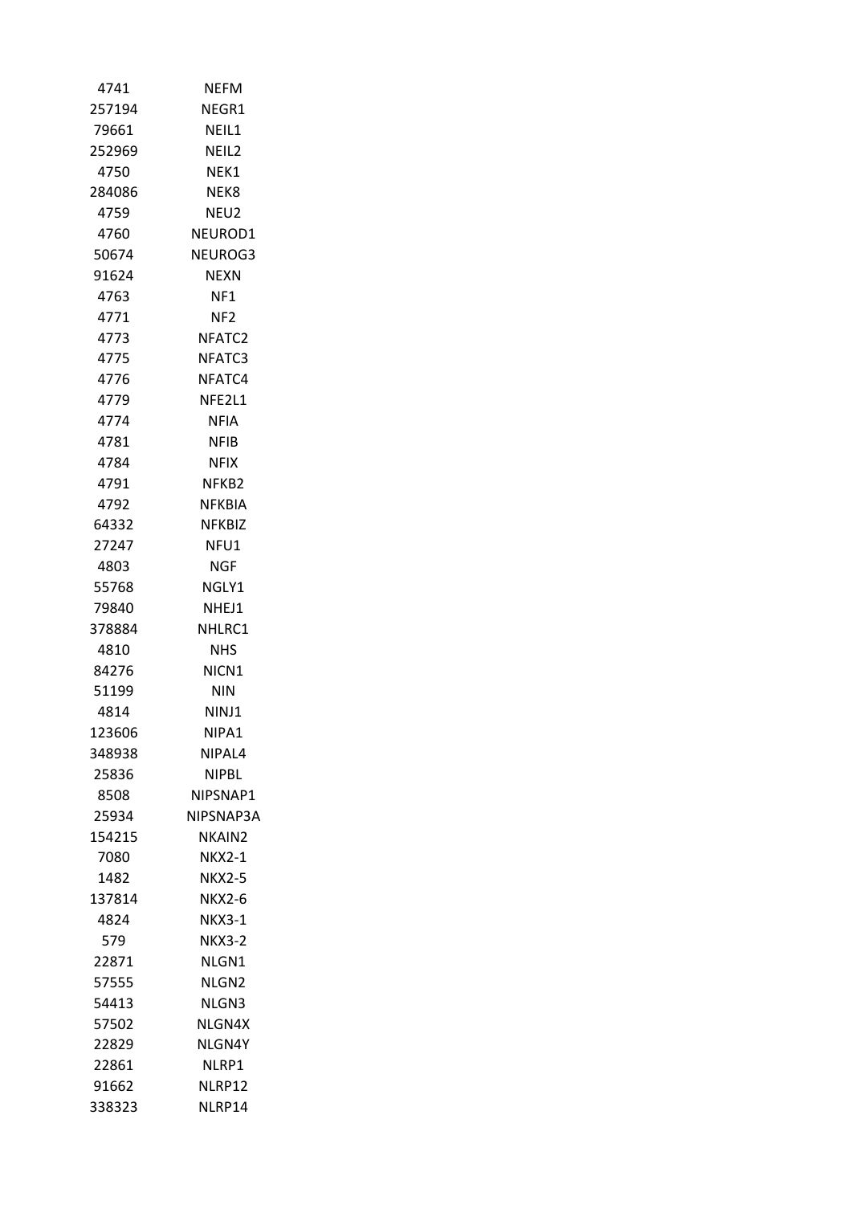| | |
|---|---|
| 4741 | NEFM |
| 257194 | NEGR1 |
| 79661 | NEIL1 |
| 252969 | NEIL2 |
| 4750 | NEK1 |
| 284086 | NEK8 |
| 4759 | NEU2 |
| 4760 | NEUROD1 |
| 50674 | NEUROG3 |
| 91624 | NEXN |
| 4763 | NF1 |
| 4771 | NF2 |
| 4773 | NFATC2 |
| 4775 | NFATC3 |
| 4776 | NFATC4 |
| 4779 | NFE2L1 |
| 4774 | NFIA |
| 4781 | NFIB |
| 4784 | NFIX |
| 4791 | NFKB2 |
| 4792 | NFKBIA |
| 64332 | NFKBIZ |
| 27247 | NFU1 |
| 4803 | NGF |
| 55768 | NGLY1 |
| 79840 | NHEJ1 |
| 378884 | NHLRC1 |
| 4810 | NHS |
| 84276 | NICN1 |
| 51199 | NIN |
| 4814 | NINJ1 |
| 123606 | NIPA1 |
| 348938 | NIPAL4 |
| 25836 | NIPBL |
| 8508 | NIPSNAP1 |
| 25934 | NIPSNAP3A |
| 154215 | NKAIN2 |
| 7080 | NKX2-1 |
| 1482 | NKX2-5 |
| 137814 | NKX2-6 |
| 4824 | NKX3-1 |
| 579 | NKX3-2 |
| 22871 | NLGN1 |
| 57555 | NLGN2 |
| 54413 | NLGN3 |
| 57502 | NLGN4X |
| 22829 | NLGN4Y |
| 22861 | NLRP1 |
| 91662 | NLRP12 |
| 338323 | NLRP14 |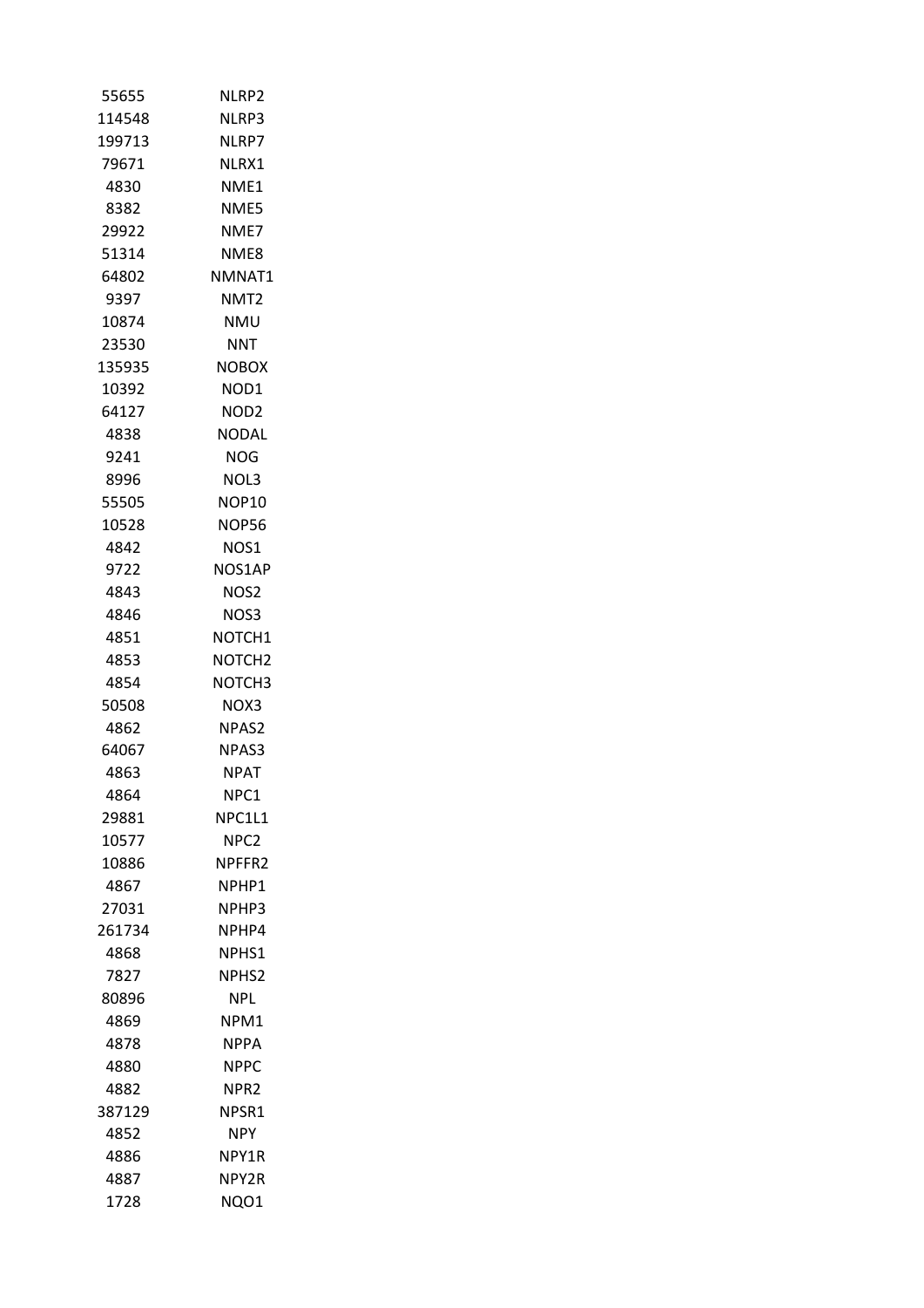| | |
|---|---|
| 55655 | NLRP2 |
| 114548 | NLRP3 |
| 199713 | NLRP7 |
| 79671 | NLRX1 |
| 4830 | NME1 |
| 8382 | NME5 |
| 29922 | NME7 |
| 51314 | NME8 |
| 64802 | NMNAT1 |
| 9397 | NMT2 |
| 10874 | NMU |
| 23530 | NNT |
| 135935 | NOBOX |
| 10392 | NOD1 |
| 64127 | NOD2 |
| 4838 | NODAL |
| 9241 | NOG |
| 8996 | NOL3 |
| 55505 | NOP10 |
| 10528 | NOP56 |
| 4842 | NOS1 |
| 9722 | NOS1AP |
| 4843 | NOS2 |
| 4846 | NOS3 |
| 4851 | NOTCH1 |
| 4853 | NOTCH2 |
| 4854 | NOTCH3 |
| 50508 | NOX3 |
| 4862 | NPAS2 |
| 64067 | NPAS3 |
| 4863 | NPAT |
| 4864 | NPC1 |
| 29881 | NPC1L1 |
| 10577 | NPC2 |
| 10886 | NPFFR2 |
| 4867 | NPHP1 |
| 27031 | NPHP3 |
| 261734 | NPHP4 |
| 4868 | NPHS1 |
| 7827 | NPHS2 |
| 80896 | NPL |
| 4869 | NPM1 |
| 4878 | NPPA |
| 4880 | NPPC |
| 4882 | NPR2 |
| 387129 | NPSR1 |
| 4852 | NPY |
| 4886 | NPY1R |
| 4887 | NPY2R |
| 1728 | NQO1 |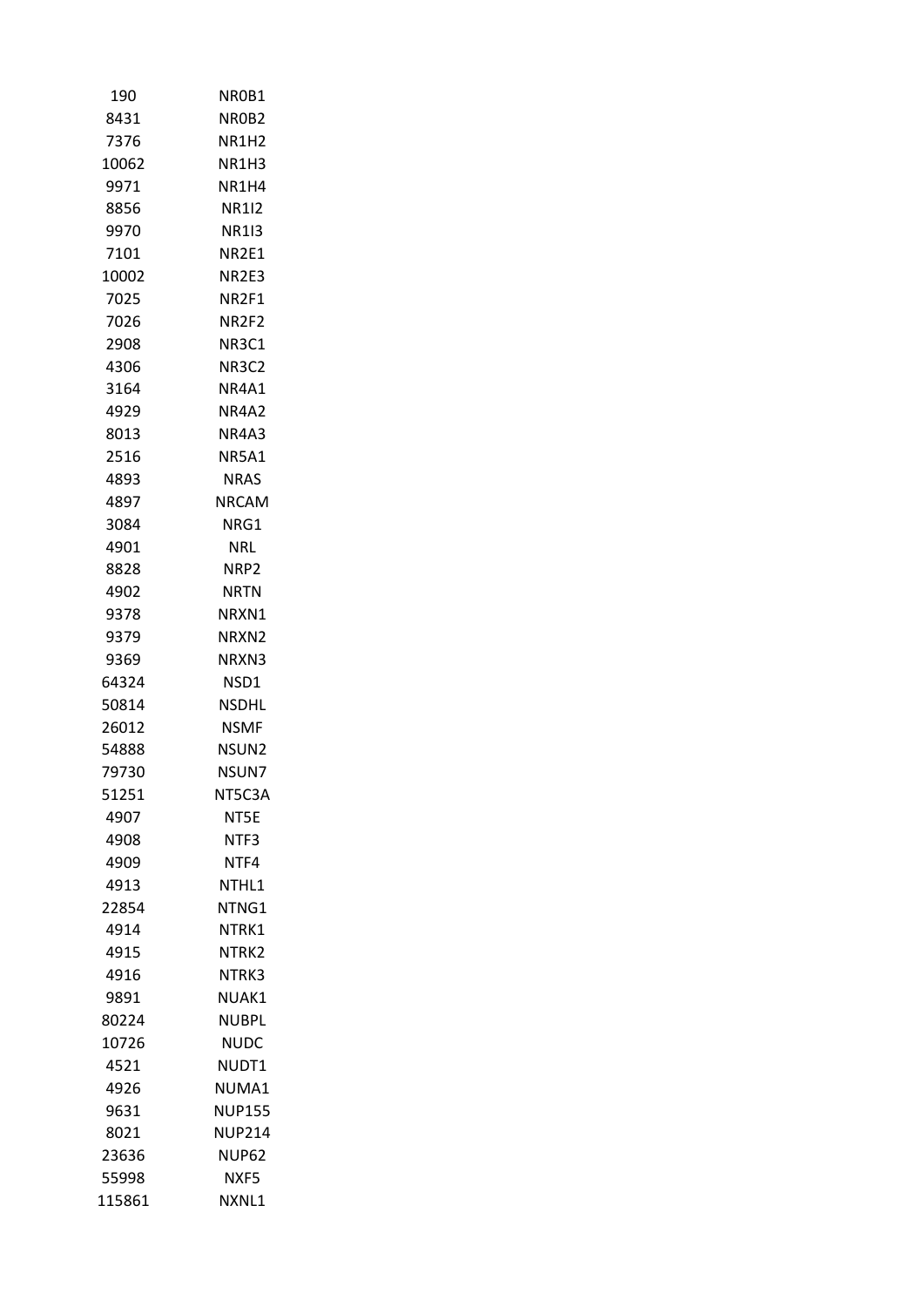| | |
|---|---|
| 190 | NR0B1 |
| 8431 | NR0B2 |
| 7376 | NR1H2 |
| 10062 | NR1H3 |
| 9971 | NR1H4 |
| 8856 | NR1I2 |
| 9970 | NR1I3 |
| 7101 | NR2E1 |
| 10002 | NR2E3 |
| 7025 | NR2F1 |
| 7026 | NR2F2 |
| 2908 | NR3C1 |
| 4306 | NR3C2 |
| 3164 | NR4A1 |
| 4929 | NR4A2 |
| 8013 | NR4A3 |
| 2516 | NR5A1 |
| 4893 | NRAS |
| 4897 | NRCAM |
| 3084 | NRG1 |
| 4901 | NRL |
| 8828 | NRP2 |
| 4902 | NRTN |
| 9378 | NRXN1 |
| 9379 | NRXN2 |
| 9369 | NRXN3 |
| 64324 | NSD1 |
| 50814 | NSDHL |
| 26012 | NSMF |
| 54888 | NSUN2 |
| 79730 | NSUN7 |
| 51251 | NT5C3A |
| 4907 | NT5E |
| 4908 | NTF3 |
| 4909 | NTF4 |
| 4913 | NTHL1 |
| 22854 | NTNG1 |
| 4914 | NTRK1 |
| 4915 | NTRK2 |
| 4916 | NTRK3 |
| 9891 | NUAK1 |
| 80224 | NUBPL |
| 10726 | NUDC |
| 4521 | NUDT1 |
| 4926 | NUMA1 |
| 9631 | NUP155 |
| 8021 | NUP214 |
| 23636 | NUP62 |
| 55998 | NXF5 |
| 115861 | NXNL1 |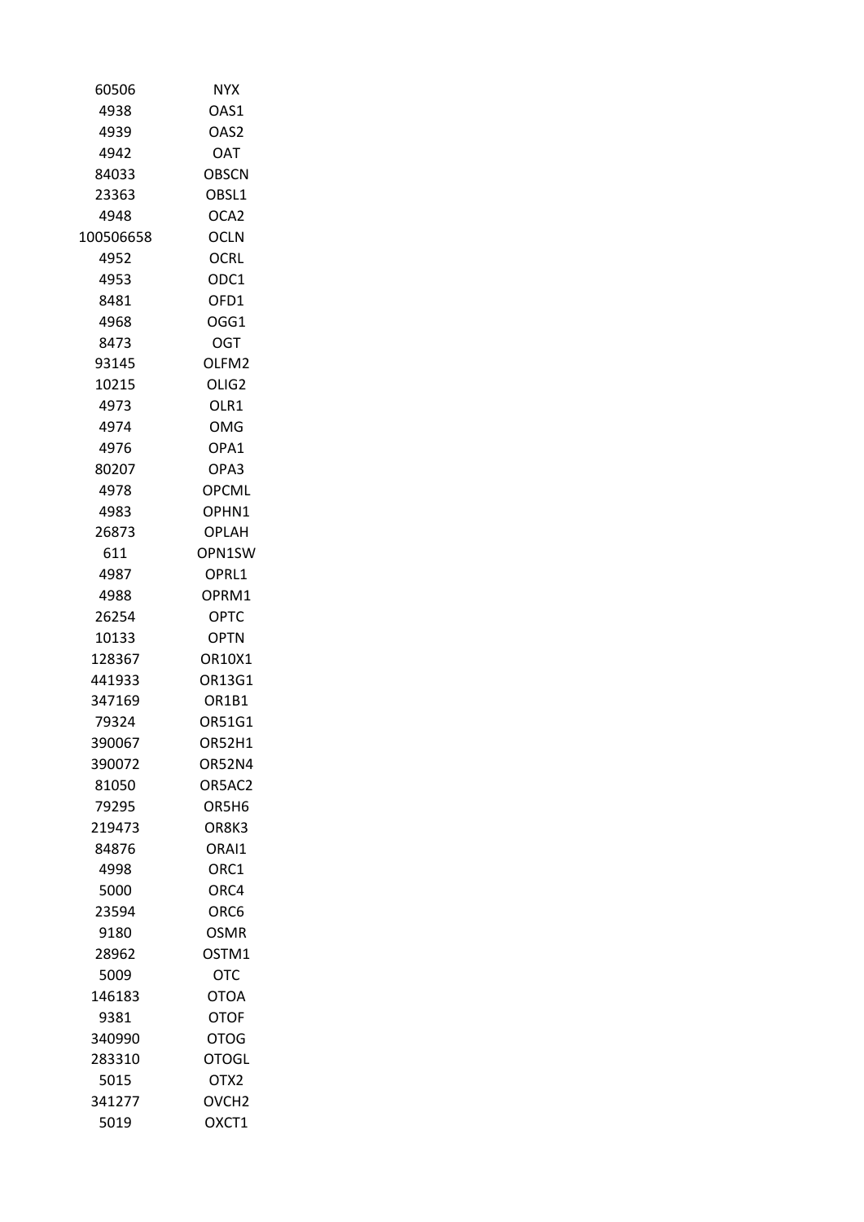| | |
|---|---|
| 60506 | NYX |
| 4938 | OAS1 |
| 4939 | OAS2 |
| 4942 | OAT |
| 84033 | OBSCN |
| 23363 | OBSL1 |
| 4948 | OCA2 |
| 100506658 | OCLN |
| 4952 | OCRL |
| 4953 | ODC1 |
| 8481 | OFD1 |
| 4968 | OGG1 |
| 8473 | OGT |
| 93145 | OLFM2 |
| 10215 | OLIG2 |
| 4973 | OLR1 |
| 4974 | OMG |
| 4976 | OPA1 |
| 80207 | OPA3 |
| 4978 | OPCML |
| 4983 | OPHN1 |
| 26873 | OPLAH |
| 611 | OPN1SW |
| 4987 | OPRL1 |
| 4988 | OPRM1 |
| 26254 | OPTC |
| 10133 | OPTN |
| 128367 | OR10X1 |
| 441933 | OR13G1 |
| 347169 | OR1B1 |
| 79324 | OR51G1 |
| 390067 | OR52H1 |
| 390072 | OR52N4 |
| 81050 | OR5AC2 |
| 79295 | OR5H6 |
| 219473 | OR8K3 |
| 84876 | ORAI1 |
| 4998 | ORC1 |
| 5000 | ORC4 |
| 23594 | ORC6 |
| 9180 | OSMR |
| 28962 | OSTM1 |
| 5009 | OTC |
| 146183 | OTOA |
| 9381 | OTOF |
| 340990 | OTOG |
| 283310 | OTOGL |
| 5015 | OTX2 |
| 341277 | OVCH2 |
| 5019 | OXCT1 |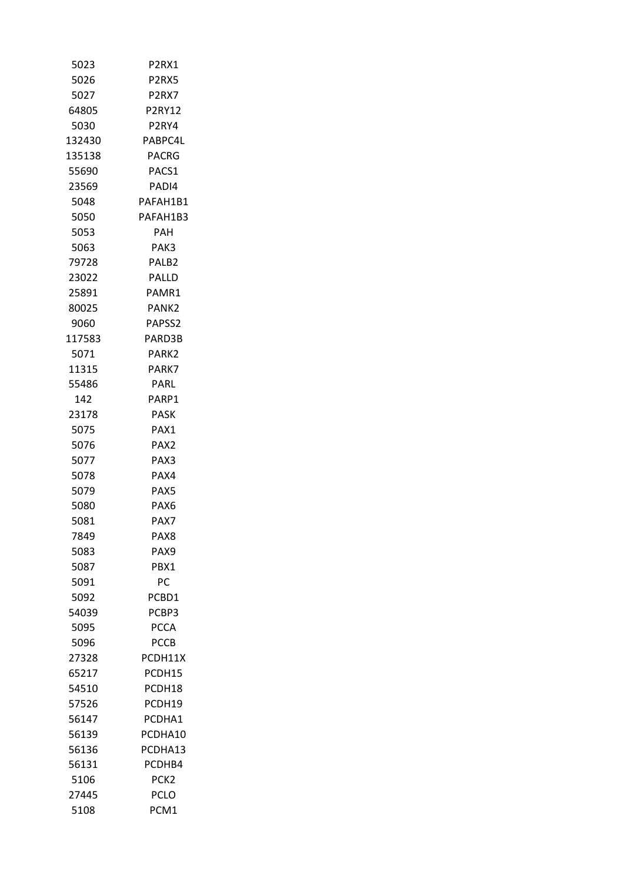| | |
|---|---|
| 5023 | P2RX1 |
| 5026 | P2RX5 |
| 5027 | P2RX7 |
| 64805 | P2RY12 |
| 5030 | P2RY4 |
| 132430 | PABPC4L |
| 135138 | PACRG |
| 55690 | PACS1 |
| 23569 | PADI4 |
| 5048 | PAFAH1B1 |
| 5050 | PAFAH1B3 |
| 5053 | PAH |
| 5063 | PAK3 |
| 79728 | PALB2 |
| 23022 | PALLD |
| 25891 | PAMR1 |
| 80025 | PANK2 |
| 9060 | PAPSS2 |
| 117583 | PARD3B |
| 5071 | PARK2 |
| 11315 | PARK7 |
| 55486 | PARL |
| 142 | PARP1 |
| 23178 | PASK |
| 5075 | PAX1 |
| 5076 | PAX2 |
| 5077 | PAX3 |
| 5078 | PAX4 |
| 5079 | PAX5 |
| 5080 | PAX6 |
| 5081 | PAX7 |
| 7849 | PAX8 |
| 5083 | PAX9 |
| 5087 | PBX1 |
| 5091 | PC |
| 5092 | PCBD1 |
| 54039 | PCBP3 |
| 5095 | PCCA |
| 5096 | PCCB |
| 27328 | PCDH11X |
| 65217 | PCDH15 |
| 54510 | PCDH18 |
| 57526 | PCDH19 |
| 56147 | PCDHA1 |
| 56139 | PCDHA10 |
| 56136 | PCDHA13 |
| 56131 | PCDHB4 |
| 5106 | PCK2 |
| 27445 | PCLO |
| 5108 | PCM1 |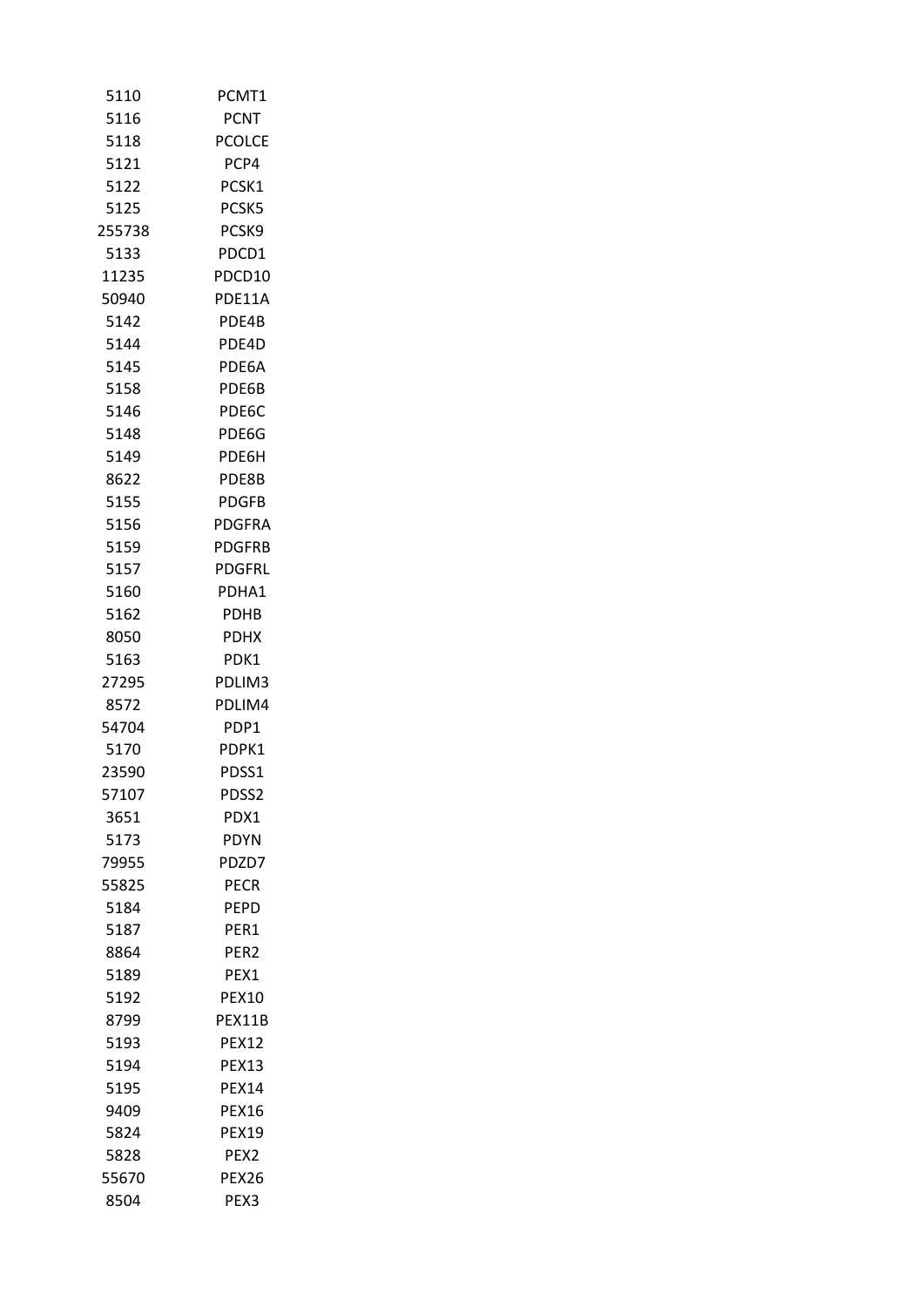| | |
|---|---|
| 5110 | PCMT1 |
| 5116 | PCNT |
| 5118 | PCOLCE |
| 5121 | PCP4 |
| 5122 | PCSK1 |
| 5125 | PCSK5 |
| 255738 | PCSK9 |
| 5133 | PDCD1 |
| 11235 | PDCD10 |
| 50940 | PDE11A |
| 5142 | PDE4B |
| 5144 | PDE4D |
| 5145 | PDE6A |
| 5158 | PDE6B |
| 5146 | PDE6C |
| 5148 | PDE6G |
| 5149 | PDE6H |
| 8622 | PDE8B |
| 5155 | PDGFB |
| 5156 | PDGFRA |
| 5159 | PDGFRB |
| 5157 | PDGFRL |
| 5160 | PDHA1 |
| 5162 | PDHB |
| 8050 | PDHX |
| 5163 | PDK1 |
| 27295 | PDLIM3 |
| 8572 | PDLIM4 |
| 54704 | PDP1 |
| 5170 | PDPK1 |
| 23590 | PDSS1 |
| 57107 | PDSS2 |
| 3651 | PDX1 |
| 5173 | PDYN |
| 79955 | PDZD7 |
| 55825 | PECR |
| 5184 | PEPD |
| 5187 | PER1 |
| 8864 | PER2 |
| 5189 | PEX1 |
| 5192 | PEX10 |
| 8799 | PEX11B |
| 5193 | PEX12 |
| 5194 | PEX13 |
| 5195 | PEX14 |
| 9409 | PEX16 |
| 5824 | PEX19 |
| 5828 | PEX2 |
| 55670 | PEX26 |
| 8504 | PEX3 |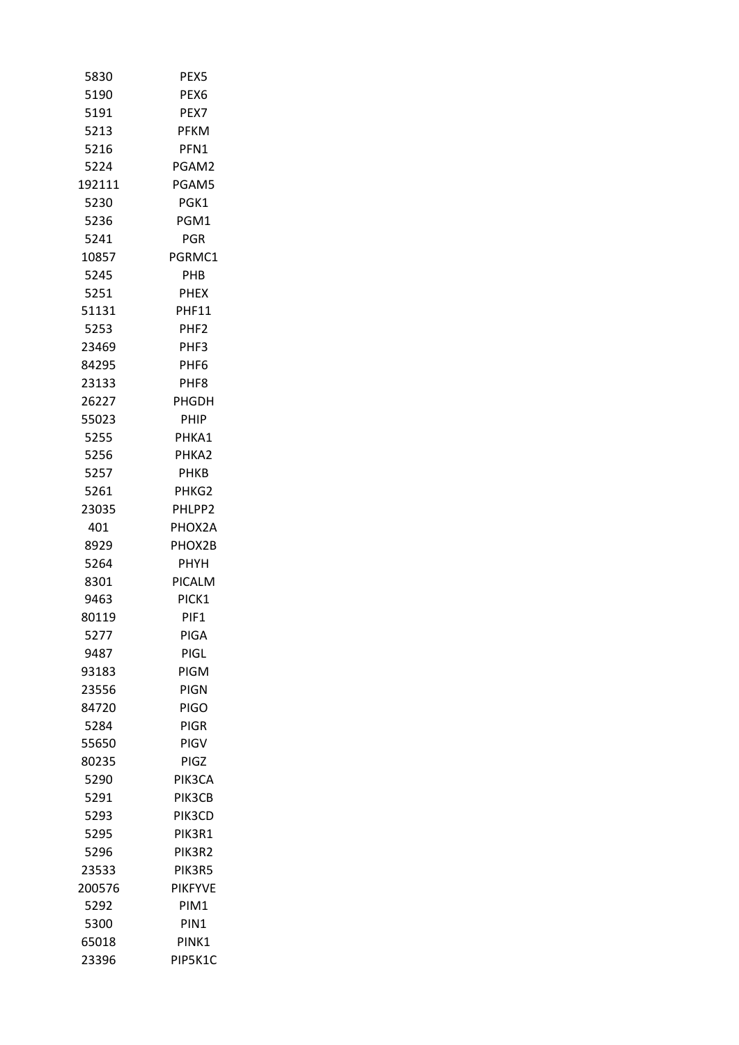| | |
|---|---|
| 5830 | PEX5 |
| 5190 | PEX6 |
| 5191 | PEX7 |
| 5213 | PFKM |
| 5216 | PFN1 |
| 5224 | PGAM2 |
| 192111 | PGAM5 |
| 5230 | PGK1 |
| 5236 | PGM1 |
| 5241 | PGR |
| 10857 | PGRMC1 |
| 5245 | PHB |
| 5251 | PHEX |
| 51131 | PHF11 |
| 5253 | PHF2 |
| 23469 | PHF3 |
| 84295 | PHF6 |
| 23133 | PHF8 |
| 26227 | PHGDH |
| 55023 | PHIP |
| 5255 | PHKA1 |
| 5256 | PHKA2 |
| 5257 | PHKB |
| 5261 | PHKG2 |
| 23035 | PHLPP2 |
| 401 | PHOX2A |
| 8929 | PHOX2B |
| 5264 | PHYH |
| 8301 | PICALM |
| 9463 | PICK1 |
| 80119 | PIF1 |
| 5277 | PIGA |
| 9487 | PIGL |
| 93183 | PIGM |
| 23556 | PIGN |
| 84720 | PIGO |
| 5284 | PIGR |
| 55650 | PIGV |
| 80235 | PIGZ |
| 5290 | PIK3CA |
| 5291 | PIK3CB |
| 5293 | PIK3CD |
| 5295 | PIK3R1 |
| 5296 | PIK3R2 |
| 23533 | PIK3R5 |
| 200576 | PIKFYVE |
| 5292 | PIM1 |
| 5300 | PIN1 |
| 65018 | PINK1 |
| 23396 | PIP5K1C |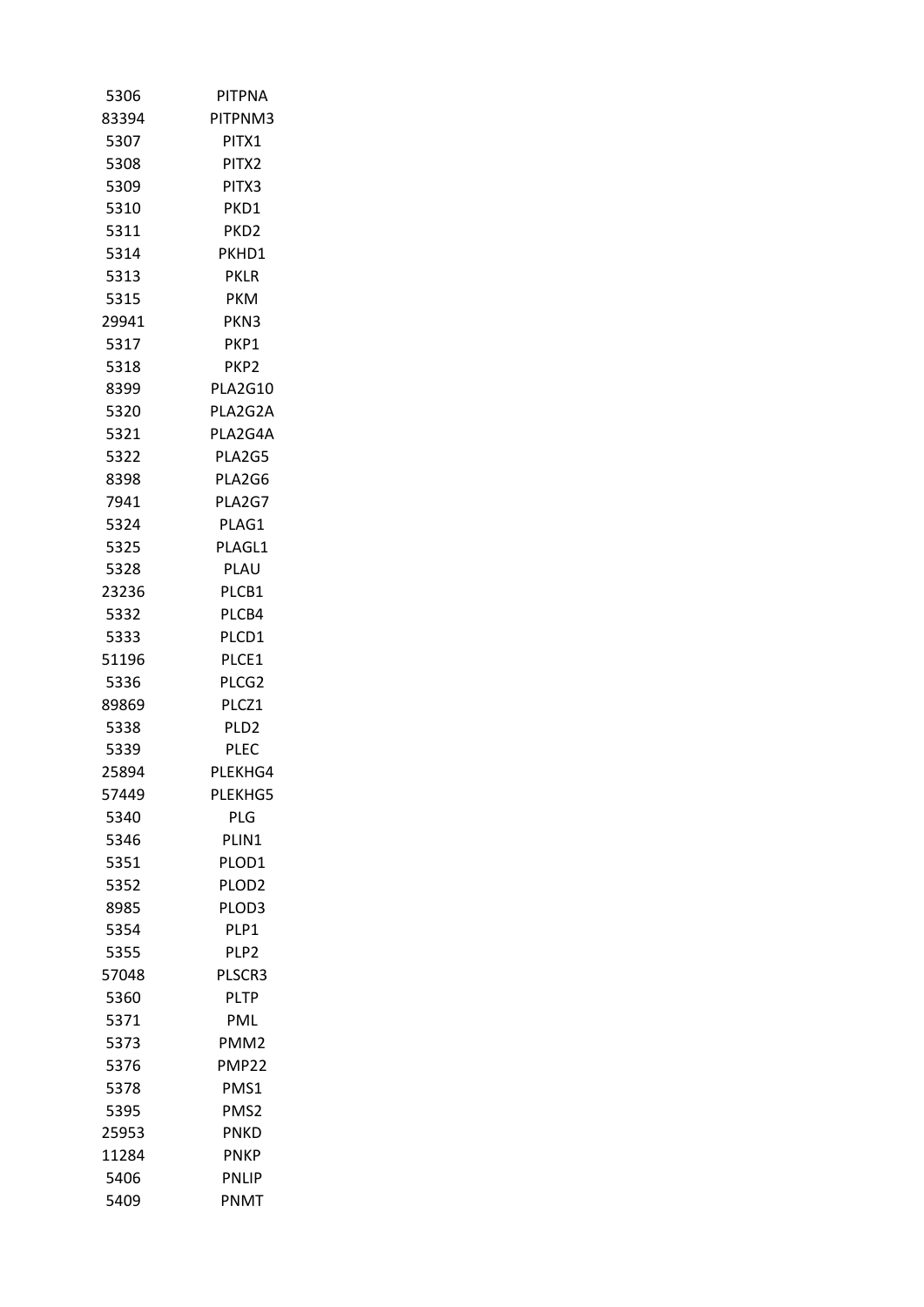| | |
|---|---|
| 5306 | PITPNA |
| 83394 | PITPNM3 |
| 5307 | PITX1 |
| 5308 | PITX2 |
| 5309 | PITX3 |
| 5310 | PKD1 |
| 5311 | PKD2 |
| 5314 | PKHD1 |
| 5313 | PKLR |
| 5315 | PKM |
| 29941 | PKN3 |
| 5317 | PKP1 |
| 5318 | PKP2 |
| 8399 | PLA2G10 |
| 5320 | PLA2G2A |
| 5321 | PLA2G4A |
| 5322 | PLA2G5 |
| 8398 | PLA2G6 |
| 7941 | PLA2G7 |
| 5324 | PLAG1 |
| 5325 | PLAGL1 |
| 5328 | PLAU |
| 23236 | PLCB1 |
| 5332 | PLCB4 |
| 5333 | PLCD1 |
| 51196 | PLCE1 |
| 5336 | PLCG2 |
| 89869 | PLCZ1 |
| 5338 | PLD2 |
| 5339 | PLEC |
| 25894 | PLEKHG4 |
| 57449 | PLEKHG5 |
| 5340 | PLG |
| 5346 | PLIN1 |
| 5351 | PLOD1 |
| 5352 | PLOD2 |
| 8985 | PLOD3 |
| 5354 | PLP1 |
| 5355 | PLP2 |
| 57048 | PLSCR3 |
| 5360 | PLTP |
| 5371 | PML |
| 5373 | PMM2 |
| 5376 | PMP22 |
| 5378 | PMS1 |
| 5395 | PMS2 |
| 25953 | PNKD |
| 11284 | PNKP |
| 5406 | PNLIP |
| 5409 | PNMT |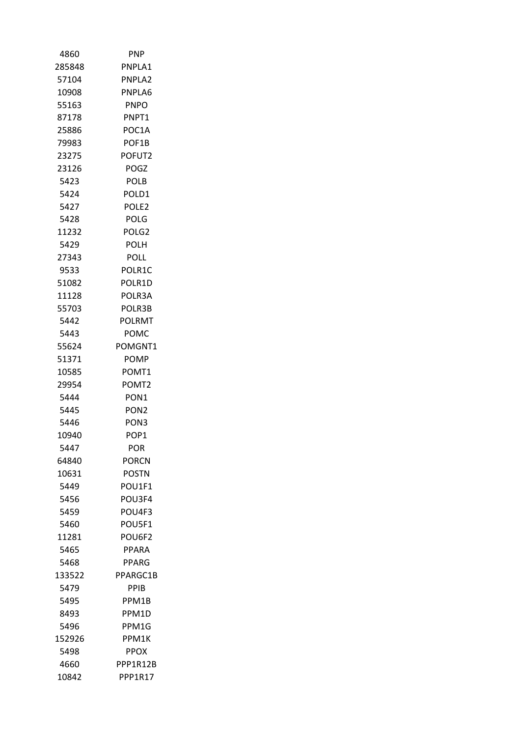| | |
|---|---|
| 4860 | PNP |
| 285848 | PNPLA1 |
| 57104 | PNPLA2 |
| 10908 | PNPLA6 |
| 55163 | PNPO |
| 87178 | PNPT1 |
| 25886 | POC1A |
| 79983 | POF1B |
| 23275 | POFUT2 |
| 23126 | POGZ |
| 5423 | POLB |
| 5424 | POLD1 |
| 5427 | POLE2 |
| 5428 | POLG |
| 11232 | POLG2 |
| 5429 | POLH |
| 27343 | POLL |
| 9533 | POLR1C |
| 51082 | POLR1D |
| 11128 | POLR3A |
| 55703 | POLR3B |
| 5442 | POLRMT |
| 5443 | POMC |
| 55624 | POMGNT1 |
| 51371 | POMP |
| 10585 | POMT1 |
| 29954 | POMT2 |
| 5444 | PON1 |
| 5445 | PON2 |
| 5446 | PON3 |
| 10940 | POP1 |
| 5447 | POR |
| 64840 | PORCN |
| 10631 | POSTN |
| 5449 | POU1F1 |
| 5456 | POU3F4 |
| 5459 | POU4F3 |
| 5460 | POU5F1 |
| 11281 | POU6F2 |
| 5465 | PPARA |
| 5468 | PPARG |
| 133522 | PPARGC1B |
| 5479 | PPIB |
| 5495 | PPM1B |
| 8493 | PPM1D |
| 5496 | PPM1G |
| 152926 | PPM1K |
| 5498 | PPOX |
| 4660 | PPP1R12B |
| 10842 | PPP1R17 |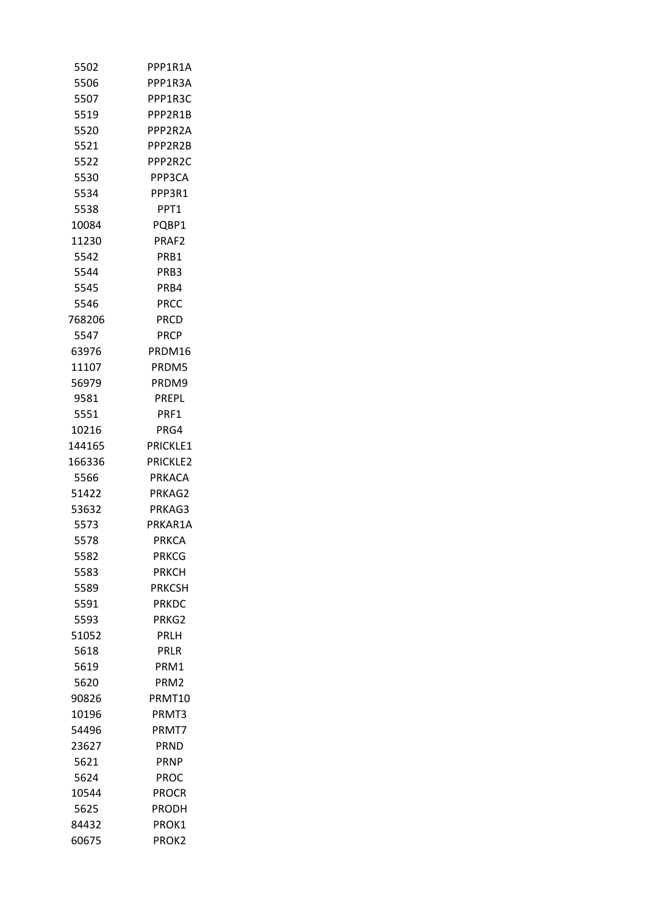| | |
|---|---|
| 5502 | PPP1R1A |
| 5506 | PPP1R3A |
| 5507 | PPP1R3C |
| 5519 | PPP2R1B |
| 5520 | PPP2R2A |
| 5521 | PPP2R2B |
| 5522 | PPP2R2C |
| 5530 | PPP3CA |
| 5534 | PPP3R1 |
| 5538 | PPT1 |
| 10084 | PQBP1 |
| 11230 | PRAF2 |
| 5542 | PRB1 |
| 5544 | PRB3 |
| 5545 | PRB4 |
| 5546 | PRCC |
| 768206 | PRCD |
| 5547 | PRCP |
| 63976 | PRDM16 |
| 11107 | PRDM5 |
| 56979 | PRDM9 |
| 9581 | PREPL |
| 5551 | PRF1 |
| 10216 | PRG4 |
| 144165 | PRICKLE1 |
| 166336 | PRICKLE2 |
| 5566 | PRKACA |
| 51422 | PRKAG2 |
| 53632 | PRKAG3 |
| 5573 | PRKAR1A |
| 5578 | PRKCA |
| 5582 | PRKCG |
| 5583 | PRKCH |
| 5589 | PRKCSH |
| 5591 | PRKDC |
| 5593 | PRKG2 |
| 51052 | PRLH |
| 5618 | PRLR |
| 5619 | PRM1 |
| 5620 | PRM2 |
| 90826 | PRMT10 |
| 10196 | PRMT3 |
| 54496 | PRMT7 |
| 23627 | PRND |
| 5621 | PRNP |
| 5624 | PROC |
| 10544 | PROCR |
| 5625 | PRODH |
| 84432 | PROK1 |
| 60675 | PROK2 |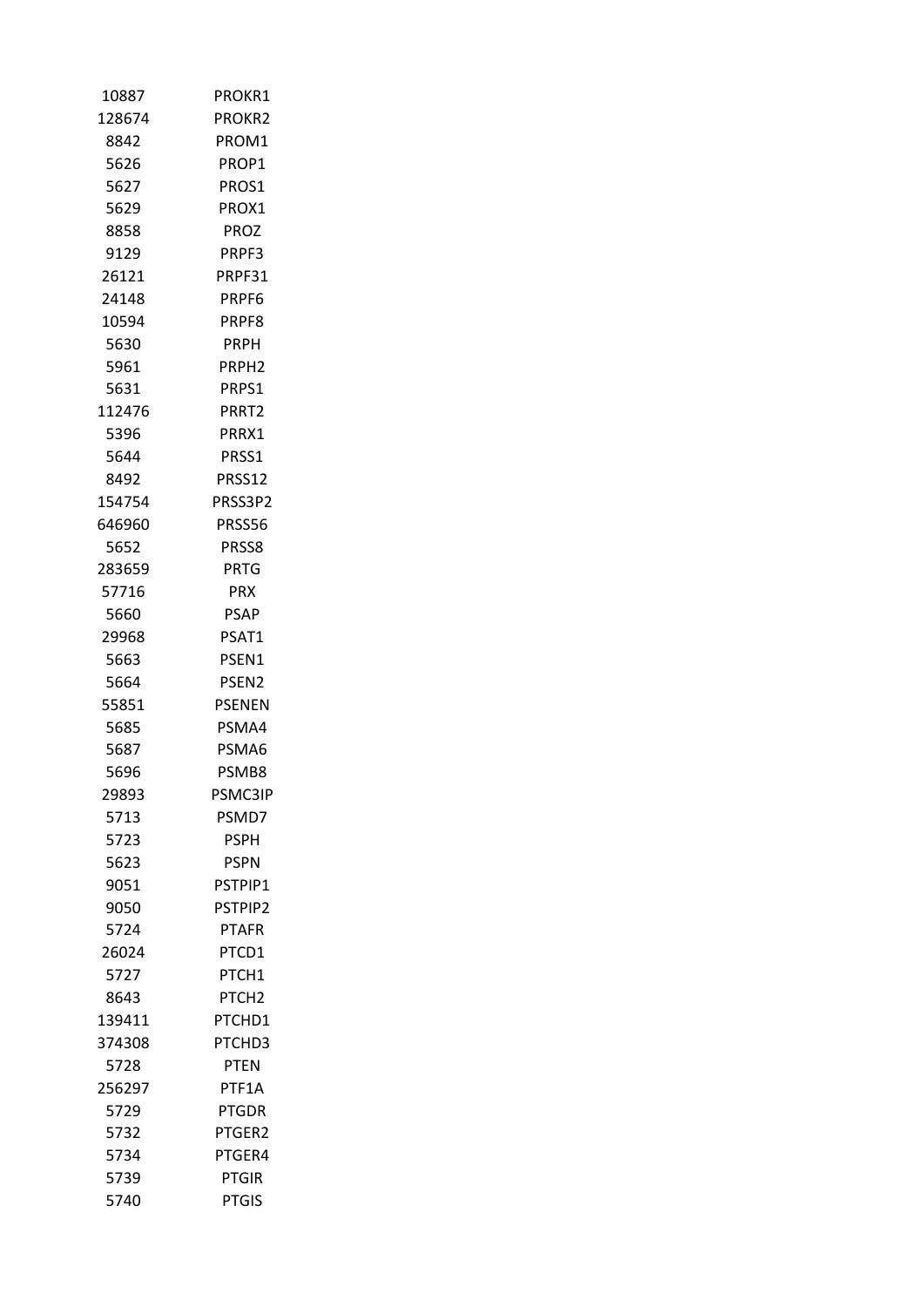| | |
|---|---|
| 10887 | PROKR1 |
| 128674 | PROKR2 |
| 8842 | PROM1 |
| 5626 | PROP1 |
| 5627 | PROS1 |
| 5629 | PROX1 |
| 8858 | PROZ |
| 9129 | PRPF3 |
| 26121 | PRPF31 |
| 24148 | PRPF6 |
| 10594 | PRPF8 |
| 5630 | PRPH |
| 5961 | PRPH2 |
| 5631 | PRPS1 |
| 112476 | PRRT2 |
| 5396 | PRRX1 |
| 5644 | PRSS1 |
| 8492 | PRSS12 |
| 154754 | PRSS3P2 |
| 646960 | PRSS56 |
| 5652 | PRSS8 |
| 283659 | PRTG |
| 57716 | PRX |
| 5660 | PSAP |
| 29968 | PSAT1 |
| 5663 | PSEN1 |
| 5664 | PSEN2 |
| 55851 | PSENEN |
| 5685 | PSMA4 |
| 5687 | PSMA6 |
| 5696 | PSMB8 |
| 29893 | PSMC3IP |
| 5713 | PSMD7 |
| 5723 | PSPH |
| 5623 | PSPN |
| 9051 | PSTPIP1 |
| 9050 | PSTPIP2 |
| 5724 | PTAFR |
| 26024 | PTCD1 |
| 5727 | PTCH1 |
| 8643 | PTCH2 |
| 139411 | PTCHD1 |
| 374308 | PTCHD3 |
| 5728 | PTEN |
| 256297 | PTF1A |
| 5729 | PTGDR |
| 5732 | PTGER2 |
| 5734 | PTGER4 |
| 5739 | PTGIR |
| 5740 | PTGIS |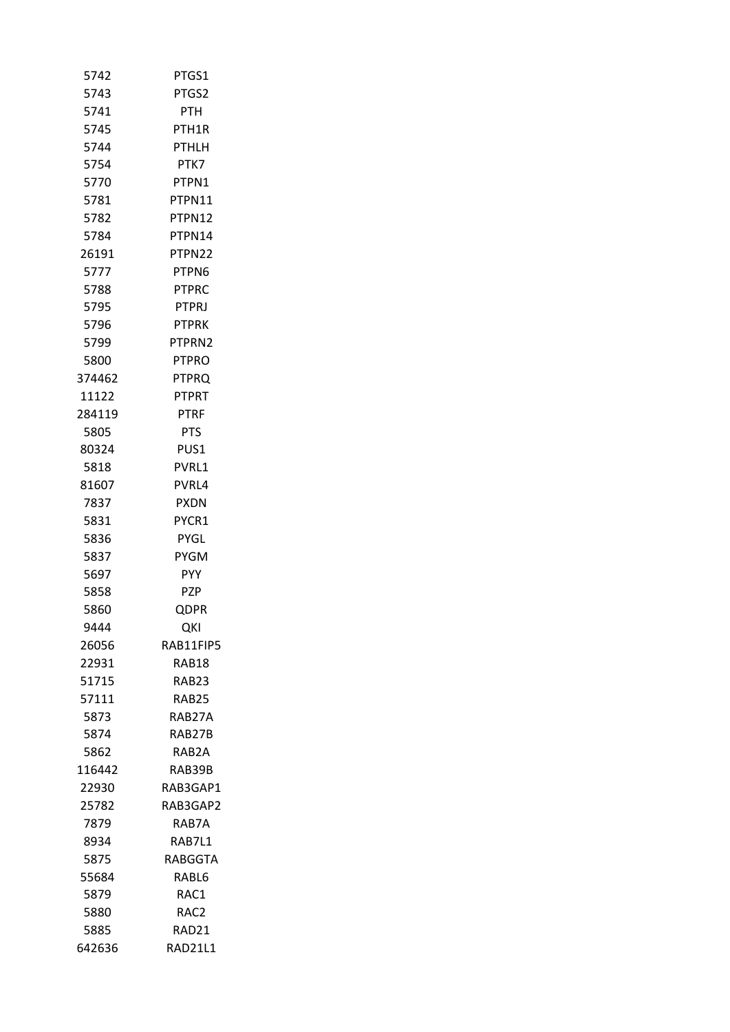| | |
|---|---|
| 5742 | PTGS1 |
| 5743 | PTGS2 |
| 5741 | PTH |
| 5745 | PTH1R |
| 5744 | PTHLH |
| 5754 | PTK7 |
| 5770 | PTPN1 |
| 5781 | PTPN11 |
| 5782 | PTPN12 |
| 5784 | PTPN14 |
| 26191 | PTPN22 |
| 5777 | PTPN6 |
| 5788 | PTPRC |
| 5795 | PTPRJ |
| 5796 | PTPRK |
| 5799 | PTPRN2 |
| 5800 | PTPRO |
| 374462 | PTPRQ |
| 11122 | PTPRT |
| 284119 | PTRF |
| 5805 | PTS |
| 80324 | PUS1 |
| 5818 | PVRL1 |
| 81607 | PVRL4 |
| 7837 | PXDN |
| 5831 | PYCR1 |
| 5836 | PYGL |
| 5837 | PYGM |
| 5697 | PYY |
| 5858 | PZP |
| 5860 | QDPR |
| 9444 | QKI |
| 26056 | RAB11FIP5 |
| 22931 | RAB18 |
| 51715 | RAB23 |
| 57111 | RAB25 |
| 5873 | RAB27A |
| 5874 | RAB27B |
| 5862 | RAB2A |
| 116442 | RAB39B |
| 22930 | RAB3GAP1 |
| 25782 | RAB3GAP2 |
| 7879 | RAB7A |
| 8934 | RAB7L1 |
| 5875 | RABGGTA |
| 55684 | RABL6 |
| 5879 | RAC1 |
| 5880 | RAC2 |
| 5885 | RAD21 |
| 642636 | RAD21L1 |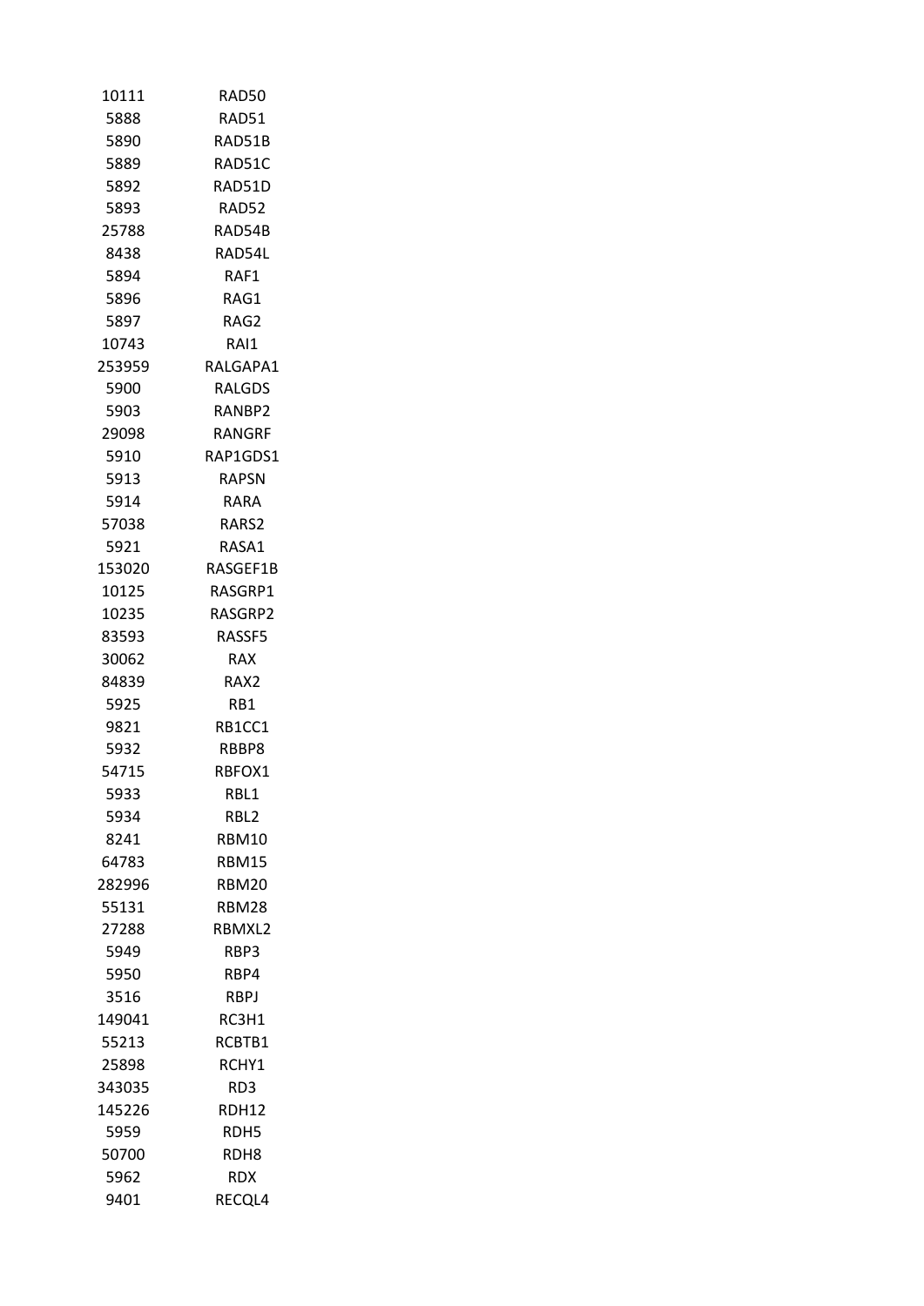| | |
|---|---|
| 10111 | RAD50 |
| 5888 | RAD51 |
| 5890 | RAD51B |
| 5889 | RAD51C |
| 5892 | RAD51D |
| 5893 | RAD52 |
| 25788 | RAD54B |
| 8438 | RAD54L |
| 5894 | RAF1 |
| 5896 | RAG1 |
| 5897 | RAG2 |
| 10743 | RAI1 |
| 253959 | RALGAPA1 |
| 5900 | RALGDS |
| 5903 | RANBP2 |
| 29098 | RANGRF |
| 5910 | RAP1GDS1 |
| 5913 | RAPSN |
| 5914 | RARA |
| 57038 | RARS2 |
| 5921 | RASA1 |
| 153020 | RASGEF1B |
| 10125 | RASGRP1 |
| 10235 | RASGRP2 |
| 83593 | RASSF5 |
| 30062 | RAX |
| 84839 | RAX2 |
| 5925 | RB1 |
| 9821 | RB1CC1 |
| 5932 | RBBP8 |
| 54715 | RBFOX1 |
| 5933 | RBL1 |
| 5934 | RBL2 |
| 8241 | RBM10 |
| 64783 | RBM15 |
| 282996 | RBM20 |
| 55131 | RBM28 |
| 27288 | RBMXL2 |
| 5949 | RBP3 |
| 5950 | RBP4 |
| 3516 | RBPJ |
| 149041 | RC3H1 |
| 55213 | RCBTB1 |
| 25898 | RCHY1 |
| 343035 | RD3 |
| 145226 | RDH12 |
| 5959 | RDH5 |
| 50700 | RDH8 |
| 5962 | RDX |
| 9401 | RECQL4 |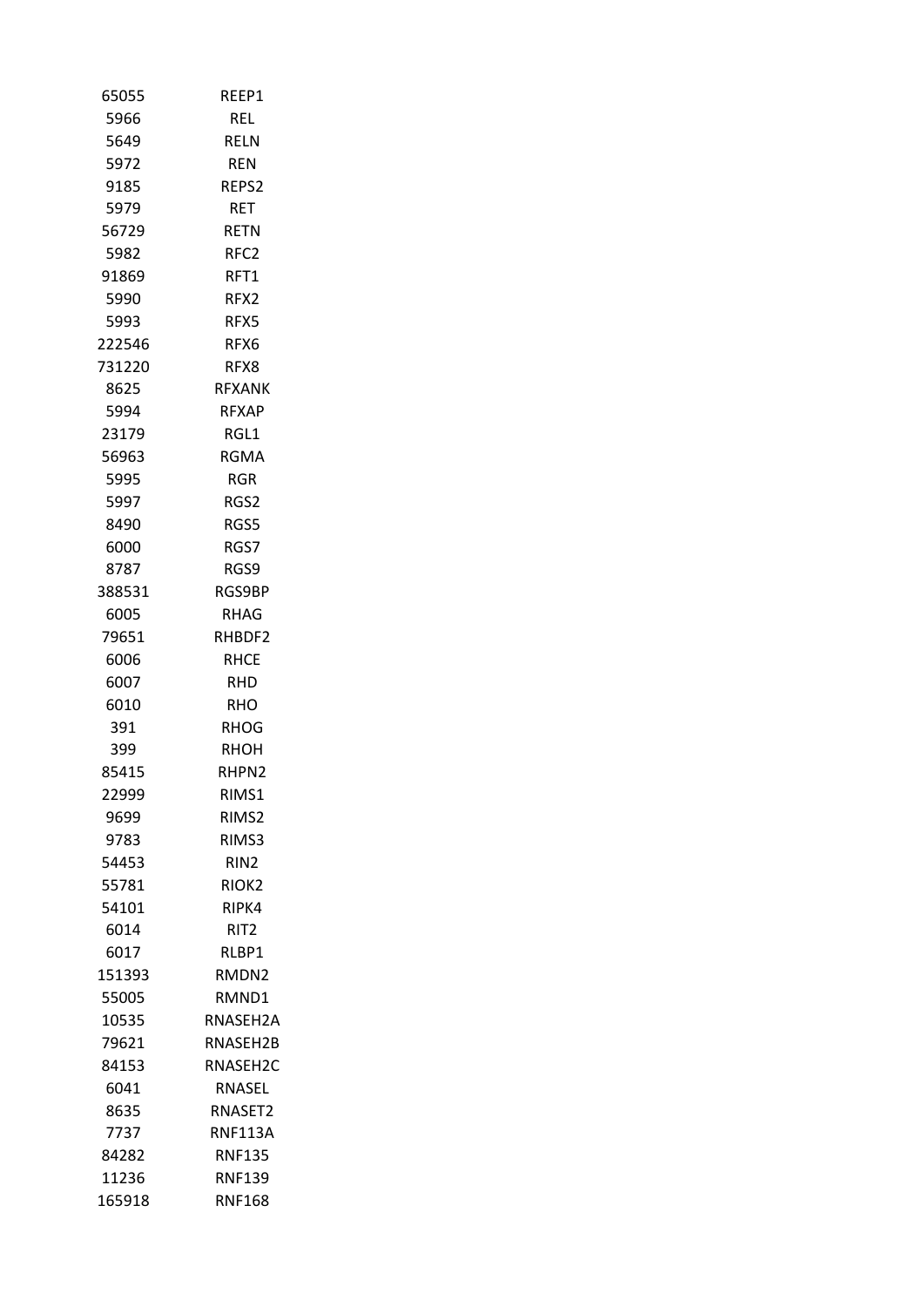| | |
|---|---|
| 65055 | REEP1 |
| 5966 | REL |
| 5649 | RELN |
| 5972 | REN |
| 9185 | REPS2 |
| 5979 | RET |
| 56729 | RETN |
| 5982 | RFC2 |
| 91869 | RFT1 |
| 5990 | RFX2 |
| 5993 | RFX5 |
| 222546 | RFX6 |
| 731220 | RFX8 |
| 8625 | RFXANK |
| 5994 | RFXAP |
| 23179 | RGL1 |
| 56963 | RGMA |
| 5995 | RGR |
| 5997 | RGS2 |
| 8490 | RGS5 |
| 6000 | RGS7 |
| 8787 | RGS9 |
| 388531 | RGS9BP |
| 6005 | RHAG |
| 79651 | RHBDF2 |
| 6006 | RHCE |
| 6007 | RHD |
| 6010 | RHO |
| 391 | RHOG |
| 399 | RHOH |
| 85415 | RHPN2 |
| 22999 | RIMS1 |
| 9699 | RIMS2 |
| 9783 | RIMS3 |
| 54453 | RIN2 |
| 55781 | RIOK2 |
| 54101 | RIPK4 |
| 6014 | RIT2 |
| 6017 | RLBP1 |
| 151393 | RMDN2 |
| 55005 | RMND1 |
| 10535 | RNASEH2A |
| 79621 | RNASEH2B |
| 84153 | RNASEH2C |
| 6041 | RNASEL |
| 8635 | RNASET2 |
| 7737 | RNF113A |
| 84282 | RNF135 |
| 11236 | RNF139 |
| 165918 | RNF168 |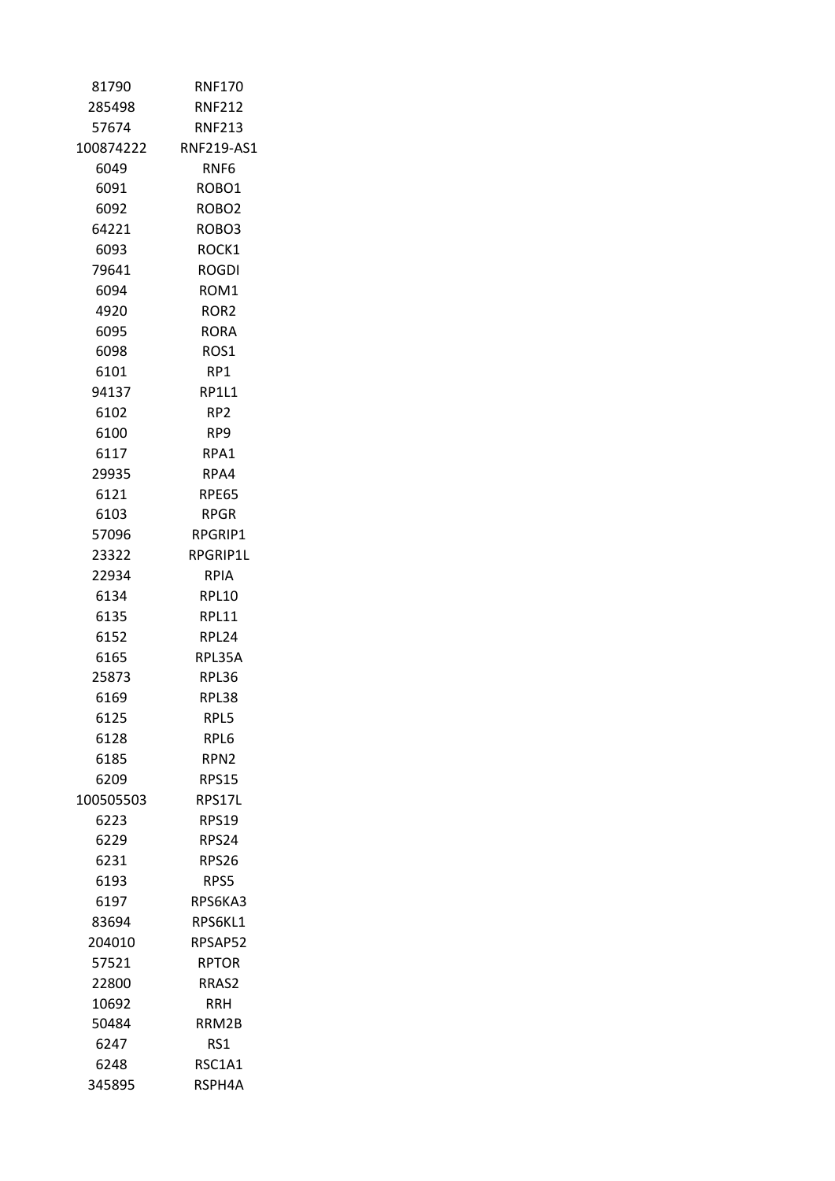| | |
|---|---|
| 81790 | RNF170 |
| 285498 | RNF212 |
| 57674 | RNF213 |
| 100874222 | RNF219-AS1 |
| 6049 | RNF6 |
| 6091 | ROBO1 |
| 6092 | ROBO2 |
| 64221 | ROBO3 |
| 6093 | ROCK1 |
| 79641 | ROGDI |
| 6094 | ROM1 |
| 4920 | ROR2 |
| 6095 | RORA |
| 6098 | ROS1 |
| 6101 | RP1 |
| 94137 | RP1L1 |
| 6102 | RP2 |
| 6100 | RP9 |
| 6117 | RPA1 |
| 29935 | RPA4 |
| 6121 | RPE65 |
| 6103 | RPGR |
| 57096 | RPGRIP1 |
| 23322 | RPGRIP1L |
| 22934 | RPIA |
| 6134 | RPL10 |
| 6135 | RPL11 |
| 6152 | RPL24 |
| 6165 | RPL35A |
| 25873 | RPL36 |
| 6169 | RPL38 |
| 6125 | RPL5 |
| 6128 | RPL6 |
| 6185 | RPN2 |
| 6209 | RPS15 |
| 100505503 | RPS17L |
| 6223 | RPS19 |
| 6229 | RPS24 |
| 6231 | RPS26 |
| 6193 | RPS5 |
| 6197 | RPS6KA3 |
| 83694 | RPS6KL1 |
| 204010 | RPSAP52 |
| 57521 | RPTOR |
| 22800 | RRAS2 |
| 10692 | RRH |
| 50484 | RRM2B |
| 6247 | RS1 |
| 6248 | RSC1A1 |
| 345895 | RSPH4A |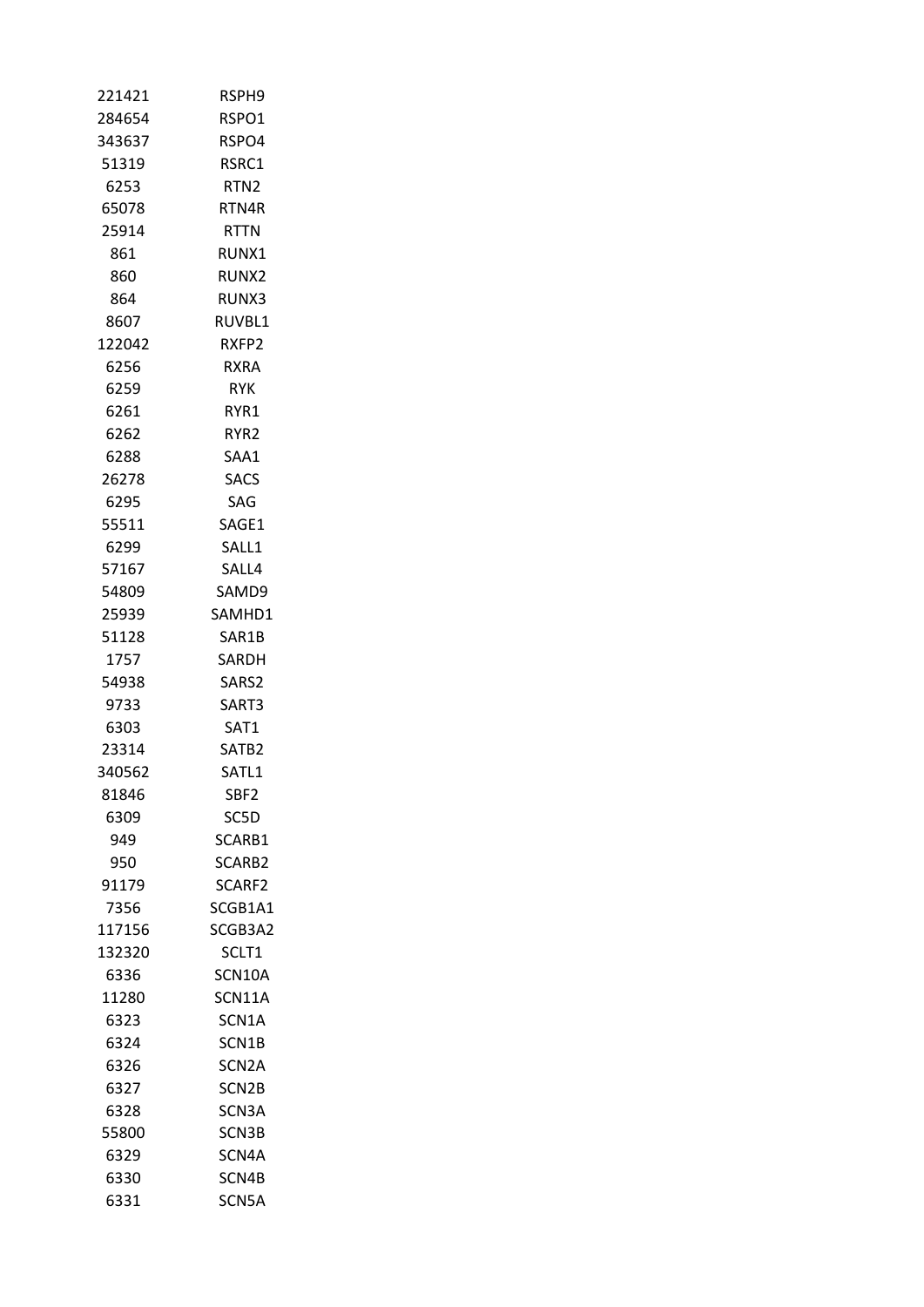| | |
|---|---|
| 221421 | RSPH9 |
| 284654 | RSPO1 |
| 343637 | RSPO4 |
| 51319 | RSRC1 |
| 6253 | RTN2 |
| 65078 | RTN4R |
| 25914 | RTTN |
| 861 | RUNX1 |
| 860 | RUNX2 |
| 864 | RUNX3 |
| 8607 | RUVBL1 |
| 122042 | RXFP2 |
| 6256 | RXRA |
| 6259 | RYK |
| 6261 | RYR1 |
| 6262 | RYR2 |
| 6288 | SAA1 |
| 26278 | SACS |
| 6295 | SAG |
| 55511 | SAGE1 |
| 6299 | SALL1 |
| 57167 | SALL4 |
| 54809 | SAMD9 |
| 25939 | SAMHD1 |
| 51128 | SAR1B |
| 1757 | SARDH |
| 54938 | SARS2 |
| 9733 | SART3 |
| 6303 | SAT1 |
| 23314 | SATB2 |
| 340562 | SATL1 |
| 81846 | SBF2 |
| 6309 | SC5D |
| 949 | SCARB1 |
| 950 | SCARB2 |
| 91179 | SCARF2 |
| 7356 | SCGB1A1 |
| 117156 | SCGB3A2 |
| 132320 | SCLT1 |
| 6336 | SCN10A |
| 11280 | SCN11A |
| 6323 | SCN1A |
| 6324 | SCN1B |
| 6326 | SCN2A |
| 6327 | SCN2B |
| 6328 | SCN3A |
| 55800 | SCN3B |
| 6329 | SCN4A |
| 6330 | SCN4B |
| 6331 | SCN5A |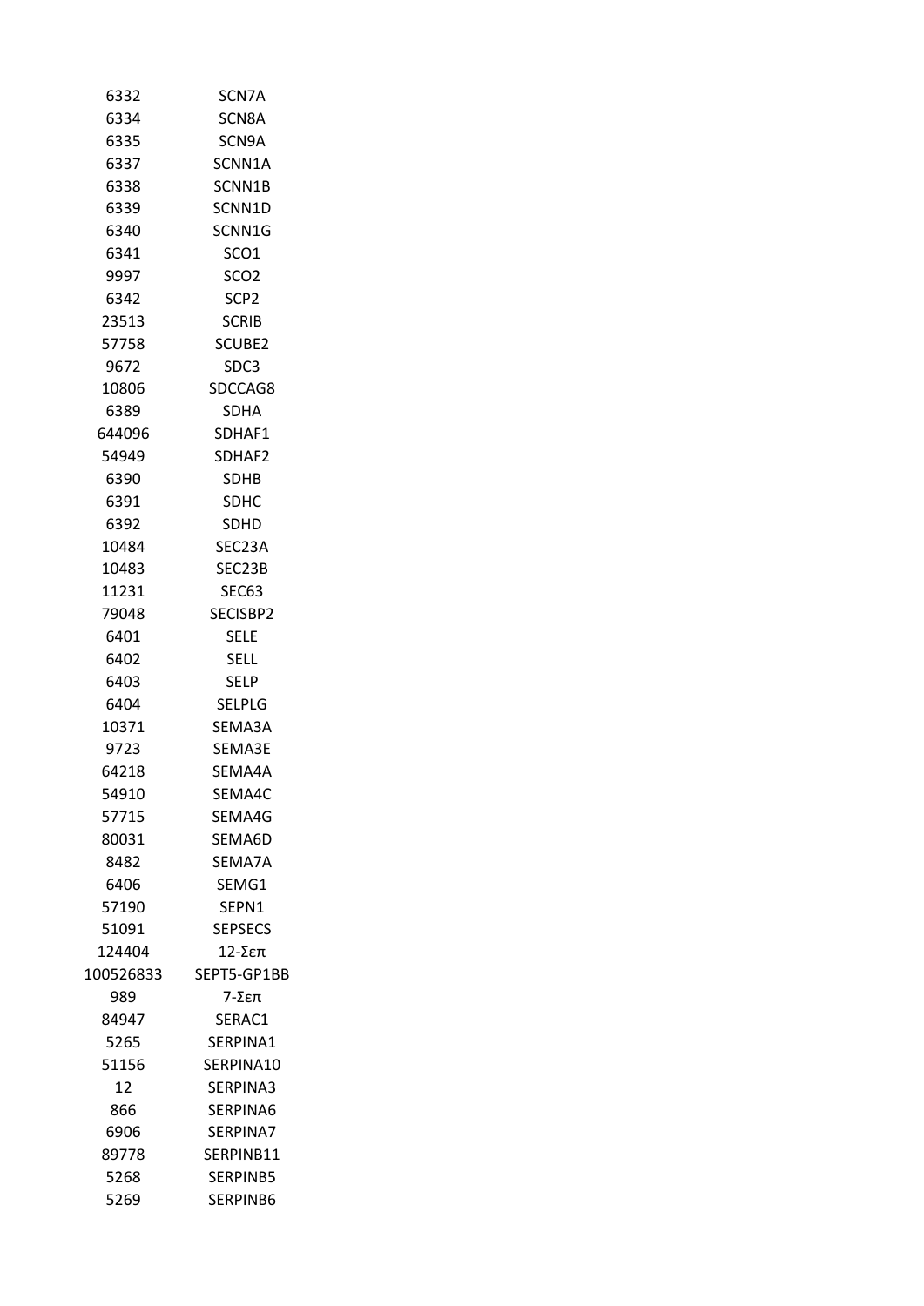| | |
|---|---|
| 6332 | SCN7A |
| 6334 | SCN8A |
| 6335 | SCN9A |
| 6337 | SCNN1A |
| 6338 | SCNN1B |
| 6339 | SCNN1D |
| 6340 | SCNN1G |
| 6341 | SCO1 |
| 9997 | SCO2 |
| 6342 | SCP2 |
| 23513 | SCRIB |
| 57758 | SCUBE2 |
| 9672 | SDC3 |
| 10806 | SDCCAG8 |
| 6389 | SDHA |
| 644096 | SDHAF1 |
| 54949 | SDHAF2 |
| 6390 | SDHB |
| 6391 | SDHC |
| 6392 | SDHD |
| 10484 | SEC23A |
| 10483 | SEC23B |
| 11231 | SEC63 |
| 79048 | SECISBP2 |
| 6401 | SELE |
| 6402 | SELL |
| 6403 | SELP |
| 6404 | SELPLG |
| 10371 | SEMA3A |
| 9723 | SEMA3E |
| 64218 | SEMA4A |
| 54910 | SEMA4C |
| 57715 | SEMA4G |
| 80031 | SEMA6D |
| 8482 | SEMA7A |
| 6406 | SEMG1 |
| 57190 | SEPN1 |
| 51091 | SEPSECS |
| 124404 | 12-Σεπ |
| 100526833 | SEPT5-GP1BB |
| 989 | 7-Σεπ |
| 84947 | SERAC1 |
| 5265 | SERPINA1 |
| 51156 | SERPINA10 |
| 12 | SERPINA3 |
| 866 | SERPINA6 |
| 6906 | SERPINA7 |
| 89778 | SERPINB11 |
| 5268 | SERPINB5 |
| 5269 | SERPINB6 |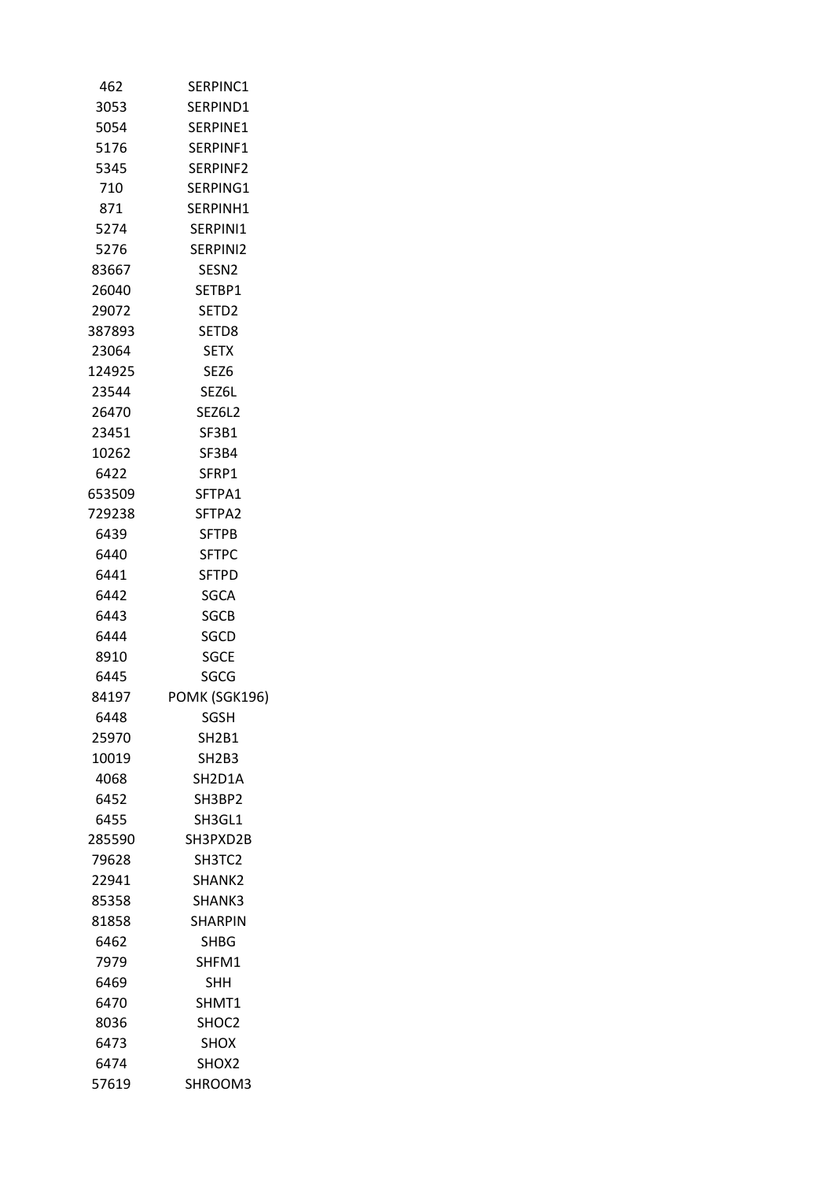| | |
|---|---|
| 462 | SERPINC1 |
| 3053 | SERPIND1 |
| 5054 | SERPINE1 |
| 5176 | SERPINF1 |
| 5345 | SERPINF2 |
| 710 | SERPING1 |
| 871 | SERPINH1 |
| 5274 | SERPINI1 |
| 5276 | SERPINI2 |
| 83667 | SESN2 |
| 26040 | SETBP1 |
| 29072 | SETD2 |
| 387893 | SETD8 |
| 23064 | SETX |
| 124925 | SEZ6 |
| 23544 | SEZ6L |
| 26470 | SEZ6L2 |
| 23451 | SF3B1 |
| 10262 | SF3B4 |
| 6422 | SFRP1 |
| 653509 | SFTPA1 |
| 729238 | SFTPA2 |
| 6439 | SFTPB |
| 6440 | SFTPC |
| 6441 | SFTPD |
| 6442 | SGCA |
| 6443 | SGCB |
| 6444 | SGCD |
| 8910 | SGCE |
| 6445 | SGCG |
| 84197 | POMK (SGK196) |
| 6448 | SGSH |
| 25970 | SH2B1 |
| 10019 | SH2B3 |
| 4068 | SH2D1A |
| 6452 | SH3BP2 |
| 6455 | SH3GL1 |
| 285590 | SH3PXD2B |
| 79628 | SH3TC2 |
| 22941 | SHANK2 |
| 85358 | SHANK3 |
| 81858 | SHARPIN |
| 6462 | SHBG |
| 7979 | SHFM1 |
| 6469 | SHH |
| 6470 | SHMT1 |
| 8036 | SHOC2 |
| 6473 | SHOX |
| 6474 | SHOX2 |
| 57619 | SHROOM3 |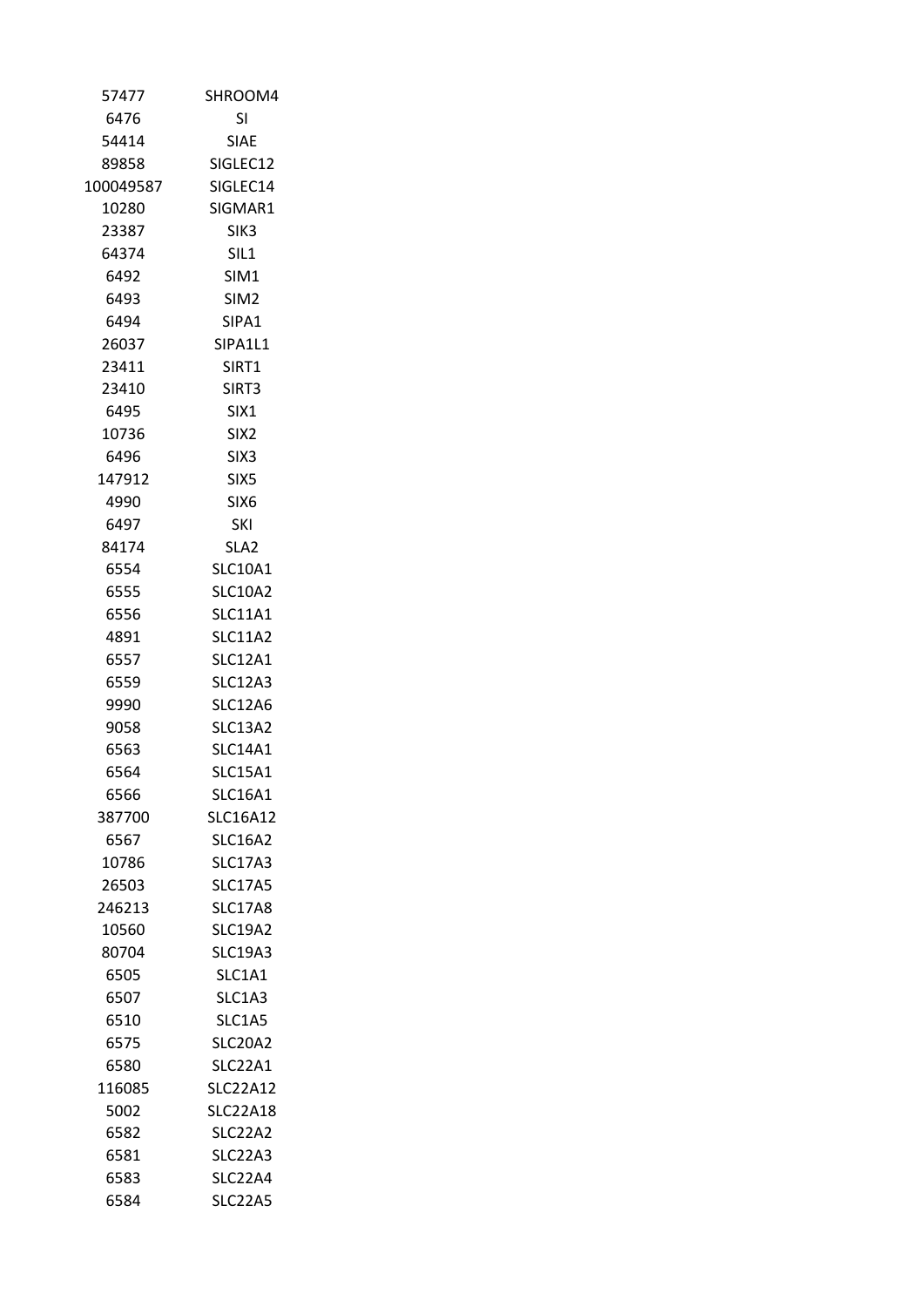| | |
|---|---|
| 57477 | SHROOM4 |
| 6476 | SI |
| 54414 | SIAE |
| 89858 | SIGLEC12 |
| 100049587 | SIGLEC14 |
| 10280 | SIGMAR1 |
| 23387 | SIK3 |
| 64374 | SIL1 |
| 6492 | SIM1 |
| 6493 | SIM2 |
| 6494 | SIPA1 |
| 26037 | SIPA1L1 |
| 23411 | SIRT1 |
| 23410 | SIRT3 |
| 6495 | SIX1 |
| 10736 | SIX2 |
| 6496 | SIX3 |
| 147912 | SIX5 |
| 4990 | SIX6 |
| 6497 | SKI |
| 84174 | SLA2 |
| 6554 | SLC10A1 |
| 6555 | SLC10A2 |
| 6556 | SLC11A1 |
| 4891 | SLC11A2 |
| 6557 | SLC12A1 |
| 6559 | SLC12A3 |
| 9990 | SLC12A6 |
| 9058 | SLC13A2 |
| 6563 | SLC14A1 |
| 6564 | SLC15A1 |
| 6566 | SLC16A1 |
| 387700 | SLC16A12 |
| 6567 | SLC16A2 |
| 10786 | SLC17A3 |
| 26503 | SLC17A5 |
| 246213 | SLC17A8 |
| 10560 | SLC19A2 |
| 80704 | SLC19A3 |
| 6505 | SLC1A1 |
| 6507 | SLC1A3 |
| 6510 | SLC1A5 |
| 6575 | SLC20A2 |
| 6580 | SLC22A1 |
| 116085 | SLC22A12 |
| 5002 | SLC22A18 |
| 6582 | SLC22A2 |
| 6581 | SLC22A3 |
| 6583 | SLC22A4 |
| 6584 | SLC22A5 |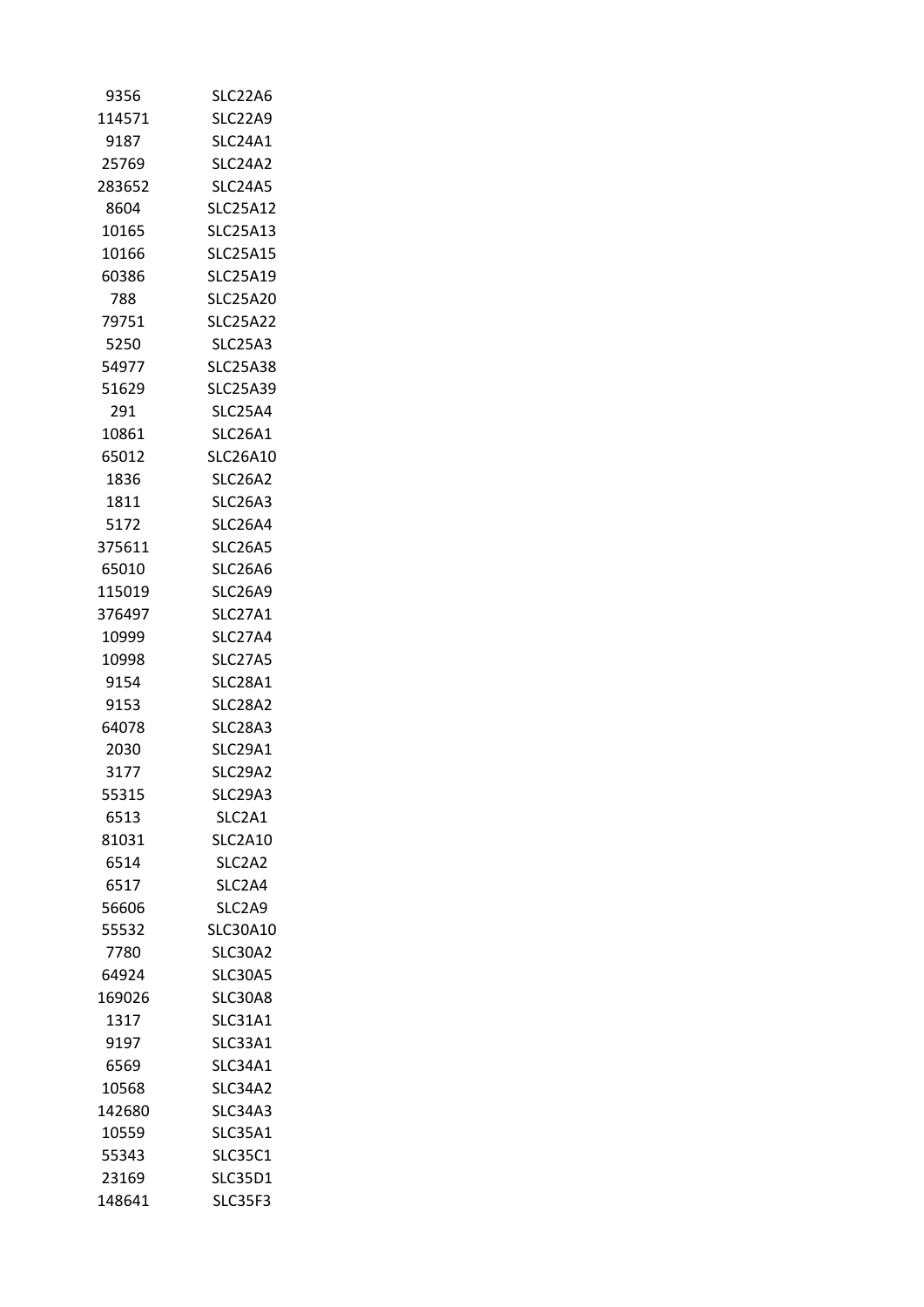| | |
|---|---|
| 9356 | SLC22A6 |
| 114571 | SLC22A9 |
| 9187 | SLC24A1 |
| 25769 | SLC24A2 |
| 283652 | SLC24A5 |
| 8604 | SLC25A12 |
| 10165 | SLC25A13 |
| 10166 | SLC25A15 |
| 60386 | SLC25A19 |
| 788 | SLC25A20 |
| 79751 | SLC25A22 |
| 5250 | SLC25A3 |
| 54977 | SLC25A38 |
| 51629 | SLC25A39 |
| 291 | SLC25A4 |
| 10861 | SLC26A1 |
| 65012 | SLC26A10 |
| 1836 | SLC26A2 |
| 1811 | SLC26A3 |
| 5172 | SLC26A4 |
| 375611 | SLC26A5 |
| 65010 | SLC26A6 |
| 115019 | SLC26A9 |
| 376497 | SLC27A1 |
| 10999 | SLC27A4 |
| 10998 | SLC27A5 |
| 9154 | SLC28A1 |
| 9153 | SLC28A2 |
| 64078 | SLC28A3 |
| 2030 | SLC29A1 |
| 3177 | SLC29A2 |
| 55315 | SLC29A3 |
| 6513 | SLC2A1 |
| 81031 | SLC2A10 |
| 6514 | SLC2A2 |
| 6517 | SLC2A4 |
| 56606 | SLC2A9 |
| 55532 | SLC30A10 |
| 7780 | SLC30A2 |
| 64924 | SLC30A5 |
| 169026 | SLC30A8 |
| 1317 | SLC31A1 |
| 9197 | SLC33A1 |
| 6569 | SLC34A1 |
| 10568 | SLC34A2 |
| 142680 | SLC34A3 |
| 10559 | SLC35A1 |
| 55343 | SLC35C1 |
| 23169 | SLC35D1 |
| 148641 | SLC35F3 |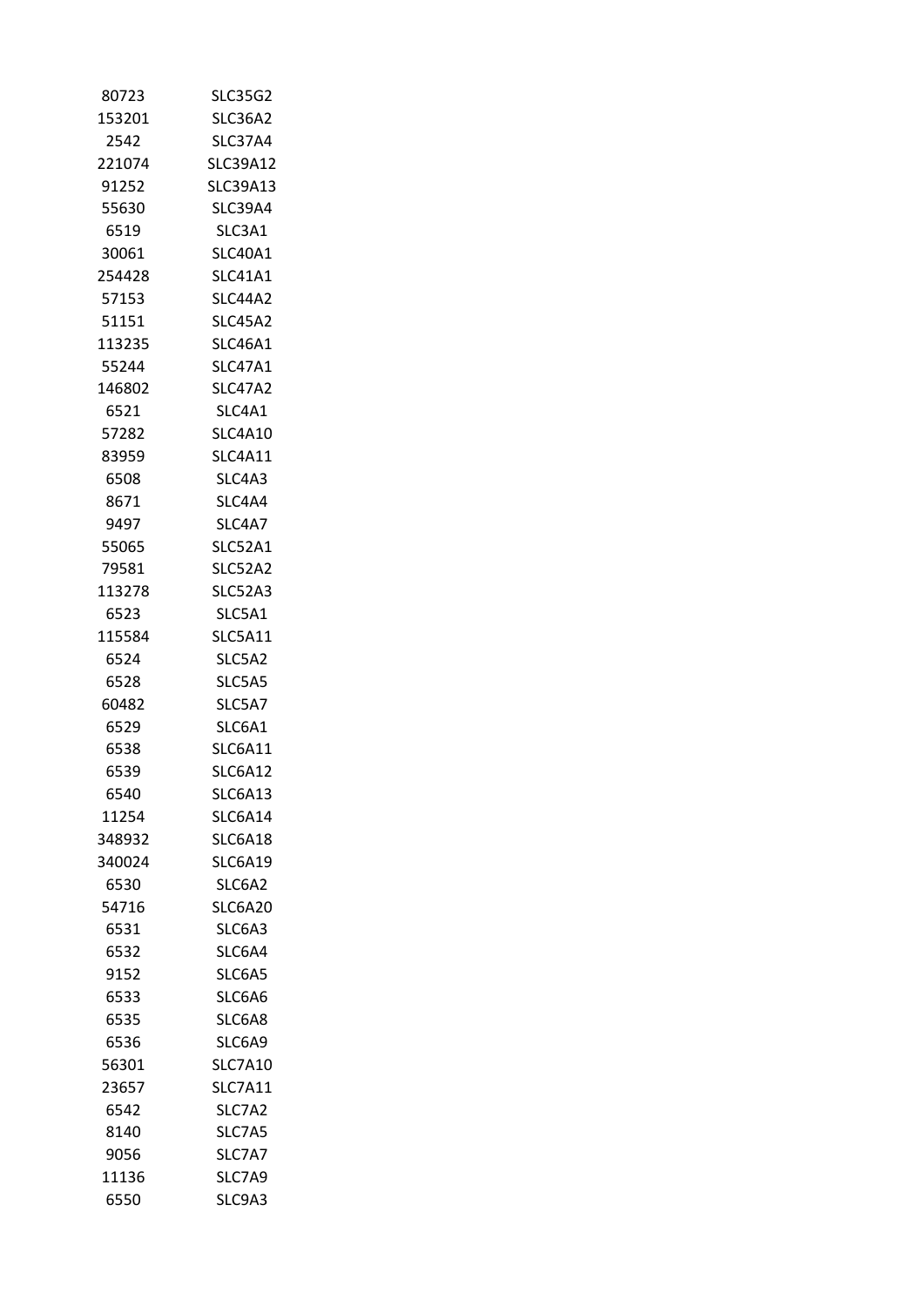| | |
|---|---|
| 80723 | SLC35G2 |
| 153201 | SLC36A2 |
| 2542 | SLC37A4 |
| 221074 | SLC39A12 |
| 91252 | SLC39A13 |
| 55630 | SLC39A4 |
| 6519 | SLC3A1 |
| 30061 | SLC40A1 |
| 254428 | SLC41A1 |
| 57153 | SLC44A2 |
| 51151 | SLC45A2 |
| 113235 | SLC46A1 |
| 55244 | SLC47A1 |
| 146802 | SLC47A2 |
| 6521 | SLC4A1 |
| 57282 | SLC4A10 |
| 83959 | SLC4A11 |
| 6508 | SLC4A3 |
| 8671 | SLC4A4 |
| 9497 | SLC4A7 |
| 55065 | SLC52A1 |
| 79581 | SLC52A2 |
| 113278 | SLC52A3 |
| 6523 | SLC5A1 |
| 115584 | SLC5A11 |
| 6524 | SLC5A2 |
| 6528 | SLC5A5 |
| 60482 | SLC5A7 |
| 6529 | SLC6A1 |
| 6538 | SLC6A11 |
| 6539 | SLC6A12 |
| 6540 | SLC6A13 |
| 11254 | SLC6A14 |
| 348932 | SLC6A18 |
| 340024 | SLC6A19 |
| 6530 | SLC6A2 |
| 54716 | SLC6A20 |
| 6531 | SLC6A3 |
| 6532 | SLC6A4 |
| 9152 | SLC6A5 |
| 6533 | SLC6A6 |
| 6535 | SLC6A8 |
| 6536 | SLC6A9 |
| 56301 | SLC7A10 |
| 23657 | SLC7A11 |
| 6542 | SLC7A2 |
| 8140 | SLC7A5 |
| 9056 | SLC7A7 |
| 11136 | SLC7A9 |
| 6550 | SLC9A3 |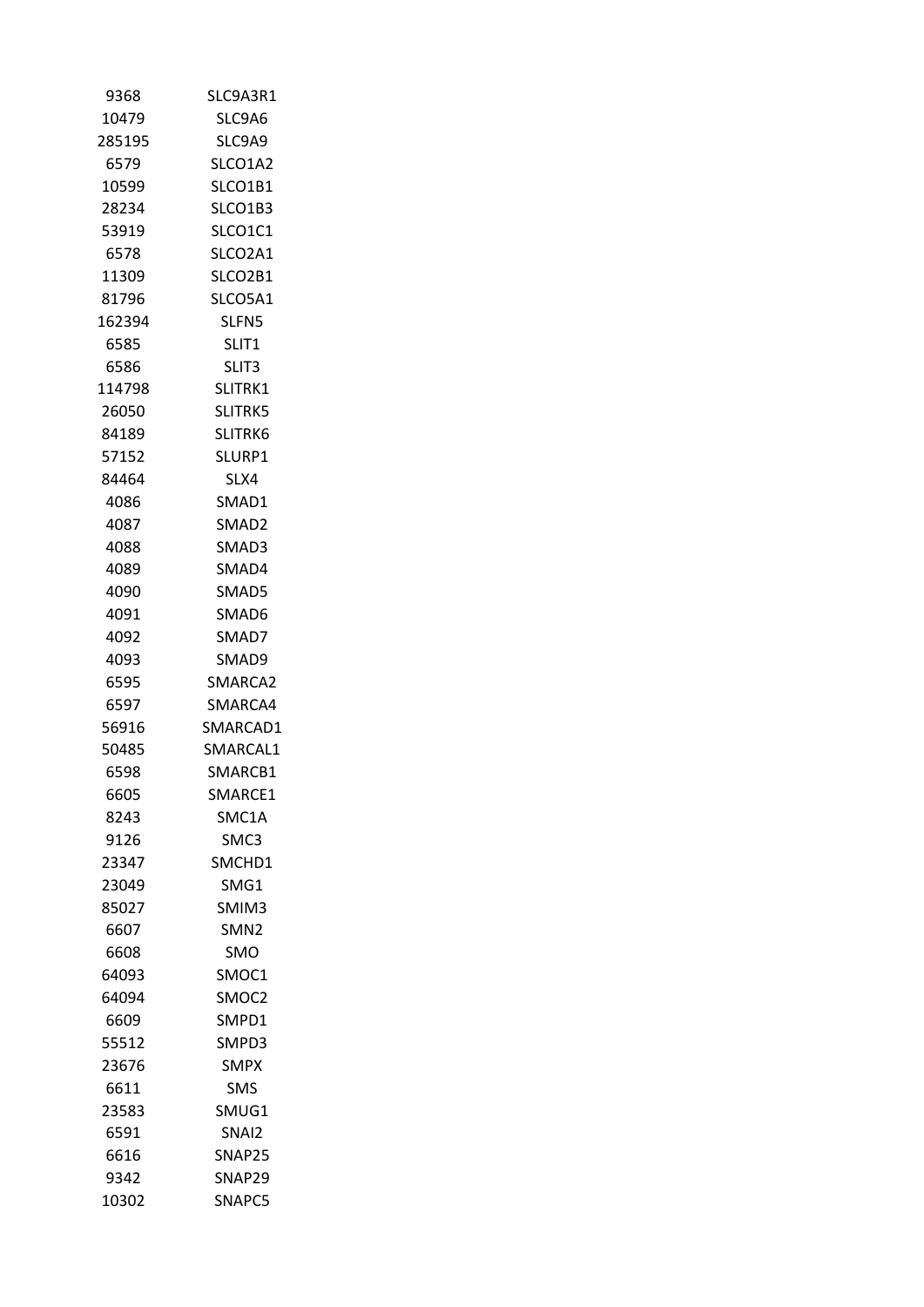| | |
|---|---|
| 9368 | SLC9A3R1 |
| 10479 | SLC9A6 |
| 285195 | SLC9A9 |
| 6579 | SLCO1A2 |
| 10599 | SLCO1B1 |
| 28234 | SLCO1B3 |
| 53919 | SLCO1C1 |
| 6578 | SLCO2A1 |
| 11309 | SLCO2B1 |
| 81796 | SLCO5A1 |
| 162394 | SLFN5 |
| 6585 | SLIT1 |
| 6586 | SLIT3 |
| 114798 | SLITRK1 |
| 26050 | SLITRK5 |
| 84189 | SLITRK6 |
| 57152 | SLURP1 |
| 84464 | SLX4 |
| 4086 | SMAD1 |
| 4087 | SMAD2 |
| 4088 | SMAD3 |
| 4089 | SMAD4 |
| 4090 | SMAD5 |
| 4091 | SMAD6 |
| 4092 | SMAD7 |
| 4093 | SMAD9 |
| 6595 | SMARCA2 |
| 6597 | SMARCA4 |
| 56916 | SMARCAD1 |
| 50485 | SMARCAL1 |
| 6598 | SMARCB1 |
| 6605 | SMARCE1 |
| 8243 | SMC1A |
| 9126 | SMC3 |
| 23347 | SMCHD1 |
| 23049 | SMG1 |
| 85027 | SMIM3 |
| 6607 | SMN2 |
| 6608 | SMO |
| 64093 | SMOC1 |
| 64094 | SMOC2 |
| 6609 | SMPD1 |
| 55512 | SMPD3 |
| 23676 | SMPX |
| 6611 | SMS |
| 23583 | SMUG1 |
| 6591 | SNAI2 |
| 6616 | SNAP25 |
| 9342 | SNAP29 |
| 10302 | SNAPC5 |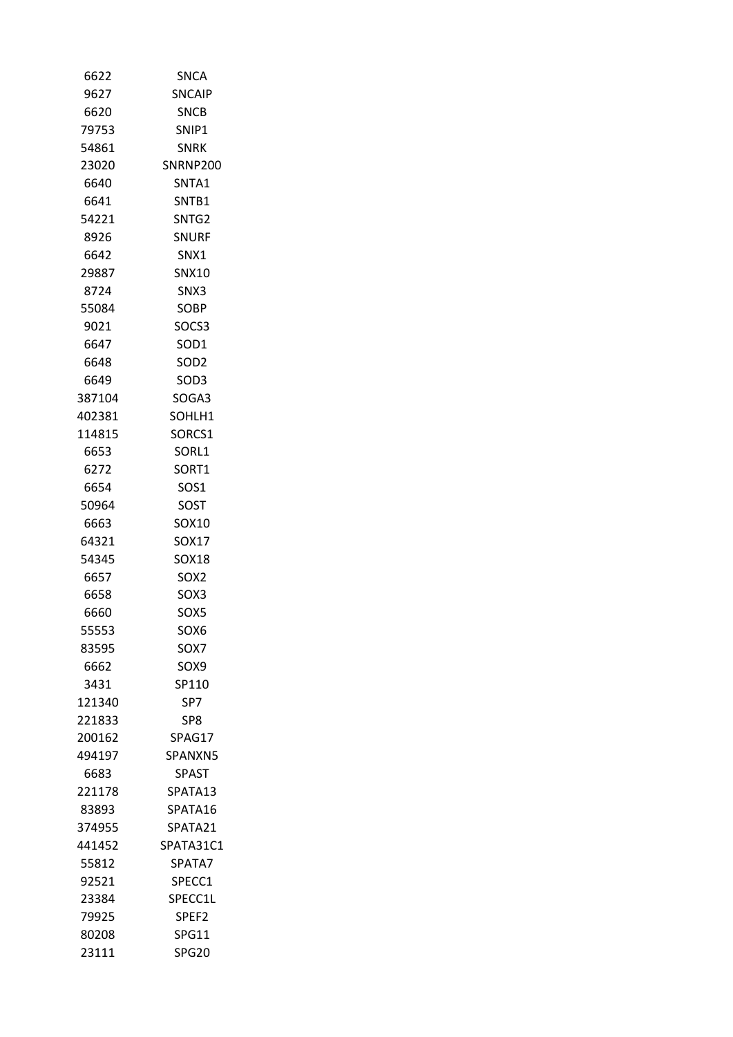| | |
|---|---|
| 6622 | SNCA |
| 9627 | SNCAIP |
| 6620 | SNCB |
| 79753 | SNIP1 |
| 54861 | SNRK |
| 23020 | SNRNP200 |
| 6640 | SNTA1 |
| 6641 | SNTB1 |
| 54221 | SNTG2 |
| 8926 | SNURF |
| 6642 | SNX1 |
| 29887 | SNX10 |
| 8724 | SNX3 |
| 55084 | SOBP |
| 9021 | SOCS3 |
| 6647 | SOD1 |
| 6648 | SOD2 |
| 6649 | SOD3 |
| 387104 | SOGA3 |
| 402381 | SOHLH1 |
| 114815 | SORCS1 |
| 6653 | SORL1 |
| 6272 | SORT1 |
| 6654 | SOS1 |
| 50964 | SOST |
| 6663 | SOX10 |
| 64321 | SOX17 |
| 54345 | SOX18 |
| 6657 | SOX2 |
| 6658 | SOX3 |
| 6660 | SOX5 |
| 55553 | SOX6 |
| 83595 | SOX7 |
| 6662 | SOX9 |
| 3431 | SP110 |
| 121340 | SP7 |
| 221833 | SP8 |
| 200162 | SPAG17 |
| 494197 | SPANXN5 |
| 6683 | SPAST |
| 221178 | SPATA13 |
| 83893 | SPATA16 |
| 374955 | SPATA21 |
| 441452 | SPATA31C1 |
| 55812 | SPATA7 |
| 92521 | SPECC1 |
| 23384 | SPECC1L |
| 79925 | SPEF2 |
| 80208 | SPG11 |
| 23111 | SPG20 |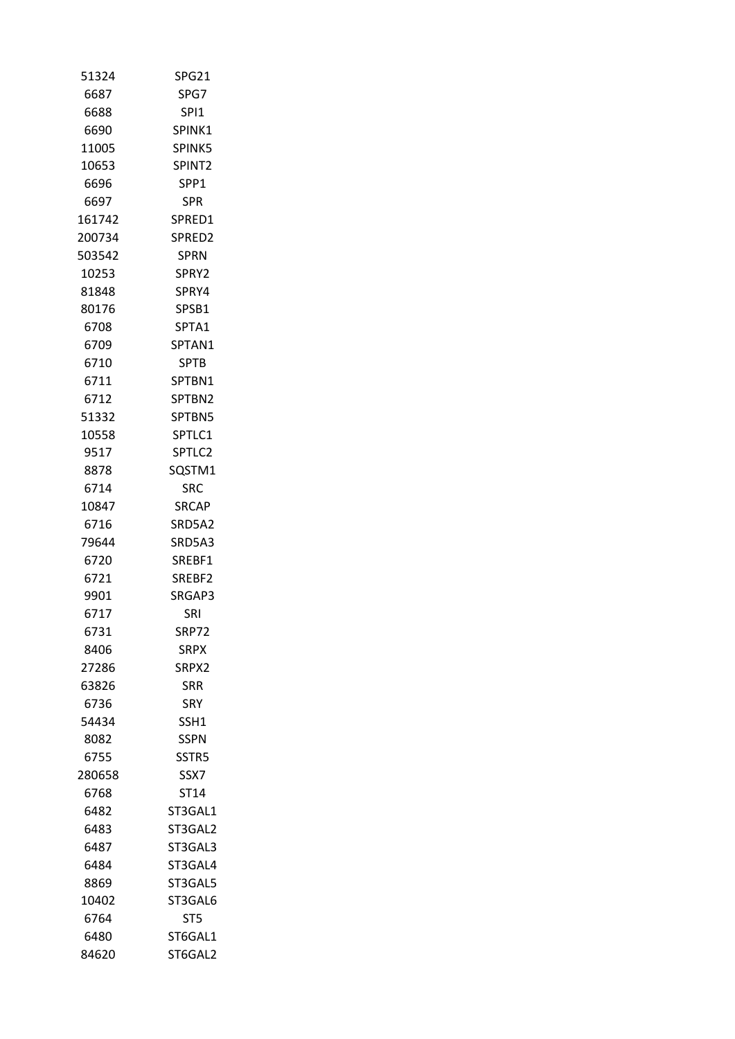| | |
|---|---|
| 51324 | SPG21 |
| 6687 | SPG7 |
| 6688 | SPI1 |
| 6690 | SPINK1 |
| 11005 | SPINK5 |
| 10653 | SPINT2 |
| 6696 | SPP1 |
| 6697 | SPR |
| 161742 | SPRED1 |
| 200734 | SPRED2 |
| 503542 | SPRN |
| 10253 | SPRY2 |
| 81848 | SPRY4 |
| 80176 | SPSB1 |
| 6708 | SPTA1 |
| 6709 | SPTAN1 |
| 6710 | SPTB |
| 6711 | SPTBN1 |
| 6712 | SPTBN2 |
| 51332 | SPTBN5 |
| 10558 | SPTLC1 |
| 9517 | SPTLC2 |
| 8878 | SQSTM1 |
| 6714 | SRC |
| 10847 | SRCAP |
| 6716 | SRD5A2 |
| 79644 | SRD5A3 |
| 6720 | SREBF1 |
| 6721 | SREBF2 |
| 9901 | SRGAP3 |
| 6717 | SRI |
| 6731 | SRP72 |
| 8406 | SRPX |
| 27286 | SRPX2 |
| 63826 | SRR |
| 6736 | SRY |
| 54434 | SSH1 |
| 8082 | SSPN |
| 6755 | SSTR5 |
| 280658 | SSX7 |
| 6768 | ST14 |
| 6482 | ST3GAL1 |
| 6483 | ST3GAL2 |
| 6487 | ST3GAL3 |
| 6484 | ST3GAL4 |
| 8869 | ST3GAL5 |
| 10402 | ST3GAL6 |
| 6764 | ST5 |
| 6480 | ST6GAL1 |
| 84620 | ST6GAL2 |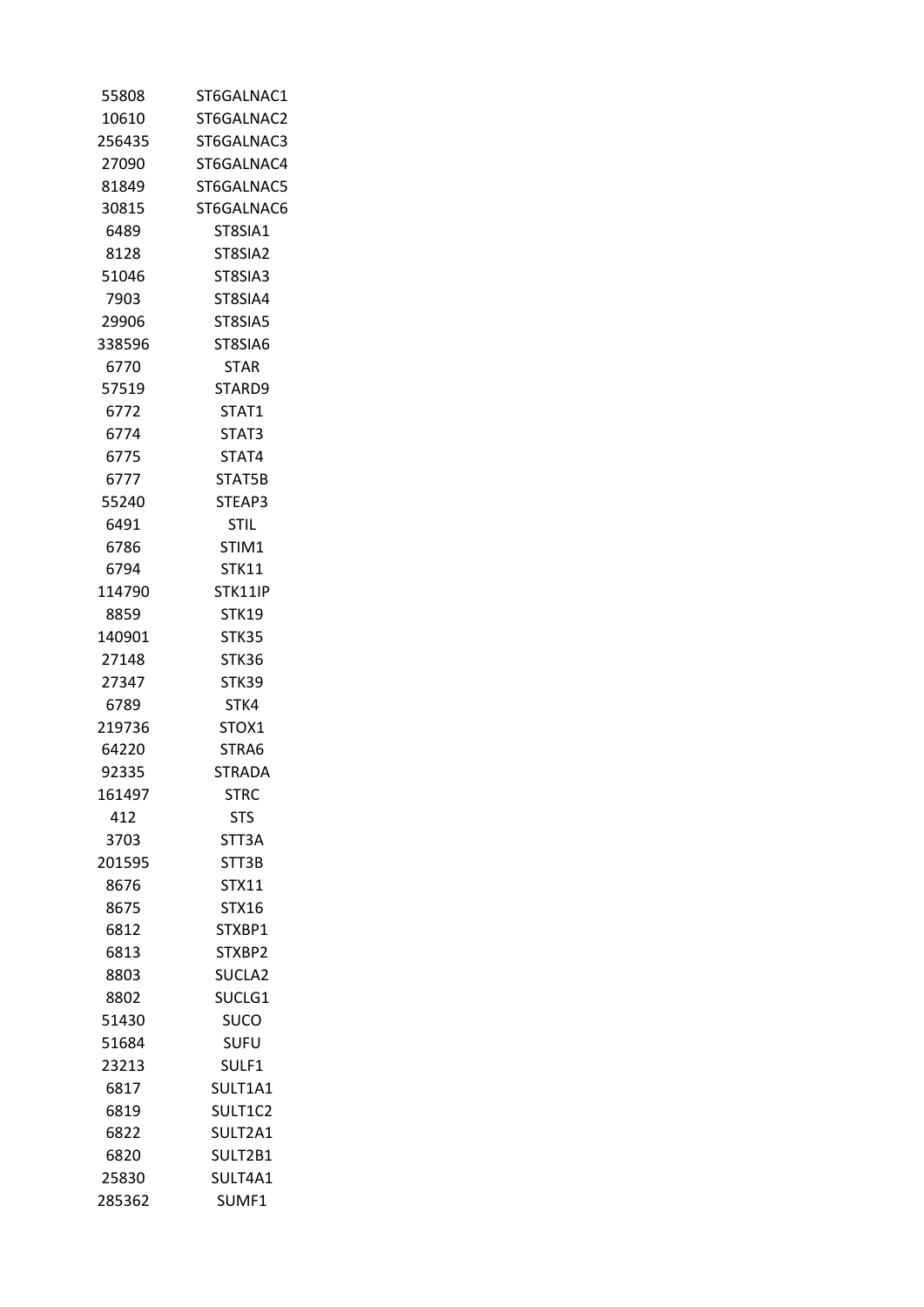| | |
|---|---|
| 55808 | ST6GALNAC1 |
| 10610 | ST6GALNAC2 |
| 256435 | ST6GALNAC3 |
| 27090 | ST6GALNAC4 |
| 81849 | ST6GALNAC5 |
| 30815 | ST6GALNAC6 |
| 6489 | ST8SIA1 |
| 8128 | ST8SIA2 |
| 51046 | ST8SIA3 |
| 7903 | ST8SIA4 |
| 29906 | ST8SIA5 |
| 338596 | ST8SIA6 |
| 6770 | STAR |
| 57519 | STARD9 |
| 6772 | STAT1 |
| 6774 | STAT3 |
| 6775 | STAT4 |
| 6777 | STAT5B |
| 55240 | STEAP3 |
| 6491 | STIL |
| 6786 | STIM1 |
| 6794 | STK11 |
| 114790 | STK11IP |
| 8859 | STK19 |
| 140901 | STK35 |
| 27148 | STK36 |
| 27347 | STK39 |
| 6789 | STK4 |
| 219736 | STOX1 |
| 64220 | STRA6 |
| 92335 | STRADA |
| 161497 | STRC |
| 412 | STS |
| 3703 | STT3A |
| 201595 | STT3B |
| 8676 | STX11 |
| 8675 | STX16 |
| 6812 | STXBP1 |
| 6813 | STXBP2 |
| 8803 | SUCLA2 |
| 8802 | SUCLG1 |
| 51430 | SUCO |
| 51684 | SUFU |
| 23213 | SULF1 |
| 6817 | SULT1A1 |
| 6819 | SULT1C2 |
| 6822 | SULT2A1 |
| 6820 | SULT2B1 |
| 25830 | SULT4A1 |
| 285362 | SUMF1 |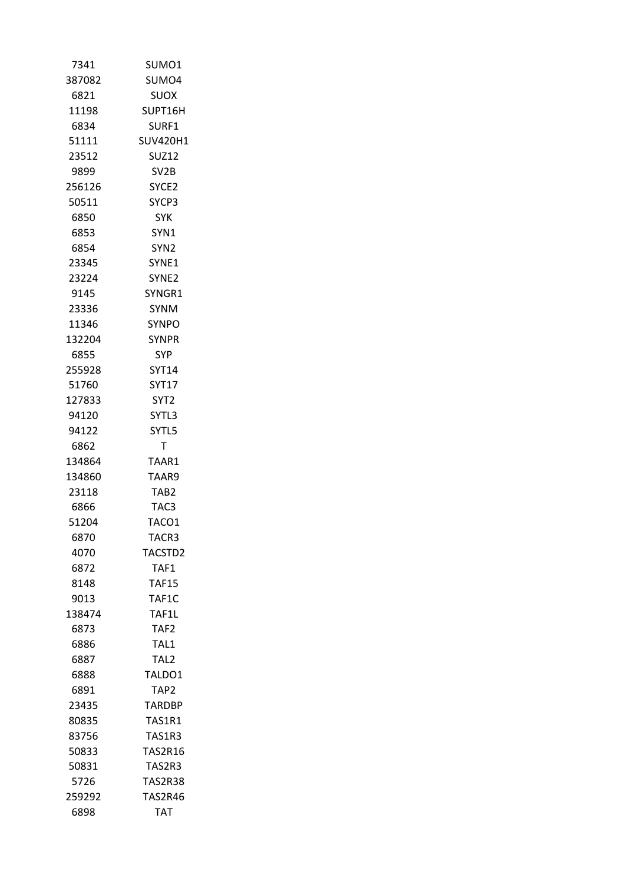| | |
|---|---|
| 7341 | SUMO1 |
| 387082 | SUMO4 |
| 6821 | SUOX |
| 11198 | SUPT16H |
| 6834 | SURF1 |
| 51111 | SUV420H1 |
| 23512 | SUZ12 |
| 9899 | SV2B |
| 256126 | SYCE2 |
| 50511 | SYCP3 |
| 6850 | SYK |
| 6853 | SYN1 |
| 6854 | SYN2 |
| 23345 | SYNE1 |
| 23224 | SYNE2 |
| 9145 | SYNGR1 |
| 23336 | SYNM |
| 11346 | SYNPO |
| 132204 | SYNPR |
| 6855 | SYP |
| 255928 | SYT14 |
| 51760 | SYT17 |
| 127833 | SYT2 |
| 94120 | SYTL3 |
| 94122 | SYTL5 |
| 6862 | T |
| 134864 | TAAR1 |
| 134860 | TAAR9 |
| 23118 | TAB2 |
| 6866 | TAC3 |
| 51204 | TACO1 |
| 6870 | TACR3 |
| 4070 | TACSTD2 |
| 6872 | TAF1 |
| 8148 | TAF15 |
| 9013 | TAF1C |
| 138474 | TAF1L |
| 6873 | TAF2 |
| 6886 | TAL1 |
| 6887 | TAL2 |
| 6888 | TALDO1 |
| 6891 | TAP2 |
| 23435 | TARDBP |
| 80835 | TAS1R1 |
| 83756 | TAS1R3 |
| 50833 | TAS2R16 |
| 50831 | TAS2R3 |
| 5726 | TAS2R38 |
| 259292 | TAS2R46 |
| 6898 | TAT |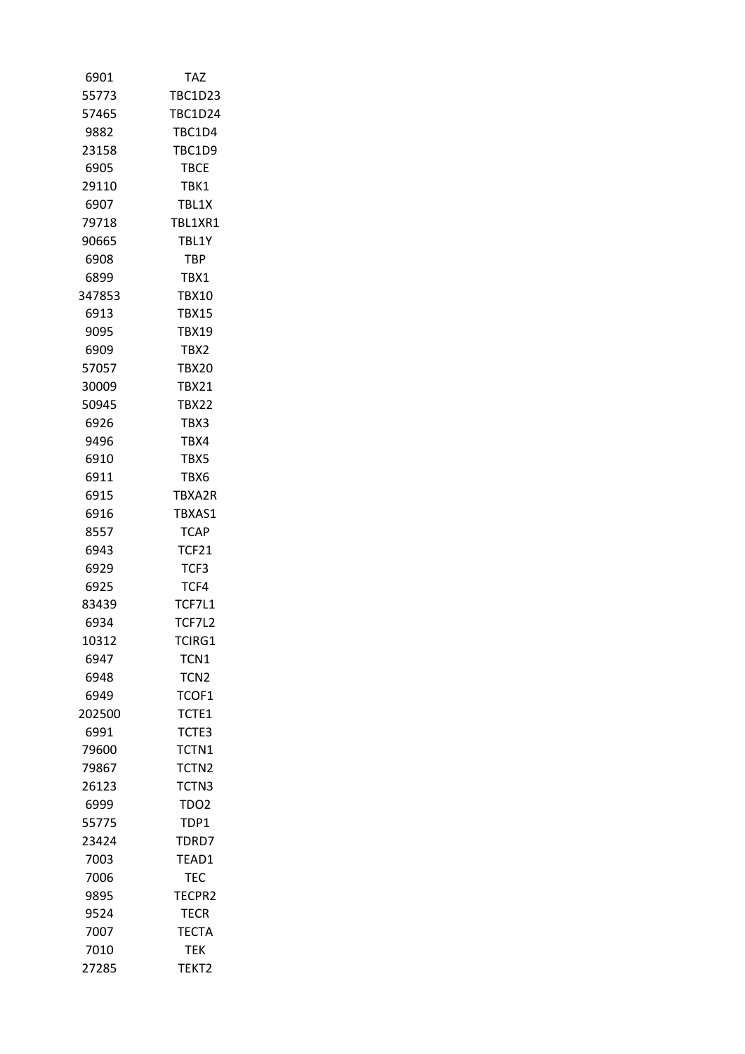| | |
|---|---|
| 6901 | TAZ |
| 55773 | TBC1D23 |
| 57465 | TBC1D24 |
| 9882 | TBC1D4 |
| 23158 | TBC1D9 |
| 6905 | TBCE |
| 29110 | TBK1 |
| 6907 | TBL1X |
| 79718 | TBL1XR1 |
| 90665 | TBL1Y |
| 6908 | TBP |
| 6899 | TBX1 |
| 347853 | TBX10 |
| 6913 | TBX15 |
| 9095 | TBX19 |
| 6909 | TBX2 |
| 57057 | TBX20 |
| 30009 | TBX21 |
| 50945 | TBX22 |
| 6926 | TBX3 |
| 9496 | TBX4 |
| 6910 | TBX5 |
| 6911 | TBX6 |
| 6915 | TBXA2R |
| 6916 | TBXAS1 |
| 8557 | TCAP |
| 6943 | TCF21 |
| 6929 | TCF3 |
| 6925 | TCF4 |
| 83439 | TCF7L1 |
| 6934 | TCF7L2 |
| 10312 | TCIRG1 |
| 6947 | TCN1 |
| 6948 | TCN2 |
| 6949 | TCOF1 |
| 202500 | TCTE1 |
| 6991 | TCTE3 |
| 79600 | TCTN1 |
| 79867 | TCTN2 |
| 26123 | TCTN3 |
| 6999 | TDO2 |
| 55775 | TDP1 |
| 23424 | TDRD7 |
| 7003 | TEAD1 |
| 7006 | TEC |
| 9895 | TECPR2 |
| 9524 | TECR |
| 7007 | TECTA |
| 7010 | TEK |
| 27285 | TEKT2 |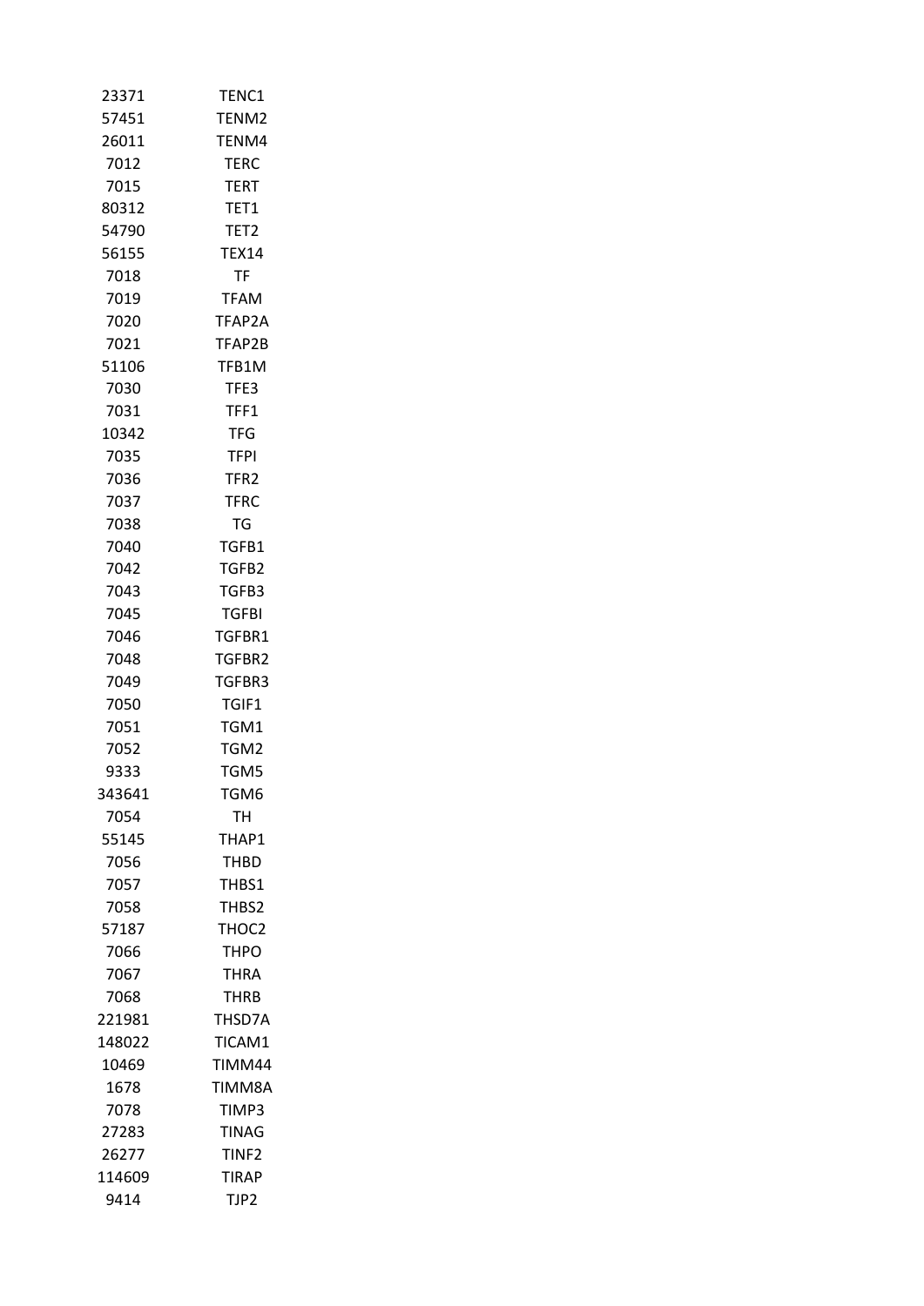| | |
|---|---|
| 23371 | TENC1 |
| 57451 | TENM2 |
| 26011 | TENM4 |
| 7012 | TERC |
| 7015 | TERT |
| 80312 | TET1 |
| 54790 | TET2 |
| 56155 | TEX14 |
| 7018 | TF |
| 7019 | TFAM |
| 7020 | TFAP2A |
| 7021 | TFAP2B |
| 51106 | TFB1M |
| 7030 | TFE3 |
| 7031 | TFF1 |
| 10342 | TFG |
| 7035 | TFPI |
| 7036 | TFR2 |
| 7037 | TFRC |
| 7038 | TG |
| 7040 | TGFB1 |
| 7042 | TGFB2 |
| 7043 | TGFB3 |
| 7045 | TGFBI |
| 7046 | TGFBR1 |
| 7048 | TGFBR2 |
| 7049 | TGFBR3 |
| 7050 | TGIF1 |
| 7051 | TGM1 |
| 7052 | TGM2 |
| 9333 | TGM5 |
| 343641 | TGM6 |
| 7054 | TH |
| 55145 | THAP1 |
| 7056 | THBD |
| 7057 | THBS1 |
| 7058 | THBS2 |
| 57187 | THOC2 |
| 7066 | THPO |
| 7067 | THRA |
| 7068 | THRB |
| 221981 | THSD7A |
| 148022 | TICAM1 |
| 10469 | TIMM44 |
| 1678 | TIMM8A |
| 7078 | TIMP3 |
| 27283 | TINAG |
| 26277 | TINF2 |
| 114609 | TIRAP |
| 9414 | TJP2 |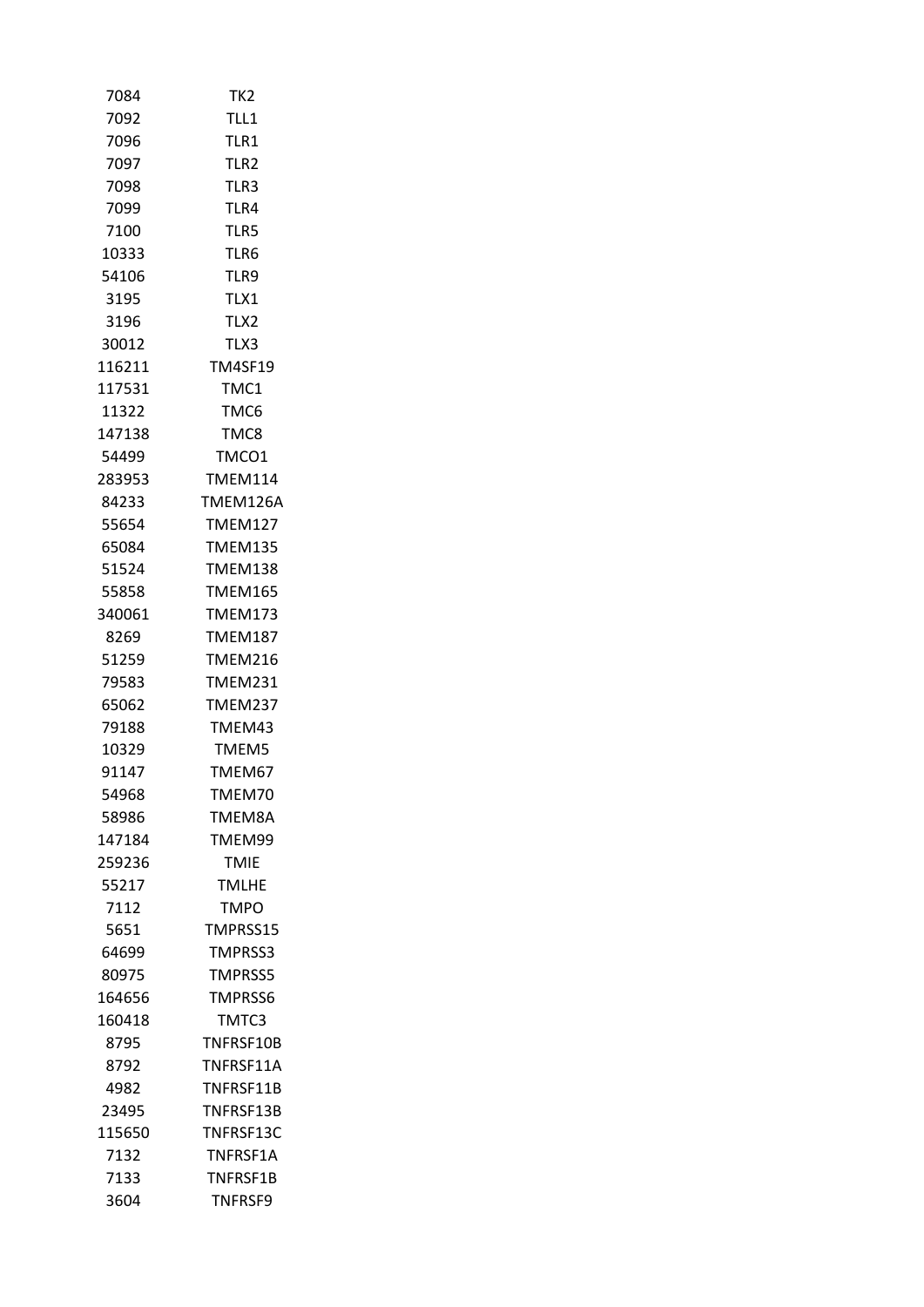| | |
|---|---|
| 7084 | TK2 |
| 7092 | TLL1 |
| 7096 | TLR1 |
| 7097 | TLR2 |
| 7098 | TLR3 |
| 7099 | TLR4 |
| 7100 | TLR5 |
| 10333 | TLR6 |
| 54106 | TLR9 |
| 3195 | TLX1 |
| 3196 | TLX2 |
| 30012 | TLX3 |
| 116211 | TM4SF19 |
| 117531 | TMC1 |
| 11322 | TMC6 |
| 147138 | TMC8 |
| 54499 | TMCO1 |
| 283953 | TMEM114 |
| 84233 | TMEM126A |
| 55654 | TMEM127 |
| 65084 | TMEM135 |
| 51524 | TMEM138 |
| 55858 | TMEM165 |
| 340061 | TMEM173 |
| 8269 | TMEM187 |
| 51259 | TMEM216 |
| 79583 | TMEM231 |
| 65062 | TMEM237 |
| 79188 | TMEM43 |
| 10329 | TMEM5 |
| 91147 | TMEM67 |
| 54968 | TMEM70 |
| 58986 | TMEM8A |
| 147184 | TMEM99 |
| 259236 | TMIE |
| 55217 | TMLHE |
| 7112 | TMPO |
| 5651 | TMPRSS15 |
| 64699 | TMPRSS3 |
| 80975 | TMPRSS5 |
| 164656 | TMPRSS6 |
| 160418 | TMTC3 |
| 8795 | TNFRSF10B |
| 8792 | TNFRSF11A |
| 4982 | TNFRSF11B |
| 23495 | TNFRSF13B |
| 115650 | TNFRSF13C |
| 7132 | TNFRSF1A |
| 7133 | TNFRSF1B |
| 3604 | TNFRSF9 |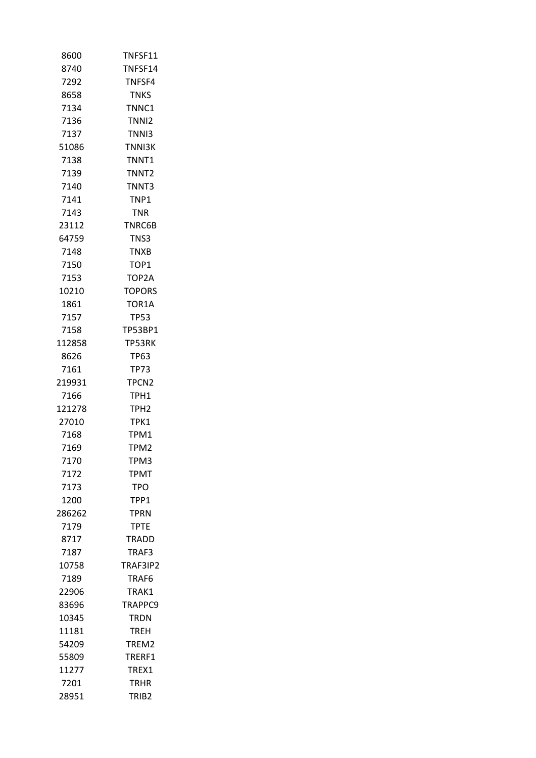| | |
|---|---|
| 8600 | TNFSF11 |
| 8740 | TNFSF14 |
| 7292 | TNFSF4 |
| 8658 | TNKS |
| 7134 | TNNC1 |
| 7136 | TNNI2 |
| 7137 | TNNI3 |
| 51086 | TNNI3K |
| 7138 | TNNT1 |
| 7139 | TNNT2 |
| 7140 | TNNT3 |
| 7141 | TNP1 |
| 7143 | TNR |
| 23112 | TNRC6B |
| 64759 | TNS3 |
| 7148 | TNXB |
| 7150 | TOP1 |
| 7153 | TOP2A |
| 10210 | TOPORS |
| 1861 | TOR1A |
| 7157 | TP53 |
| 7158 | TP53BP1 |
| 112858 | TP53RK |
| 8626 | TP63 |
| 7161 | TP73 |
| 219931 | TPCN2 |
| 7166 | TPH1 |
| 121278 | TPH2 |
| 27010 | TPK1 |
| 7168 | TPM1 |
| 7169 | TPM2 |
| 7170 | TPM3 |
| 7172 | TPMT |
| 7173 | TPO |
| 1200 | TPP1 |
| 286262 | TPRN |
| 7179 | TPTE |
| 8717 | TRADD |
| 7187 | TRAF3 |
| 10758 | TRAF3IP2 |
| 7189 | TRAF6 |
| 22906 | TRAK1 |
| 83696 | TRAPPC9 |
| 10345 | TRDN |
| 11181 | TREH |
| 54209 | TREM2 |
| 55809 | TRERF1 |
| 11277 | TREX1 |
| 7201 | TRHR |
| 28951 | TRIB2 |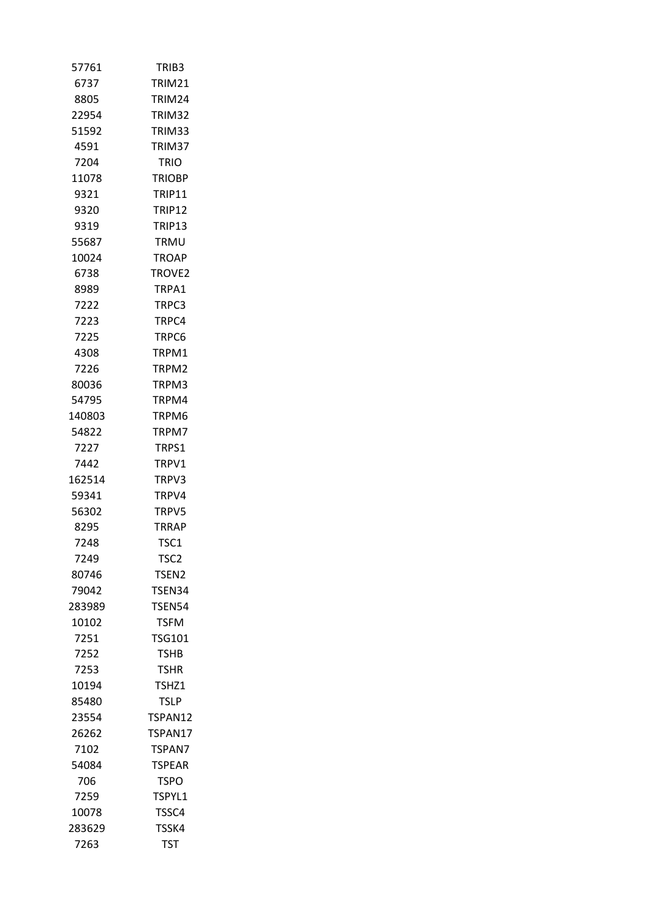| | |
|---|---|
| 57761 | TRIB3 |
| 6737 | TRIM21 |
| 8805 | TRIM24 |
| 22954 | TRIM32 |
| 51592 | TRIM33 |
| 4591 | TRIM37 |
| 7204 | TRIO |
| 11078 | TRIOBP |
| 9321 | TRIP11 |
| 9320 | TRIP12 |
| 9319 | TRIP13 |
| 55687 | TRMU |
| 10024 | TROAP |
| 6738 | TROVE2 |
| 8989 | TRPA1 |
| 7222 | TRPC3 |
| 7223 | TRPC4 |
| 7225 | TRPC6 |
| 4308 | TRPM1 |
| 7226 | TRPM2 |
| 80036 | TRPM3 |
| 54795 | TRPM4 |
| 140803 | TRPM6 |
| 54822 | TRPM7 |
| 7227 | TRPS1 |
| 7442 | TRPV1 |
| 162514 | TRPV3 |
| 59341 | TRPV4 |
| 56302 | TRPV5 |
| 8295 | TRRAP |
| 7248 | TSC1 |
| 7249 | TSC2 |
| 80746 | TSEN2 |
| 79042 | TSEN34 |
| 283989 | TSEN54 |
| 10102 | TSFM |
| 7251 | TSG101 |
| 7252 | TSHB |
| 7253 | TSHR |
| 10194 | TSHZ1 |
| 85480 | TSLP |
| 23554 | TSPAN12 |
| 26262 | TSPAN17 |
| 7102 | TSPAN7 |
| 54084 | TSPEAR |
| 706 | TSPO |
| 7259 | TSPYL1 |
| 10078 | TSSC4 |
| 283629 | TSSK4 |
| 7263 | TST |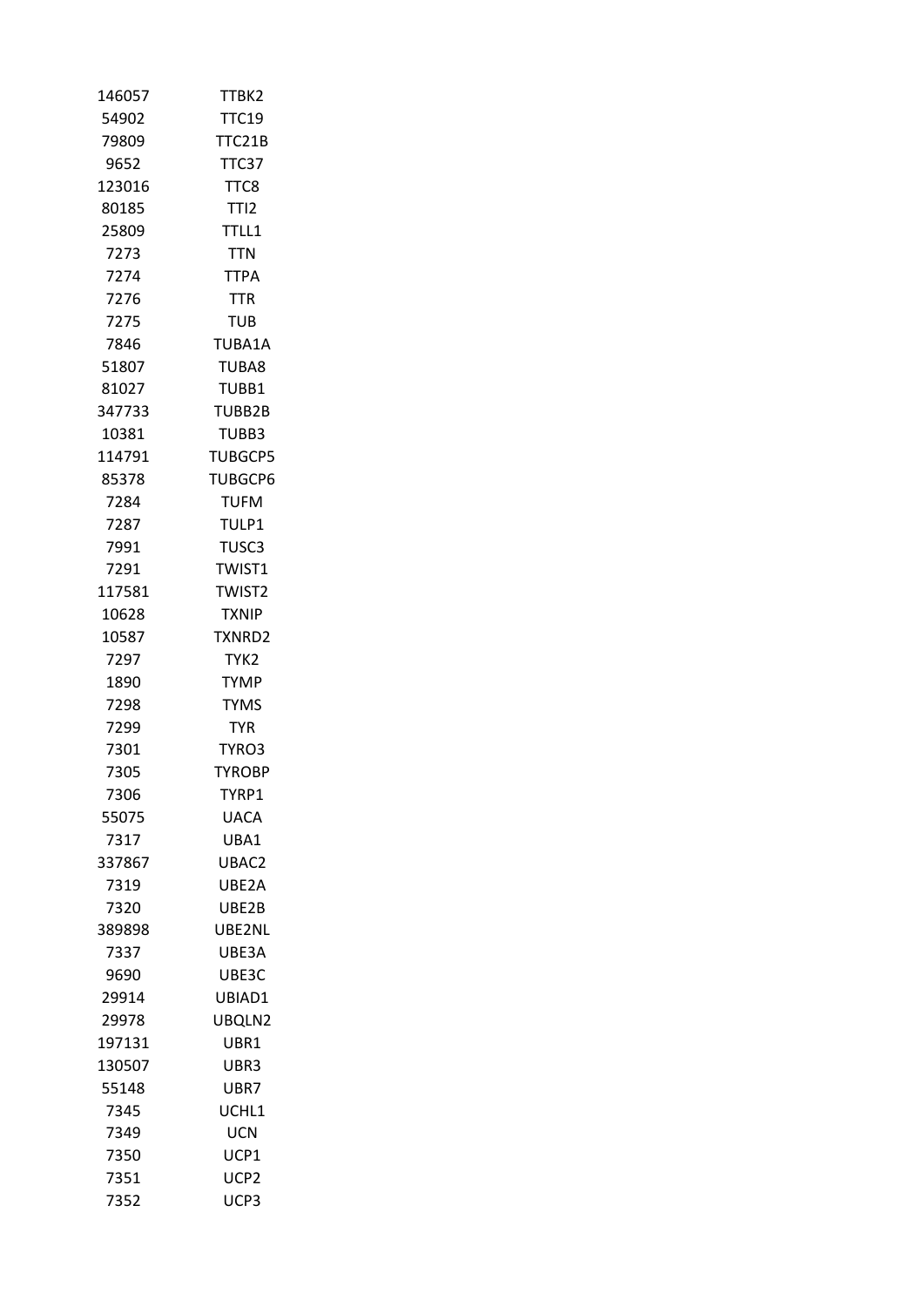| | |
|---|---|
| 146057 | TTBK2 |
| 54902 | TTC19 |
| 79809 | TTC21B |
| 9652 | TTC37 |
| 123016 | TTC8 |
| 80185 | TTI2 |
| 25809 | TTLL1 |
| 7273 | TTN |
| 7274 | TTPA |
| 7276 | TTR |
| 7275 | TUB |
| 7846 | TUBA1A |
| 51807 | TUBA8 |
| 81027 | TUBB1 |
| 347733 | TUBB2B |
| 10381 | TUBB3 |
| 114791 | TUBGCP5 |
| 85378 | TUBGCP6 |
| 7284 | TUFM |
| 7287 | TULP1 |
| 7991 | TUSC3 |
| 7291 | TWIST1 |
| 117581 | TWIST2 |
| 10628 | TXNIP |
| 10587 | TXNRD2 |
| 7297 | TYK2 |
| 1890 | TYMP |
| 7298 | TYMS |
| 7299 | TYR |
| 7301 | TYRO3 |
| 7305 | TYROBP |
| 7306 | TYRP1 |
| 55075 | UACA |
| 7317 | UBA1 |
| 337867 | UBAC2 |
| 7319 | UBE2A |
| 7320 | UBE2B |
| 389898 | UBE2NL |
| 7337 | UBE3A |
| 9690 | UBE3C |
| 29914 | UBIAD1 |
| 29978 | UBQLN2 |
| 197131 | UBR1 |
| 130507 | UBR3 |
| 55148 | UBR7 |
| 7345 | UCHL1 |
| 7349 | UCN |
| 7350 | UCP1 |
| 7351 | UCP2 |
| 7352 | UCP3 |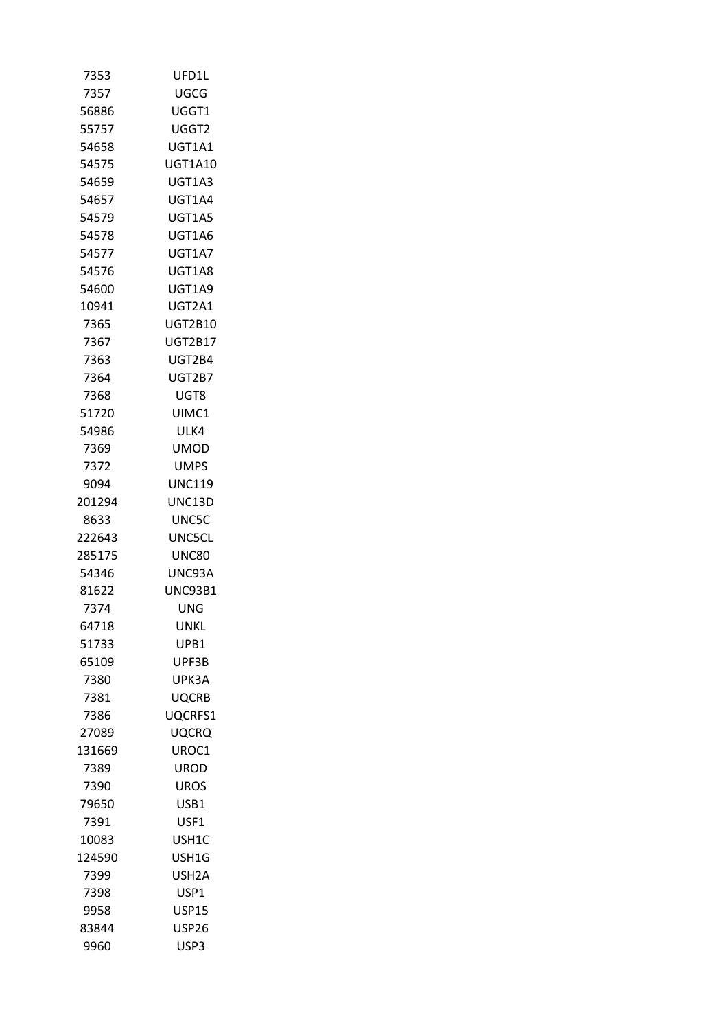| | |
|---|---|
| 7353 | UFD1L |
| 7357 | UGCG |
| 56886 | UGGT1 |
| 55757 | UGGT2 |
| 54658 | UGT1A1 |
| 54575 | UGT1A10 |
| 54659 | UGT1A3 |
| 54657 | UGT1A4 |
| 54579 | UGT1A5 |
| 54578 | UGT1A6 |
| 54577 | UGT1A7 |
| 54576 | UGT1A8 |
| 54600 | UGT1A9 |
| 10941 | UGT2A1 |
| 7365 | UGT2B10 |
| 7367 | UGT2B17 |
| 7363 | UGT2B4 |
| 7364 | UGT2B7 |
| 7368 | UGT8 |
| 51720 | UIMC1 |
| 54986 | ULK4 |
| 7369 | UMOD |
| 7372 | UMPS |
| 9094 | UNC119 |
| 201294 | UNC13D |
| 8633 | UNC5C |
| 222643 | UNC5CL |
| 285175 | UNC80 |
| 54346 | UNC93A |
| 81622 | UNC93B1 |
| 7374 | UNG |
| 64718 | UNKL |
| 51733 | UPB1 |
| 65109 | UPF3B |
| 7380 | UPK3A |
| 7381 | UQCRB |
| 7386 | UQCRFS1 |
| 27089 | UQCRQ |
| 131669 | UROC1 |
| 7389 | UROD |
| 7390 | UROS |
| 79650 | USB1 |
| 7391 | USF1 |
| 10083 | USH1C |
| 124590 | USH1G |
| 7399 | USH2A |
| 7398 | USP1 |
| 9958 | USP15 |
| 83844 | USP26 |
| 9960 | USP3 |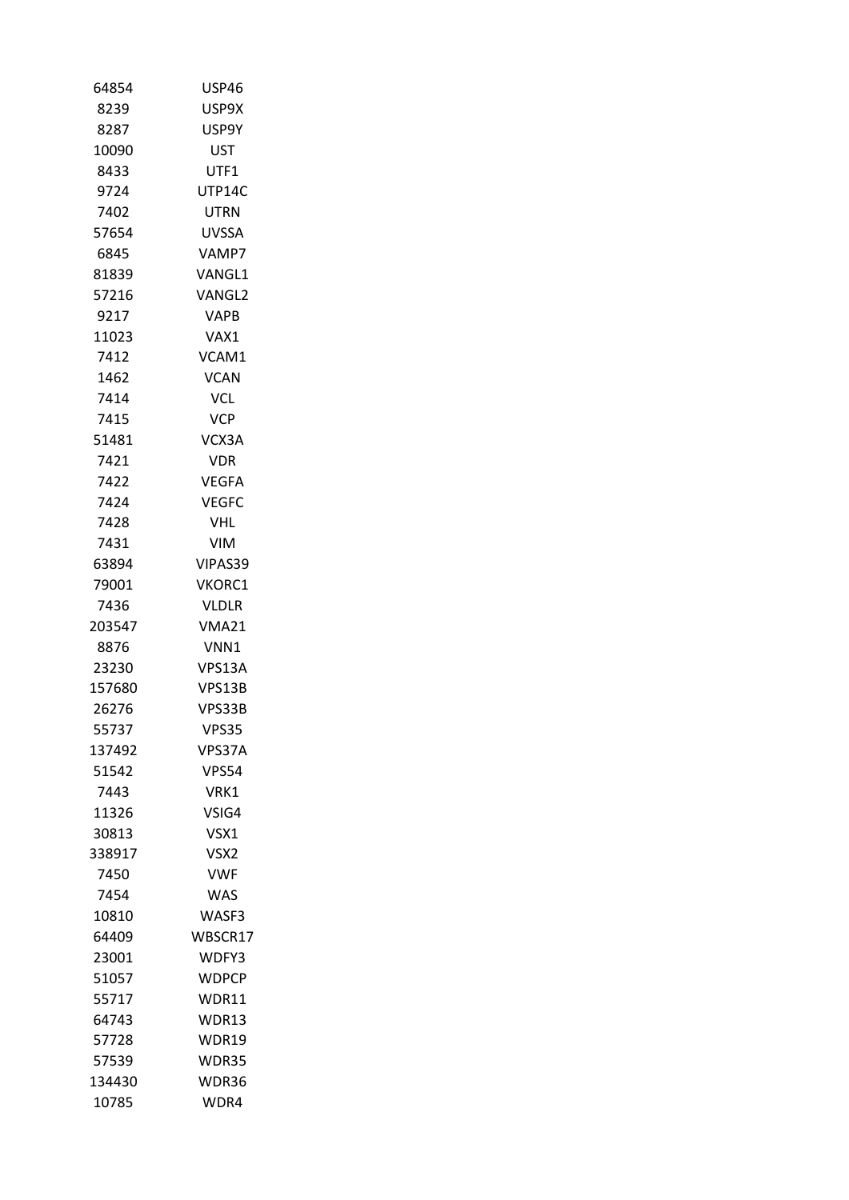| | |
|---|---|
| 64854 | USP46 |
| 8239 | USP9X |
| 8287 | USP9Y |
| 10090 | UST |
| 8433 | UTF1 |
| 9724 | UTP14C |
| 7402 | UTRN |
| 57654 | UVSSA |
| 6845 | VAMP7 |
| 81839 | VANGL1 |
| 57216 | VANGL2 |
| 9217 | VAPB |
| 11023 | VAX1 |
| 7412 | VCAM1 |
| 1462 | VCAN |
| 7414 | VCL |
| 7415 | VCP |
| 51481 | VCX3A |
| 7421 | VDR |
| 7422 | VEGFA |
| 7424 | VEGFC |
| 7428 | VHL |
| 7431 | VIM |
| 63894 | VIPAS39 |
| 79001 | VKORC1 |
| 7436 | VLDLR |
| 203547 | VMA21 |
| 8876 | VNN1 |
| 23230 | VPS13A |
| 157680 | VPS13B |
| 26276 | VPS33B |
| 55737 | VPS35 |
| 137492 | VPS37A |
| 51542 | VPS54 |
| 7443 | VRK1 |
| 11326 | VSIG4 |
| 30813 | VSX1 |
| 338917 | VSX2 |
| 7450 | VWF |
| 7454 | WAS |
| 10810 | WASF3 |
| 64409 | WBSCR17 |
| 23001 | WDFY3 |
| 51057 | WDPCP |
| 55717 | WDR11 |
| 64743 | WDR13 |
| 57728 | WDR19 |
| 57539 | WDR35 |
| 134430 | WDR36 |
| 10785 | WDR4 |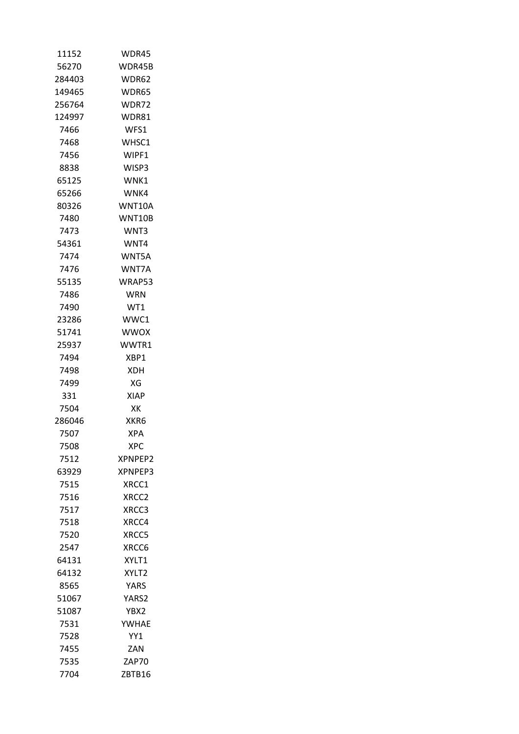| | |
|---|---|
| 11152 | WDR45 |
| 56270 | WDR45B |
| 284403 | WDR62 |
| 149465 | WDR65 |
| 256764 | WDR72 |
| 124997 | WDR81 |
| 7466 | WFS1 |
| 7468 | WHSC1 |
| 7456 | WIPF1 |
| 8838 | WISP3 |
| 65125 | WNK1 |
| 65266 | WNK4 |
| 80326 | WNT10A |
| 7480 | WNT10B |
| 7473 | WNT3 |
| 54361 | WNT4 |
| 7474 | WNT5A |
| 7476 | WNT7A |
| 55135 | WRAP53 |
| 7486 | WRN |
| 7490 | WT1 |
| 23286 | WWC1 |
| 51741 | WWOX |
| 25937 | WWTR1 |
| 7494 | XBP1 |
| 7498 | XDH |
| 7499 | XG |
| 331 | XIAP |
| 7504 | XK |
| 286046 | XKR6 |
| 7507 | XPA |
| 7508 | XPC |
| 7512 | XPNPEP2 |
| 63929 | XPNPEP3 |
| 7515 | XRCC1 |
| 7516 | XRCC2 |
| 7517 | XRCC3 |
| 7518 | XRCC4 |
| 7520 | XRCC5 |
| 2547 | XRCC6 |
| 64131 | XYLT1 |
| 64132 | XYLT2 |
| 8565 | YARS |
| 51067 | YARS2 |
| 51087 | YBX2 |
| 7531 | YWHAE |
| 7528 | YY1 |
| 7455 | ZAN |
| 7535 | ZAP70 |
| 7704 | ZBTB16 |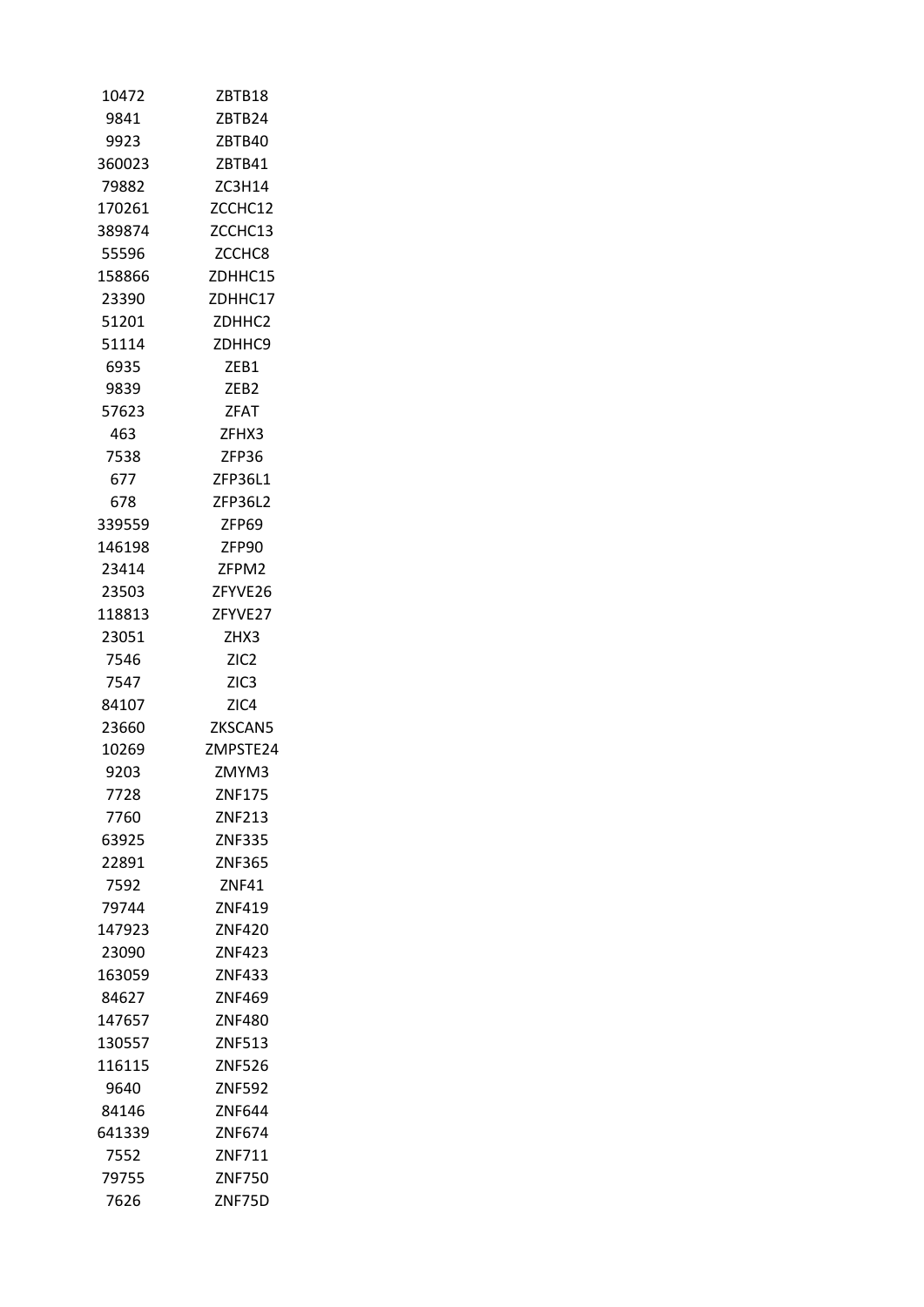| | |
|---|---|
| 10472 | ZBTB18 |
| 9841 | ZBTB24 |
| 9923 | ZBTB40 |
| 360023 | ZBTB41 |
| 79882 | ZC3H14 |
| 170261 | ZCCHC12 |
| 389874 | ZCCHC13 |
| 55596 | ZCCHC8 |
| 158866 | ZDHHC15 |
| 23390 | ZDHHC17 |
| 51201 | ZDHHC2 |
| 51114 | ZDHHC9 |
| 6935 | ZEB1 |
| 9839 | ZEB2 |
| 57623 | ZFAT |
| 463 | ZFHX3 |
| 7538 | ZFP36 |
| 677 | ZFP36L1 |
| 678 | ZFP36L2 |
| 339559 | ZFP69 |
| 146198 | ZFP90 |
| 23414 | ZFPM2 |
| 23503 | ZFYVE26 |
| 118813 | ZFYVE27 |
| 23051 | ZHX3 |
| 7546 | ZIC2 |
| 7547 | ZIC3 |
| 84107 | ZIC4 |
| 23660 | ZKSCAN5 |
| 10269 | ZMPSTE24 |
| 9203 | ZMYM3 |
| 7728 | ZNF175 |
| 7760 | ZNF213 |
| 63925 | ZNF335 |
| 22891 | ZNF365 |
| 7592 | ZNF41 |
| 79744 | ZNF419 |
| 147923 | ZNF420 |
| 23090 | ZNF423 |
| 163059 | ZNF433 |
| 84627 | ZNF469 |
| 147657 | ZNF480 |
| 130557 | ZNF513 |
| 116115 | ZNF526 |
| 9640 | ZNF592 |
| 84146 | ZNF644 |
| 641339 | ZNF674 |
| 7552 | ZNF711 |
| 79755 | ZNF750 |
| 7626 | ZNF75D |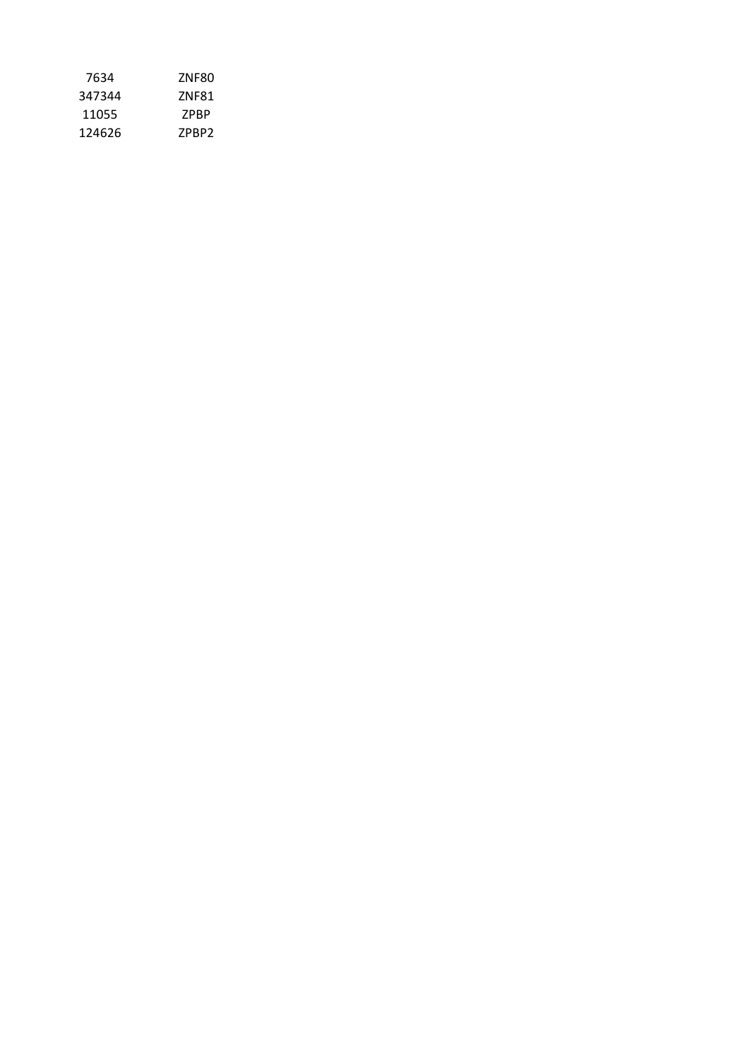| | |
|---|---|
| 7634 | ZNF80 |
| 347344 | ZNF81 |
| 11055 | ZPBP |
| 124626 | ZPBP2 |